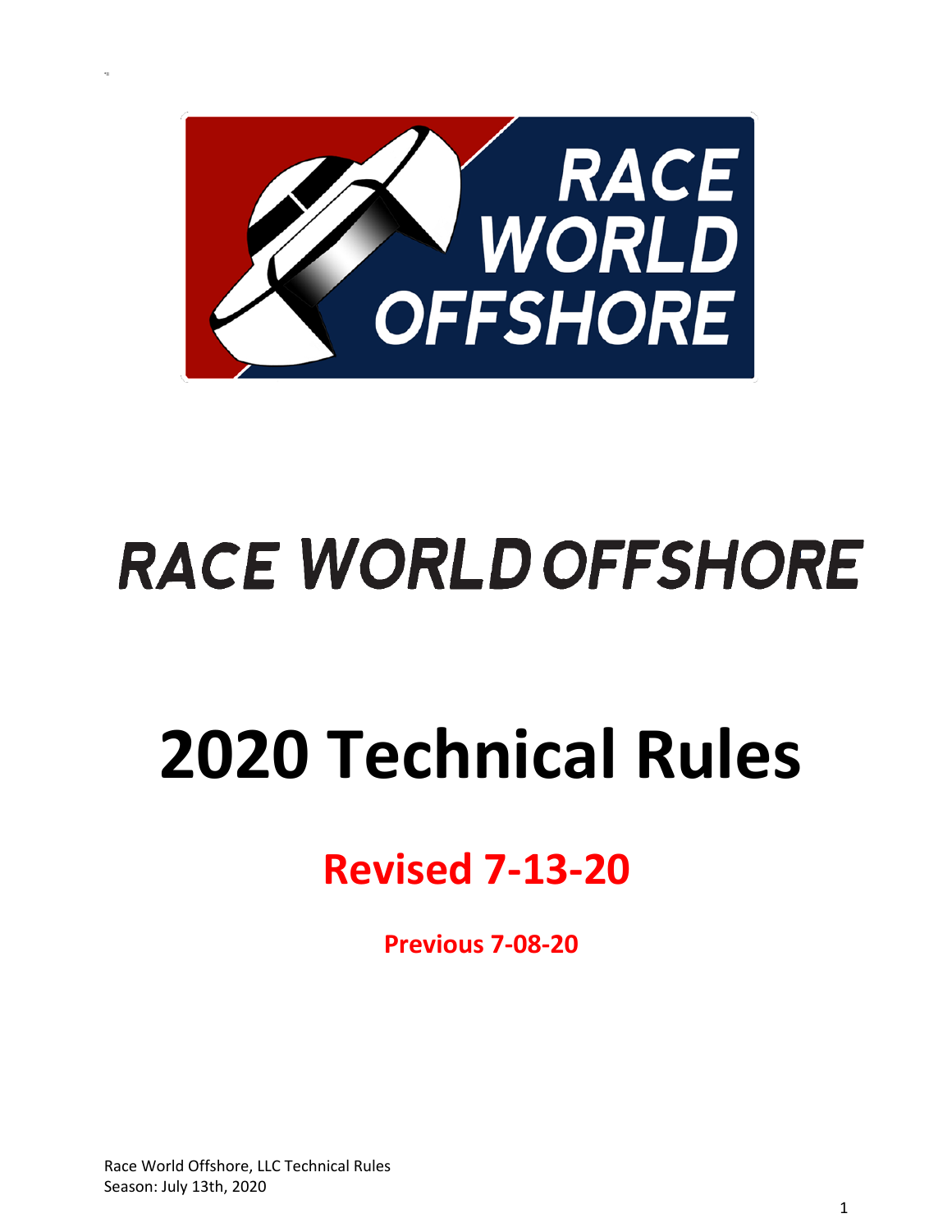# RACE WORLD OFFSHORE

# 2020 Technical Rules

## Revised 7-13-20

**Previous 7-08-20**

Race World Offshore, LLC Technical Rules
Season: July 13th, 2020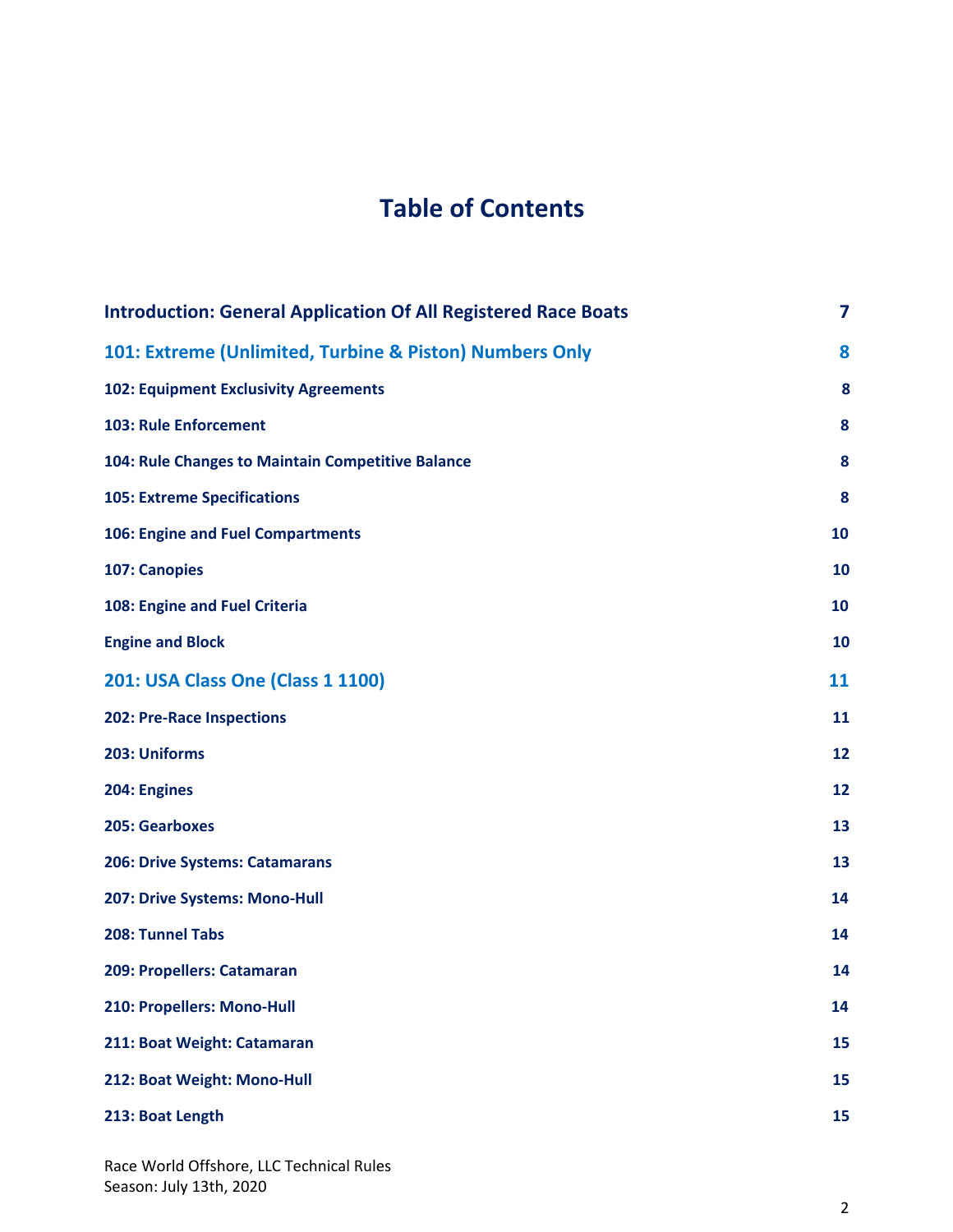# Table of Contents

| | |
|---|---|
| **Introduction: General Application Of All Registered Race Boats** | **7** |
| **101: Extreme (Unlimited, Turbine & Piston) Numbers Only** | **8** |
| **102: Equipment Exclusivity Agreements** | **8** |
| **103: Rule Enforcement** | **8** |
| **104: Rule Changes to Maintain Competitive Balance** | **8** |
| **105: Extreme Specifications** | **8** |
| **106: Engine and Fuel Compartments** | **10** |
| **107: Canopies** | **10** |
| **108: Engine and Fuel Criteria** | **10** |
| **Engine and Block** | **10** |
| **201: USA Class One (Class 1 1100)** | **11** |
| **202: Pre-Race Inspections** | **11** |
| **203: Uniforms** | **12** |
| **204: Engines** | **12** |
| **205: Gearboxes** | **13** |
| **206: Drive Systems: Catamarans** | **13** |
| **207: Drive Systems: Mono-Hull** | **14** |
| **208: Tunnel Tabs** | **14** |
| **209: Propellers: Catamaran** | **14** |
| **210: Propellers: Mono-Hull** | **14** |
| **211: Boat Weight: Catamaran** | **15** |
| **212: Boat Weight: Mono-Hull** | **15** |
| **213: Boat Length** | **15** |

Race World Offshore, LLC Technical Rules
Season: July 13th, 2020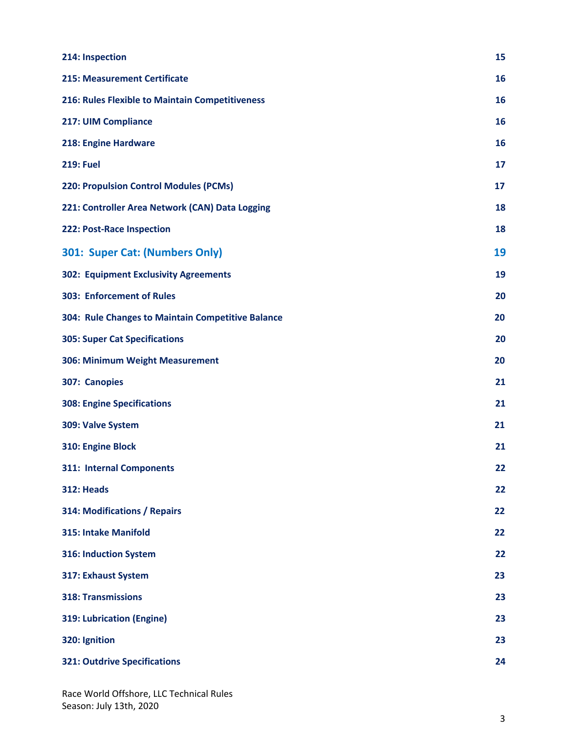| | |
|---|---|
| **214: Inspection** | **15** |
| **215: Measurement Certificate** | **16** |
| **216: Rules Flexible to Maintain Competitiveness** | **16** |
| **217: UIM Compliance** | **16** |
| **218: Engine Hardware** | **16** |
| **219: Fuel** | **17** |
| **220: Propulsion Control Modules (PCMs)** | **17** |
| **221: Controller Area Network (CAN) Data Logging** | **18** |
| **222: Post-Race Inspection** | **18** |
| **301: Super Cat: (Numbers Only)** | **19** |
| **302: Equipment Exclusivity Agreements** | **19** |
| **303: Enforcement of Rules** | **20** |
| **304: Rule Changes to Maintain Competitive Balance** | **20** |
| **305: Super Cat Specifications** | **20** |
| **306: Minimum Weight Measurement** | **20** |
| **307: Canopies** | **21** |
| **308: Engine Specifications** | **21** |
| **309: Valve System** | **21** |
| **310: Engine Block** | **21** |
| **311: Internal Components** | **22** |
| **312: Heads** | **22** |
| **314: Modifications / Repairs** | **22** |
| **315: Intake Manifold** | **22** |
| **316: Induction System** | **22** |
| **317: Exhaust System** | **23** |
| **318: Transmissions** | **23** |
| **319: Lubrication (Engine)** | **23** |
| **320: Ignition** | **23** |
| **321: Outdrive Specifications** | **24** |

Race World Offshore, LLC Technical Rules
Season: July 13th, 2020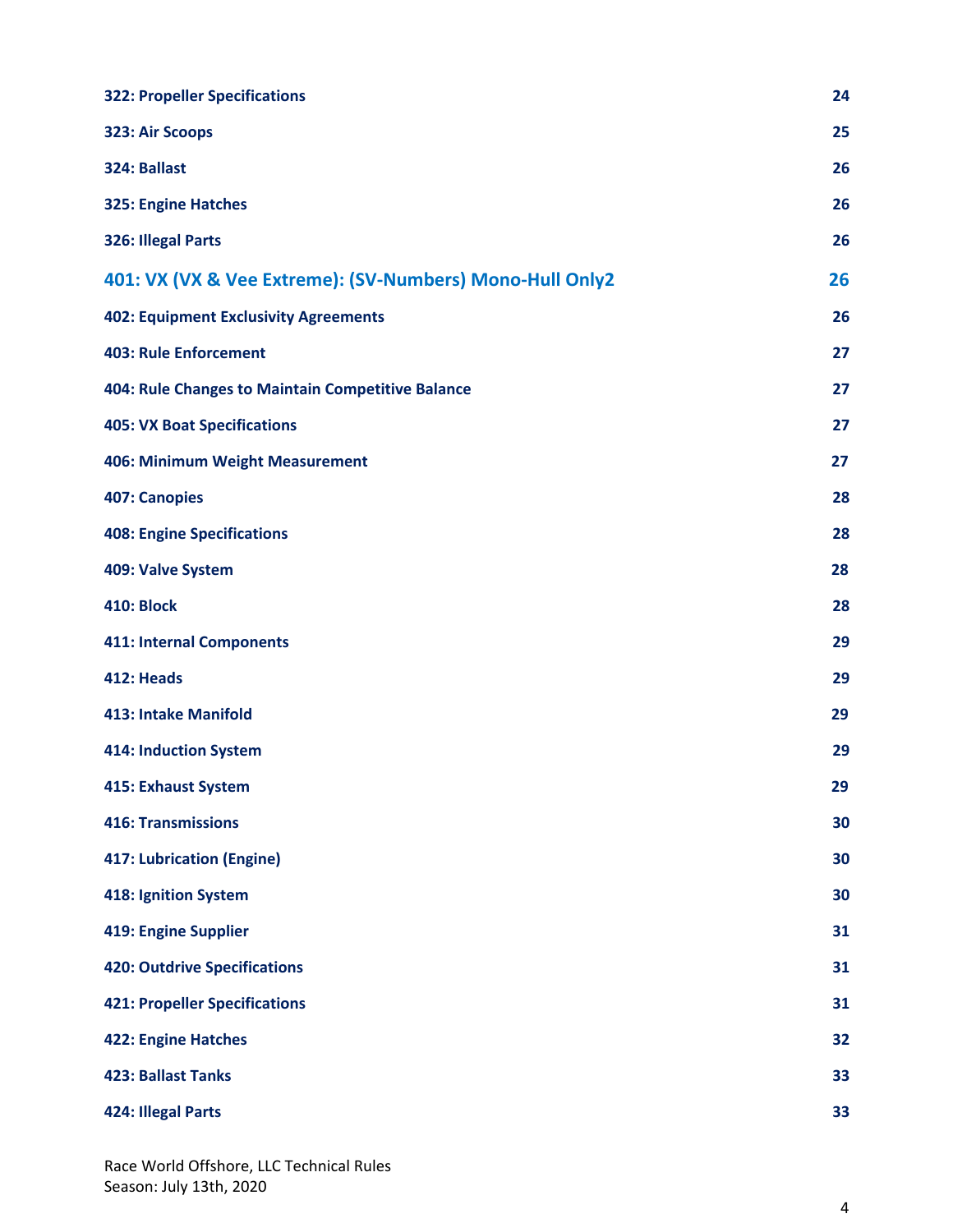**322: Propeller Specifications** 24

**323: Air Scoops** 25

**324: Ballast** 26

**325: Engine Hatches** 26

**326: Illegal Parts** 26

## 401: VX (VX & Vee Extreme): (SV-Numbers) Mono-Hull Only2 26

**402: Equipment Exclusivity Agreements** 26

**403: Rule Enforcement** 27

**404: Rule Changes to Maintain Competitive Balance** 27

**405: VX Boat Specifications** 27

**406: Minimum Weight Measurement** 27

**407: Canopies** 28

**408: Engine Specifications** 28

**409: Valve System** 28

**410: Block** 28

**411: Internal Components** 29

**412: Heads** 29

**413: Intake Manifold** 29

**414: Induction System** 29

**415: Exhaust System** 29

**416: Transmissions** 30

**417: Lubrication (Engine)** 30

**418: Ignition System** 30

**419: Engine Supplier** 31

**420: Outdrive Specifications** 31

**421: Propeller Specifications** 31

**422: Engine Hatches** 32

**423: Ballast Tanks** 33

**424: Illegal Parts** 33

Race World Offshore, LLC Technical Rules
Season: July 13th, 2020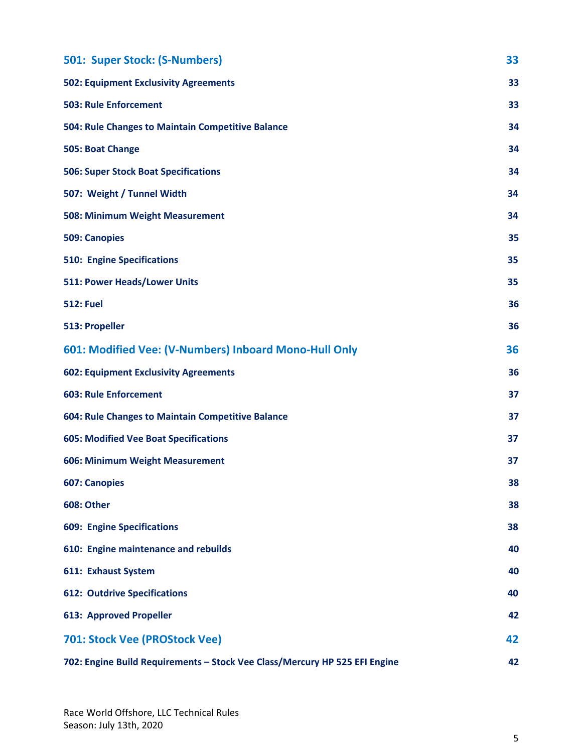| | |
|---|---|
| **501: Super Stock: (S-Numbers)** | **33** |
| 502: Equipment Exclusivity Agreements | 33 |
| 503: Rule Enforcement | 33 |
| 504: Rule Changes to Maintain Competitive Balance | 34 |
| 505: Boat Change | 34 |
| 506: Super Stock Boat Specifications | 34 |
| 507: Weight / Tunnel Width | 34 |
| 508: Minimum Weight Measurement | 34 |
| 509: Canopies | 35 |
| 510: Engine Specifications | 35 |
| 511: Power Heads/Lower Units | 35 |
| 512: Fuel | 36 |
| 513: Propeller | 36 |
| **601: Modified Vee: (V-Numbers) Inboard Mono-Hull Only** | **36** |
| 602: Equipment Exclusivity Agreements | 36 |
| 603: Rule Enforcement | 37 |
| 604: Rule Changes to Maintain Competitive Balance | 37 |
| 605: Modified Vee Boat Specifications | 37 |
| 606: Minimum Weight Measurement | 37 |
| 607: Canopies | 38 |
| 608: Other | 38 |
| 609: Engine Specifications | 38 |
| 610: Engine maintenance and rebuilds | 40 |
| 611: Exhaust System | 40 |
| 612: Outdrive Specifications | 40 |
| 613: Approved Propeller | 42 |
| **701: Stock Vee (PROStock Vee)** | **42** |
| 702: Engine Build Requirements – Stock Vee Class/Mercury HP 525 EFI Engine | 42 |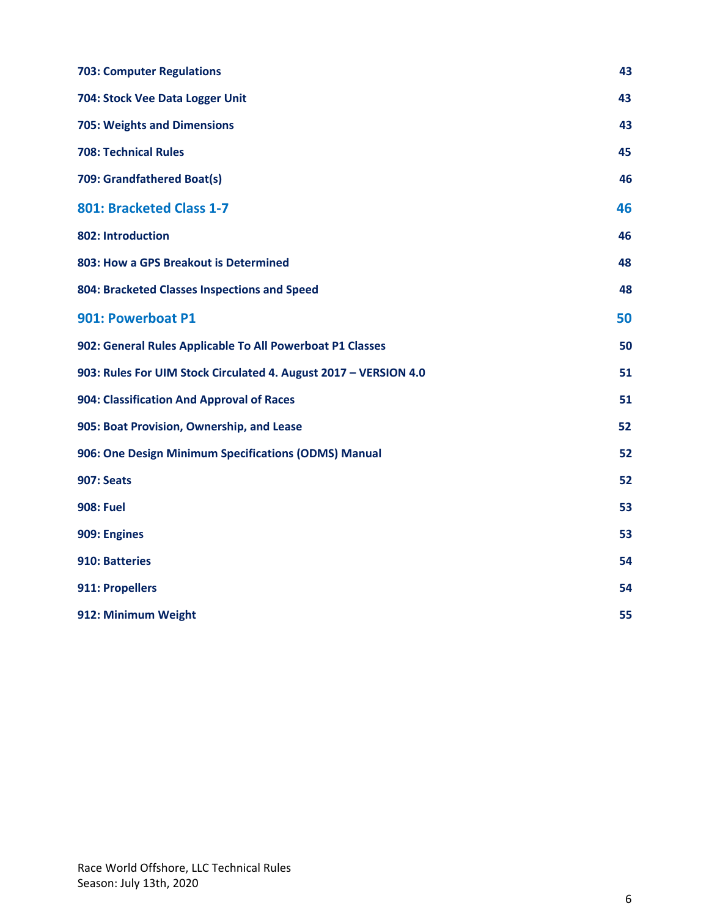| | |
|---|---|
| **703: Computer Regulations** | **43** |
| **704: Stock Vee Data Logger Unit** | **43** |
| **705: Weights and Dimensions** | **43** |
| **708: Technical Rules** | **45** |
| **709: Grandfathered Boat(s)** | **46** |
| **801: Bracketed Class 1-7** | **46** |
| **802: Introduction** | **46** |
| **803: How a GPS Breakout is Determined** | **48** |
| **804: Bracketed Classes Inspections and Speed** | **48** |
| **901: Powerboat P1** | **50** |
| **902: General Rules Applicable To All Powerboat P1 Classes** | **50** |
| **903: Rules For UIM Stock Circulated 4. August 2017 – VERSION 4.0** | **51** |
| **904: Classification And Approval of Races** | **51** |
| **905: Boat Provision, Ownership, and Lease** | **52** |
| **906: One Design Minimum Specifications (ODMS) Manual** | **52** |
| **907: Seats** | **52** |
| **908: Fuel** | **53** |
| **909: Engines** | **53** |
| **910: Batteries** | **54** |
| **911: Propellers** | **54** |
| **912: Minimum Weight** | **55** |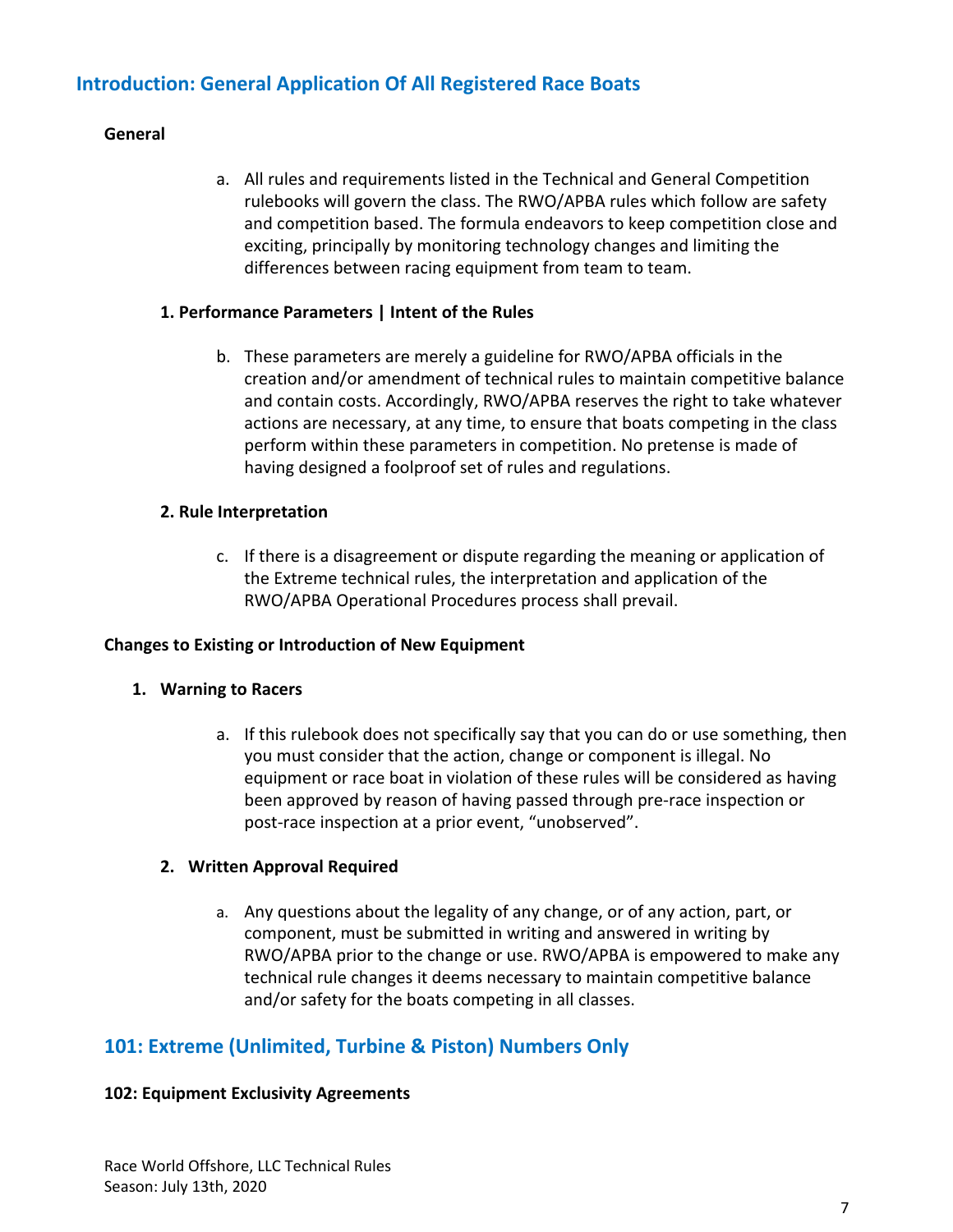## Introduction: General Application Of All Registered Race Boats

**General**

a. All rules and requirements listed in the Technical and General Competition rulebooks will govern the class. The RWO/APBA rules which follow are safety and competition based. The formula endeavors to keep competition close and exciting, principally by monitoring technology changes and limiting the differences between racing equipment from team to team.

**1. Performance Parameters | Intent of the Rules**

b. These parameters are merely a guideline for RWO/APBA officials in the creation and/or amendment of technical rules to maintain competitive balance and contain costs. Accordingly, RWO/APBA reserves the right to take whatever actions are necessary, at any time, to ensure that boats competing in the class perform within these parameters in competition. No pretense is made of having designed a foolproof set of rules and regulations.

**2. Rule Interpretation**

c. If there is a disagreement or dispute regarding the meaning or application of the Extreme technical rules, the interpretation and application of the RWO/APBA Operational Procedures process shall prevail.

**Changes to Existing or Introduction of New Equipment**

1. **Warning to Racers**

   a. If this rulebook does not specifically say that you can do or use something, then you must consider that the action, change or component is illegal. No equipment or race boat in violation of these rules will be considered as having been approved by reason of having passed through pre-race inspection or post-race inspection at a prior event, “unobserved”.

2. **Written Approval Required**

   a. Any questions about the legality of any change, or of any action, part, or component, must be submitted in writing and answered in writing by RWO/APBA prior to the change or use. RWO/APBA is empowered to make any technical rule changes it deems necessary to maintain competitive balance and/or safety for the boats competing in all classes.

## 101: Extreme (Unlimited, Turbine & Piston) Numbers Only

**102: Equipment Exclusivity Agreements**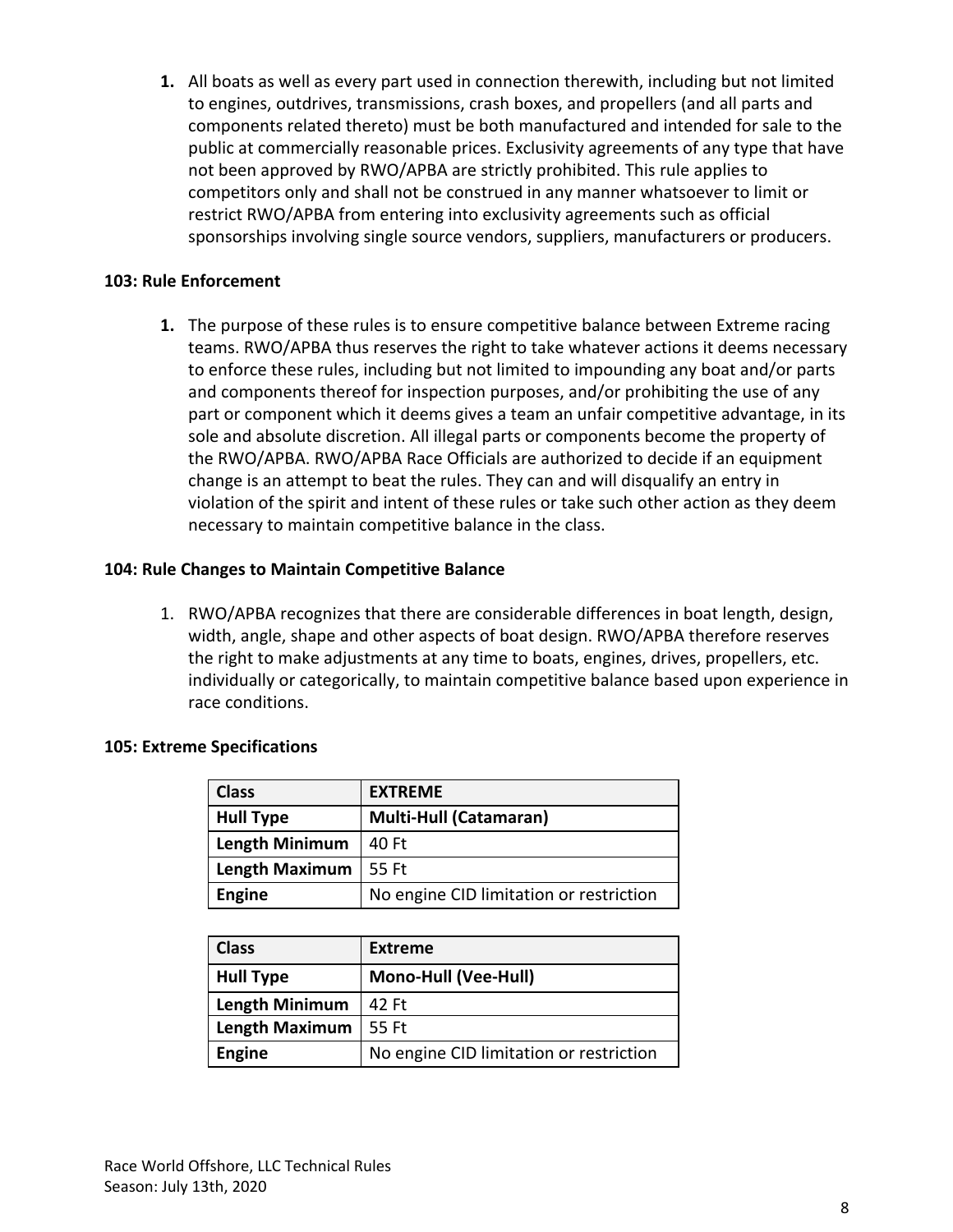1. All boats as well as every part used in connection therewith, including but not limited to engines, outdrives, transmissions, crash boxes, and propellers (and all parts and components related thereto) must be both manufactured and intended for sale to the public at commercially reasonable prices. Exclusivity agreements of any type that have not been approved by RWO/APBA are strictly prohibited. This rule applies to competitors only and shall not be construed in any manner whatsoever to limit or restrict RWO/APBA from entering into exclusivity agreements such as official sponsorships involving single source vendors, suppliers, manufacturers or producers.

**103: Rule Enforcement**

1. The purpose of these rules is to ensure competitive balance between Extreme racing teams. RWO/APBA thus reserves the right to take whatever actions it deems necessary to enforce these rules, including but not limited to impounding any boat and/or parts and components thereof for inspection purposes, and/or prohibiting the use of any part or component which it deems gives a team an unfair competitive advantage, in its sole and absolute discretion. All illegal parts or components become the property of the RWO/APBA. RWO/APBA Race Officials are authorized to decide if an equipment change is an attempt to beat the rules. They can and will disqualify an entry in violation of the spirit and intent of these rules or take such other action as they deem necessary to maintain competitive balance in the class.

**104: Rule Changes to Maintain Competitive Balance**

1. RWO/APBA recognizes that there are considerable differences in boat length, design, width, angle, shape and other aspects of boat design. RWO/APBA therefore reserves the right to make adjustments at any time to boats, engines, drives, propellers, etc. individually or categorically, to maintain competitive balance based upon experience in race conditions.

**105: Extreme Specifications**

| **Class** | **EXTREME** |
|---|---|
| **Hull Type** | **Multi-Hull (Catamaran)** |
| **Length Minimum** | 40 Ft |
| **Length Maximum** | 55 Ft |
| **Engine** | No engine CID limitation or restriction |

| **Class** | **Extreme** |
|---|---|
| **Hull Type** | **Mono-Hull (Vee-Hull)** |
| **Length Minimum** | 42 Ft |
| **Length Maximum** | 55 Ft |
| **Engine** | No engine CID limitation or restriction |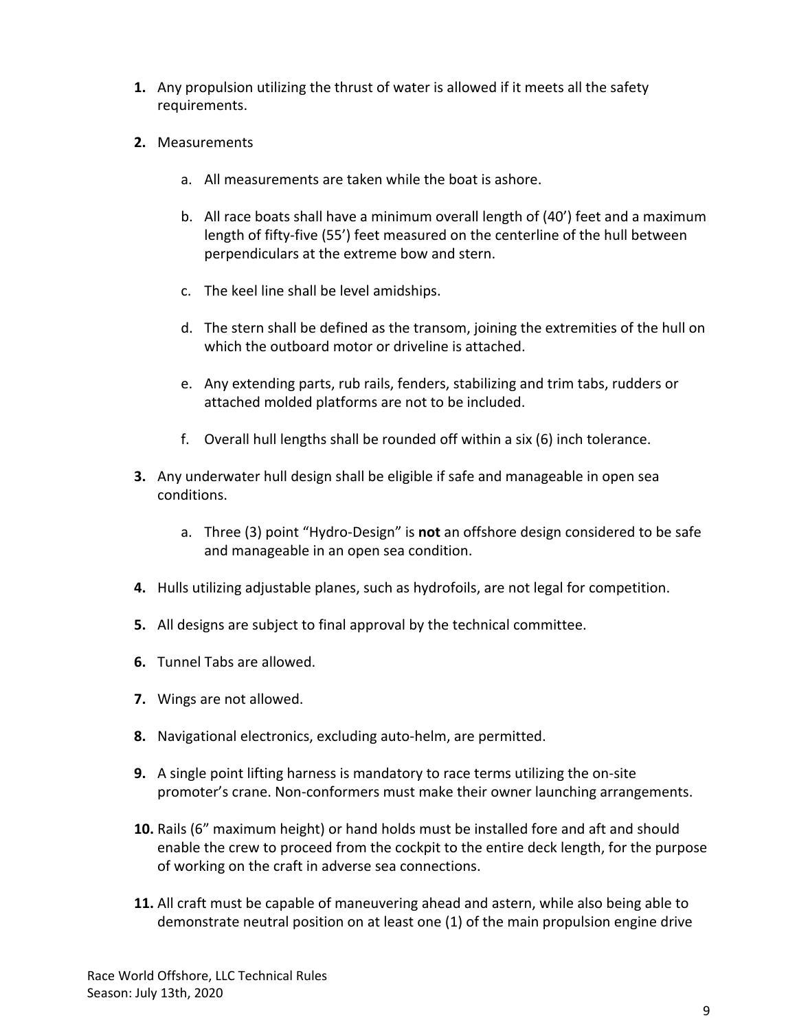**1.** Any propulsion utilizing the thrust of water is allowed if it meets all the safety requirements.

**2.** Measurements

   a. All measurements are taken while the boat is ashore.

   b. All race boats shall have a minimum overall length of (40') feet and a maximum length of fifty-five (55') feet measured on the centerline of the hull between perpendiculars at the extreme bow and stern.

   c. The keel line shall be level amidships.

   d. The stern shall be defined as the transom, joining the extremities of the hull on which the outboard motor or driveline is attached.

   e. Any extending parts, rub rails, fenders, stabilizing and trim tabs, rudders or attached molded platforms are not to be included.

   f. Overall hull lengths shall be rounded off within a six (6) inch tolerance.

**3.** Any underwater hull design shall be eligible if safe and manageable in open sea conditions.

   a. Three (3) point "Hydro-Design" is **not** an offshore design considered to be safe and manageable in an open sea condition.

**4.** Hulls utilizing adjustable planes, such as hydrofoils, are not legal for competition.

**5.** All designs are subject to final approval by the technical committee.

**6.** Tunnel Tabs are allowed.

**7.** Wings are not allowed.

**8.** Navigational electronics, excluding auto-helm, are permitted.

**9.** A single point lifting harness is mandatory to race terms utilizing the on-site promoter's crane. Non-conformers must make their owner launching arrangements.

**10.** Rails (6" maximum height) or hand holds must be installed fore and aft and should enable the crew to proceed from the cockpit to the entire deck length, for the purpose of working on the craft in adverse sea connections.

**11.** All craft must be capable of maneuvering ahead and astern, while also being able to demonstrate neutral position on at least one (1) of the main propulsion engine drive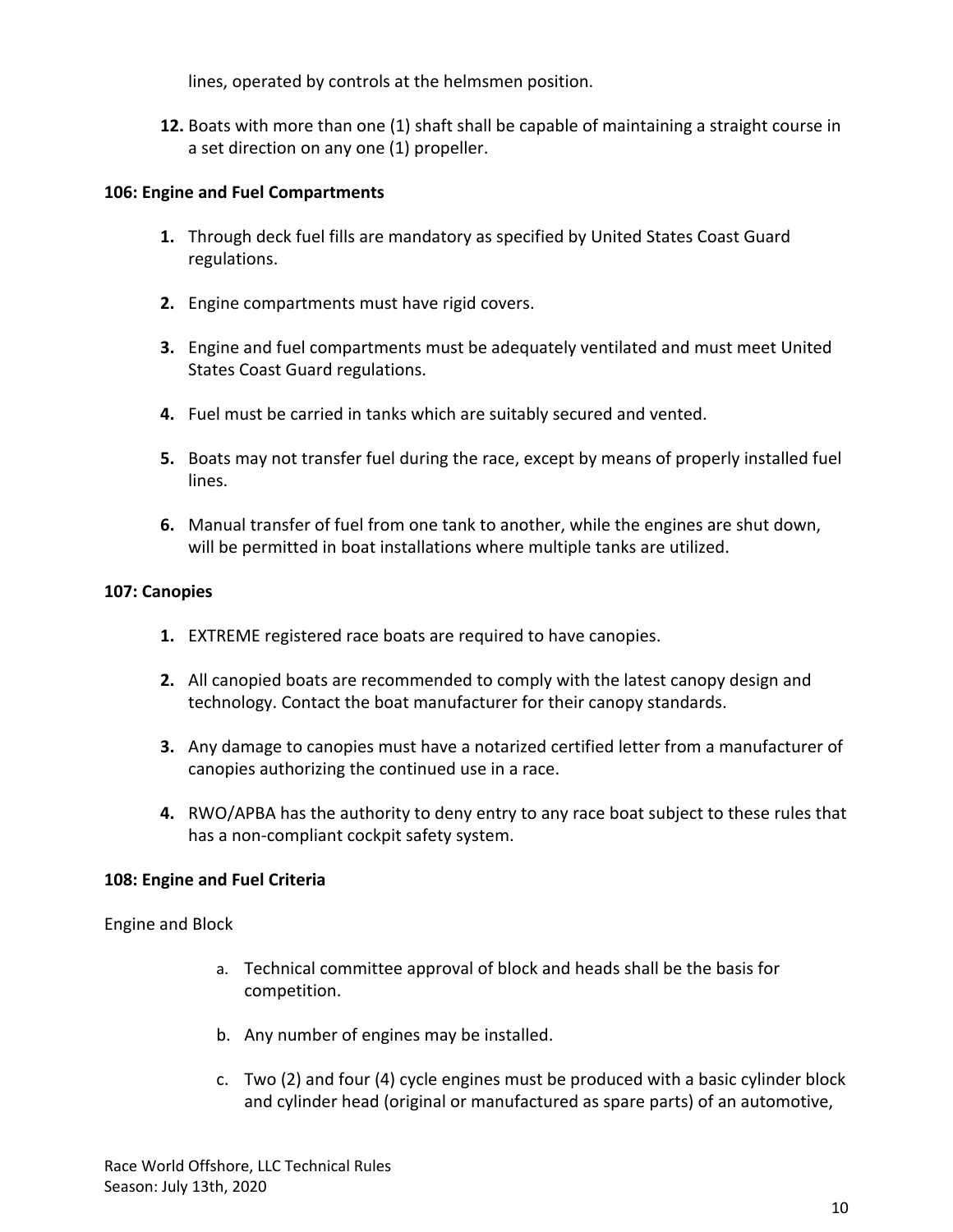lines, operated by controls at the helmsmen position.

**12.** Boats with more than one (1) shaft shall be capable of maintaining a straight course in a set direction on any one (1) propeller.

**106: Engine and Fuel Compartments**

1. Through deck fuel fills are mandatory as specified by United States Coast Guard regulations.

2. Engine compartments must have rigid covers.

3. Engine and fuel compartments must be adequately ventilated and must meet United States Coast Guard regulations.

4. Fuel must be carried in tanks which are suitably secured and vented.

5. Boats may not transfer fuel during the race, except by means of properly installed fuel lines.

6. Manual transfer of fuel from one tank to another, while the engines are shut down, will be permitted in boat installations where multiple tanks are utilized.

**107: Canopies**

1. EXTREME registered race boats are required to have canopies.

2. All canopied boats are recommended to comply with the latest canopy design and technology. Contact the boat manufacturer for their canopy standards.

3. Any damage to canopies must have a notarized certified letter from a manufacturer of canopies authorizing the continued use in a race.

4. RWO/APBA has the authority to deny entry to any race boat subject to these rules that has a non-compliant cockpit safety system.

**108: Engine and Fuel Criteria**

Engine and Block

a. Technical committee approval of block and heads shall be the basis for competition.

b. Any number of engines may be installed.

c. Two (2) and four (4) cycle engines must be produced with a basic cylinder block and cylinder head (original or manufactured as spare parts) of an automotive,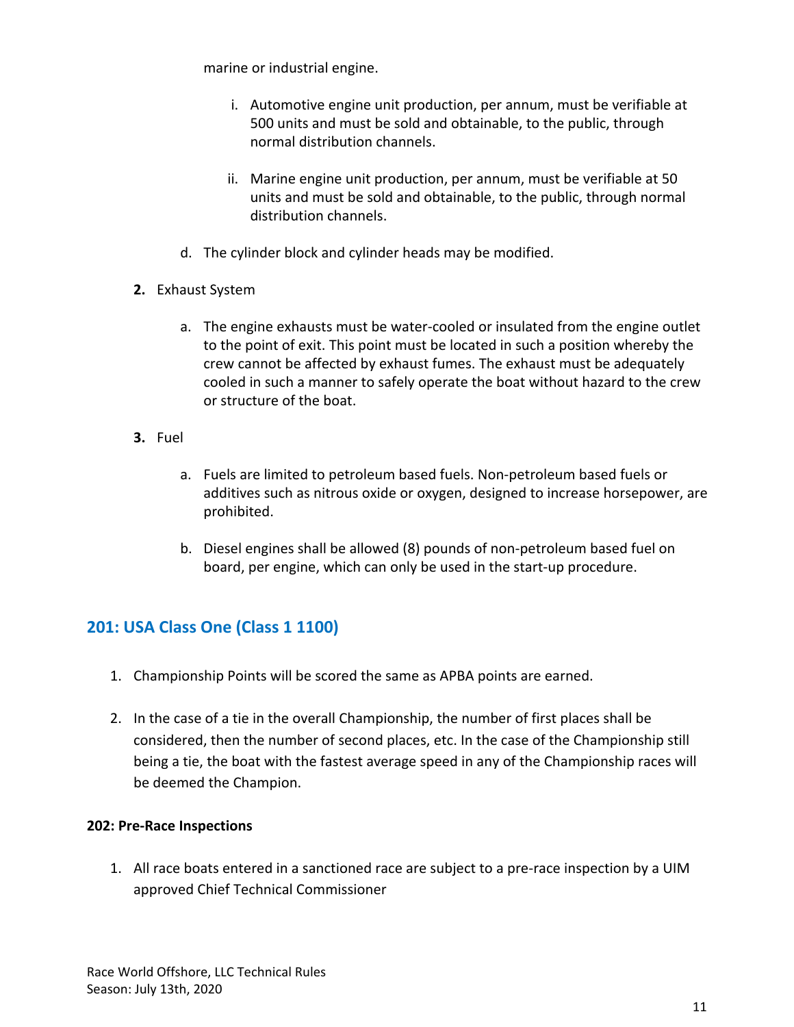marine or industrial engine.

    i. Automotive engine unit production, per annum, must be verifiable at 500 units and must be sold and obtainable, to the public, through normal distribution channels.

    ii. Marine engine unit production, per annum, must be verifiable at 50 units and must be sold and obtainable, to the public, through normal distribution channels.

  d. The cylinder block and cylinder heads may be modified.

**2.** Exhaust System

  a. The engine exhausts must be water-cooled or insulated from the engine outlet to the point of exit. This point must be located in such a position whereby the crew cannot be affected by exhaust fumes. The exhaust must be adequately cooled in such a manner to safely operate the boat without hazard to the crew or structure of the boat.

**3.** Fuel

  a. Fuels are limited to petroleum based fuels. Non-petroleum based fuels or additives such as nitrous oxide or oxygen, designed to increase horsepower, are prohibited.

  b. Diesel engines shall be allowed (8) pounds of non-petroleum based fuel on board, per engine, which can only be used in the start-up procedure.

## 201: USA Class One (Class 1 1100)

1. Championship Points will be scored the same as APBA points are earned.

2. In the case of a tie in the overall Championship, the number of first places shall be considered, then the number of second places, etc. In the case of the Championship still being a tie, the boat with the fastest average speed in any of the Championship races will be deemed the Champion.

### 202: Pre-Race Inspections

1. All race boats entered in a sanctioned race are subject to a pre-race inspection by a UIM approved Chief Technical Commissioner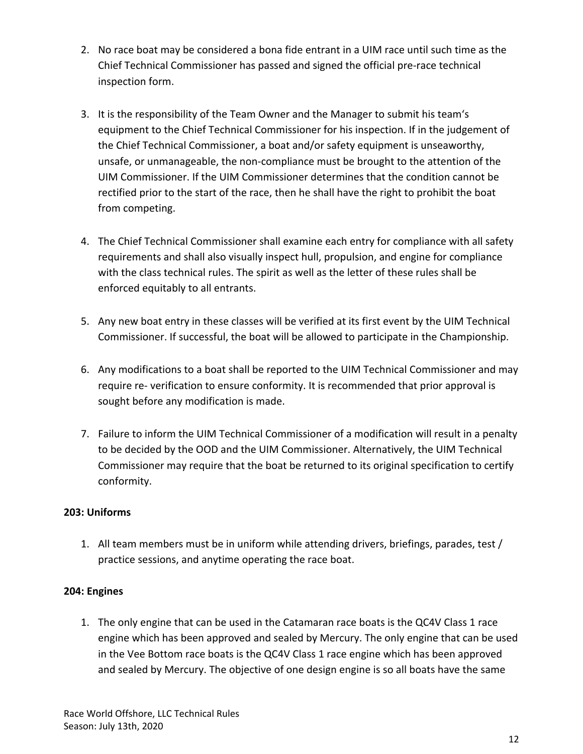2. No race boat may be considered a bona fide entrant in a UIM race until such time as the Chief Technical Commissioner has passed and signed the official pre-race technical inspection form.

3. It is the responsibility of the Team Owner and the Manager to submit his team's equipment to the Chief Technical Commissioner for his inspection. If in the judgement of the Chief Technical Commissioner, a boat and/or safety equipment is unseaworthy, unsafe, or unmanageable, the non-compliance must be brought to the attention of the UIM Commissioner. If the UIM Commissioner determines that the condition cannot be rectified prior to the start of the race, then he shall have the right to prohibit the boat from competing.

4. The Chief Technical Commissioner shall examine each entry for compliance with all safety requirements and shall also visually inspect hull, propulsion, and engine for compliance with the class technical rules. The spirit as well as the letter of these rules shall be enforced equitably to all entrants.

5. Any new boat entry in these classes will be verified at its first event by the UIM Technical Commissioner. If successful, the boat will be allowed to participate in the Championship.

6. Any modifications to a boat shall be reported to the UIM Technical Commissioner and may require re- verification to ensure conformity. It is recommended that prior approval is sought before any modification is made.

7. Failure to inform the UIM Technical Commissioner of a modification will result in a penalty to be decided by the OOD and the UIM Commissioner. Alternatively, the UIM Technical Commissioner may require that the boat be returned to its original specification to certify conformity.

**203: Uniforms**

1. All team members must be in uniform while attending drivers, briefings, parades, test / practice sessions, and anytime operating the race boat.

**204: Engines**

1. The only engine that can be used in the Catamaran race boats is the QC4V Class 1 race engine which has been approved and sealed by Mercury. The only engine that can be used in the Vee Bottom race boats is the QC4V Class 1 race engine which has been approved and sealed by Mercury. The objective of one design engine is so all boats have the same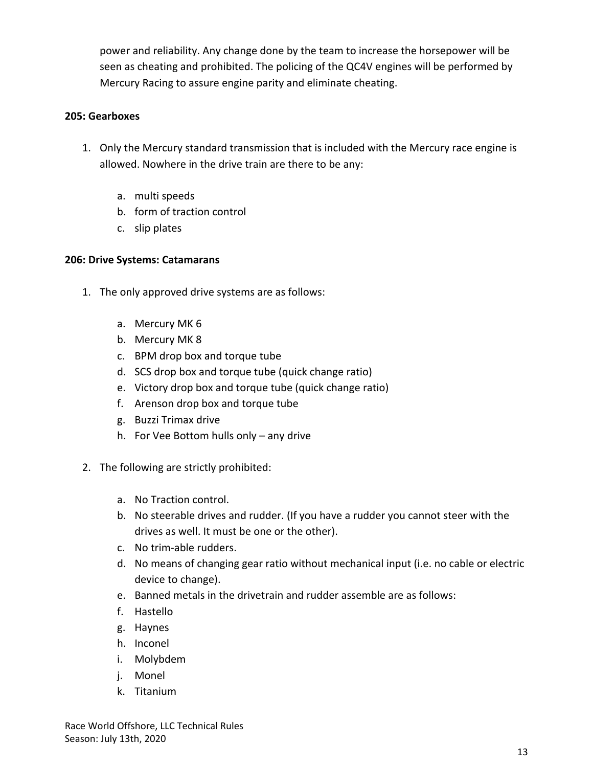power and reliability. Any change done by the team to increase the horsepower will be seen as cheating and prohibited. The policing of the QC4V engines will be performed by Mercury Racing to assure engine parity and eliminate cheating.

**205: Gearboxes**

1. Only the Mercury standard transmission that is included with the Mercury race engine is allowed. Nowhere in the drive train are there to be any:

    a. multi speeds
    b. form of traction control
    c. slip plates

**206: Drive Systems: Catamarans**

1. The only approved drive systems are as follows:

    a. Mercury MK 6
    b. Mercury MK 8
    c. BPM drop box and torque tube
    d. SCS drop box and torque tube (quick change ratio)
    e. Victory drop box and torque tube (quick change ratio)
    f. Arenson drop box and torque tube
    g. Buzzi Trimax drive
    h. For Vee Bottom hulls only – any drive

2. The following are strictly prohibited:

    a. No Traction control.
    b. No steerable drives and rudder. (If you have a rudder you cannot steer with the drives as well. It must be one or the other).
    c. No trim-able rudders.
    d. No means of changing gear ratio without mechanical input (i.e. no cable or electric device to change).
    e. Banned metals in the drivetrain and rudder assemble are as follows:
    f. Hastello
    g. Haynes
    h. Inconel
    i. Molybdem
    j. Monel
    k. Titanium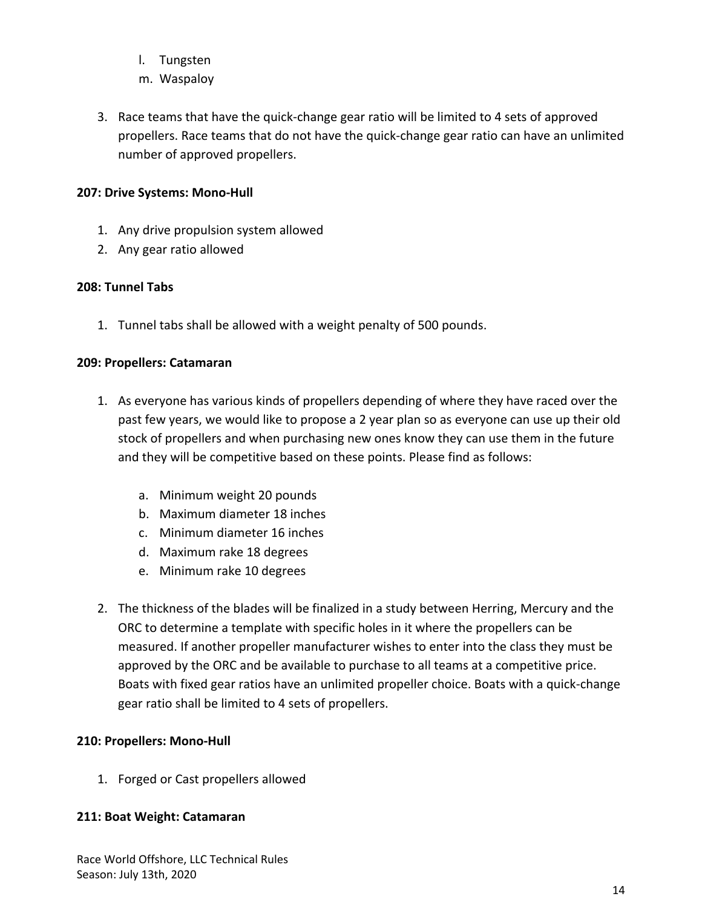l. Tungsten
m. Waspaloy

3. Race teams that have the quick-change gear ratio will be limited to 4 sets of approved propellers. Race teams that do not have the quick-change gear ratio can have an unlimited number of approved propellers.

**207: Drive Systems: Mono-Hull**

1. Any drive propulsion system allowed
2. Any gear ratio allowed

**208: Tunnel Tabs**

1. Tunnel tabs shall be allowed with a weight penalty of 500 pounds.

**209: Propellers: Catamaran**

1. As everyone has various kinds of propellers depending of where they have raced over the past few years, we would like to propose a 2 year plan so as everyone can use up their old stock of propellers and when purchasing new ones know they can use them in the future and they will be competitive based on these points. Please find as follows:

    a. Minimum weight 20 pounds
    b. Maximum diameter 18 inches
    c. Minimum diameter 16 inches
    d. Maximum rake 18 degrees
    e. Minimum rake 10 degrees

2. The thickness of the blades will be finalized in a study between Herring, Mercury and the ORC to determine a template with specific holes in it where the propellers can be measured. If another propeller manufacturer wishes to enter into the class they must be approved by the ORC and be available to purchase to all teams at a competitive price. Boats with fixed gear ratios have an unlimited propeller choice. Boats with a quick-change gear ratio shall be limited to 4 sets of propellers.

**210: Propellers: Mono-Hull**

1. Forged or Cast propellers allowed

**211: Boat Weight: Catamaran**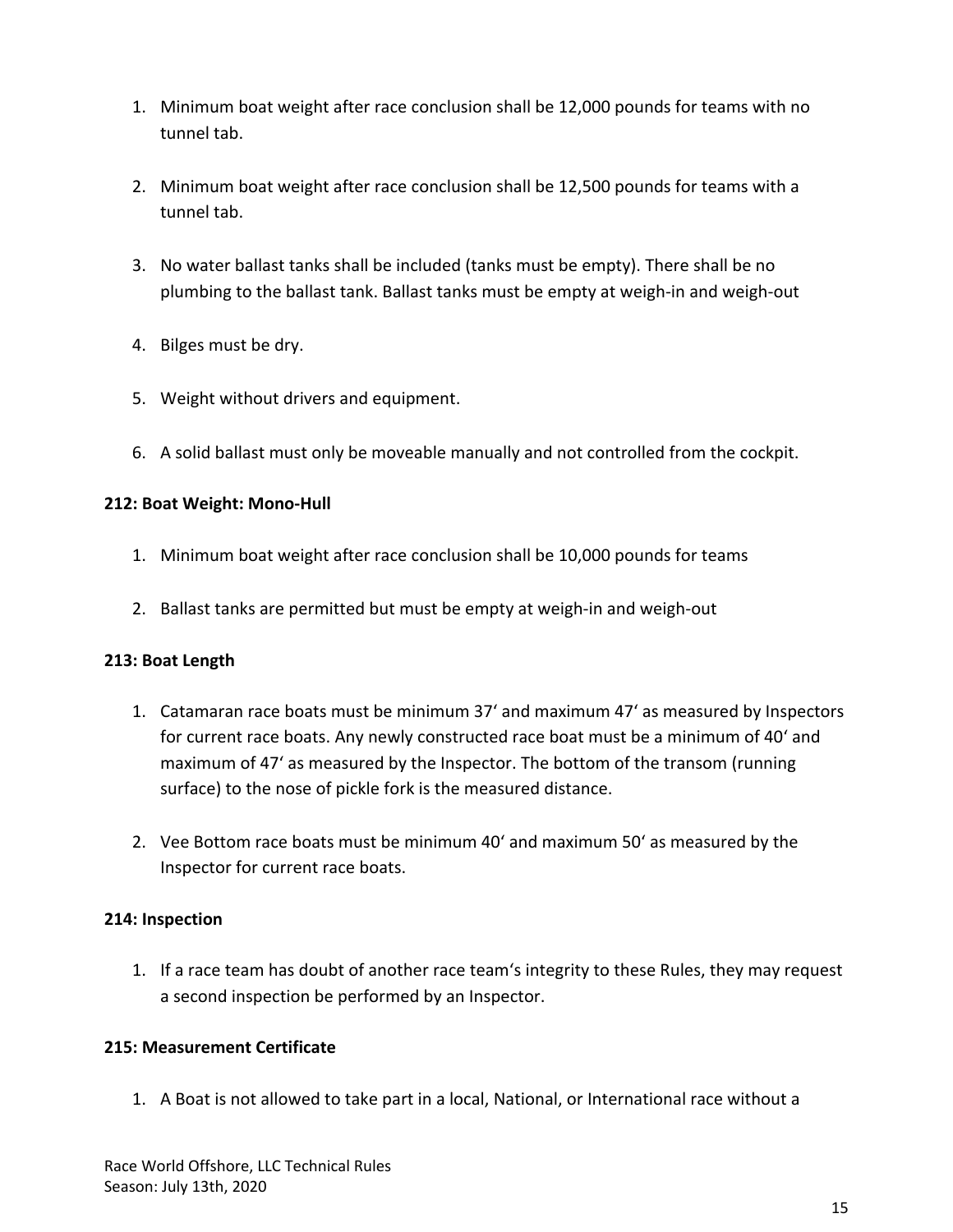1. Minimum boat weight after race conclusion shall be 12,000 pounds for teams with no tunnel tab.

2. Minimum boat weight after race conclusion shall be 12,500 pounds for teams with a tunnel tab.

3. No water ballast tanks shall be included (tanks must be empty). There shall be no plumbing to the ballast tank. Ballast tanks must be empty at weigh-in and weigh-out

4. Bilges must be dry.

5. Weight without drivers and equipment.

6. A solid ballast must only be moveable manually and not controlled from the cockpit.

**212: Boat Weight: Mono-Hull**

1. Minimum boat weight after race conclusion shall be 10,000 pounds for teams

2. Ballast tanks are permitted but must be empty at weigh-in and weigh-out

**213: Boat Length**

1. Catamaran race boats must be minimum 37' and maximum 47' as measured by Inspectors for current race boats. Any newly constructed race boat must be a minimum of 40' and maximum of 47' as measured by the Inspector. The bottom of the transom (running surface) to the nose of pickle fork is the measured distance.

2. Vee Bottom race boats must be minimum 40' and maximum 50' as measured by the Inspector for current race boats.

**214: Inspection**

1. If a race team has doubt of another race team's integrity to these Rules, they may request a second inspection be performed by an Inspector.

**215: Measurement Certificate**

1. A Boat is not allowed to take part in a local, National, or International race without a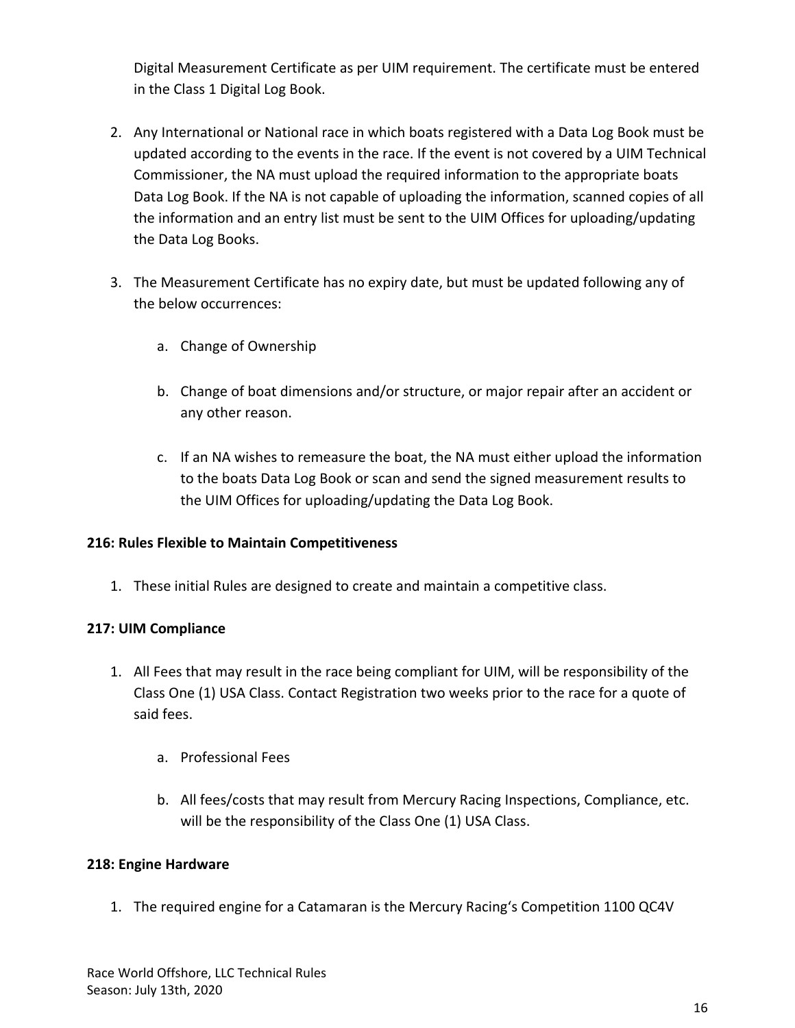Digital Measurement Certificate as per UIM requirement. The certificate must be entered in the Class 1 Digital Log Book.

2. Any International or National race in which boats registered with a Data Log Book must be updated according to the events in the race. If the event is not covered by a UIM Technical Commissioner, the NA must upload the required information to the appropriate boats Data Log Book. If the NA is not capable of uploading the information, scanned copies of all the information and an entry list must be sent to the UIM Offices for uploading/updating the Data Log Books.

3. The Measurement Certificate has no expiry date, but must be updated following any of the below occurrences:

    a. Change of Ownership

    b. Change of boat dimensions and/or structure, or major repair after an accident or any other reason.

    c. If an NA wishes to remeasure the boat, the NA must either upload the information to the boats Data Log Book or scan and send the signed measurement results to the UIM Offices for uploading/updating the Data Log Book.

**216: Rules Flexible to Maintain Competitiveness**

1. These initial Rules are designed to create and maintain a competitive class.

**217: UIM Compliance**

1. All Fees that may result in the race being compliant for UIM, will be responsibility of the Class One (1) USA Class. Contact Registration two weeks prior to the race for a quote of said fees.

    a. Professional Fees

    b. All fees/costs that may result from Mercury Racing Inspections, Compliance, etc. will be the responsibility of the Class One (1) USA Class.

**218: Engine Hardware**

1. The required engine for a Catamaran is the Mercury Racing's Competition 1100 QC4V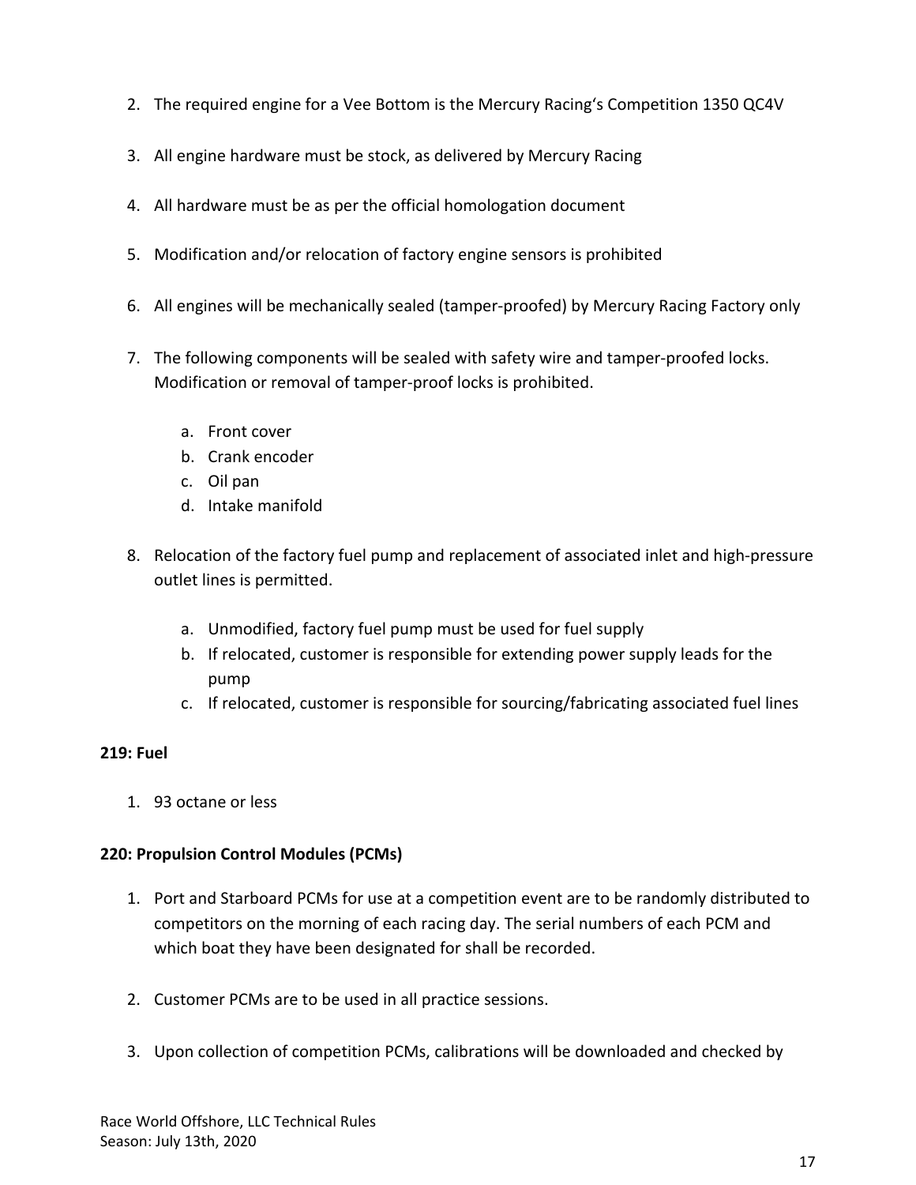2. The required engine for a Vee Bottom is the Mercury Racing's Competition 1350 QC4V

3. All engine hardware must be stock, as delivered by Mercury Racing

4. All hardware must be as per the official homologation document

5. Modification and/or relocation of factory engine sensors is prohibited

6. All engines will be mechanically sealed (tamper-proofed) by Mercury Racing Factory only

7. The following components will be sealed with safety wire and tamper-proofed locks. Modification or removal of tamper-proof locks is prohibited.

   a. Front cover
   b. Crank encoder
   c. Oil pan
   d. Intake manifold

8. Relocation of the factory fuel pump and replacement of associated inlet and high-pressure outlet lines is permitted.

   a. Unmodified, factory fuel pump must be used for fuel supply
   b. If relocated, customer is responsible for extending power supply leads for the pump
   c. If relocated, customer is responsible for sourcing/fabricating associated fuel lines

**219: Fuel**

1. 93 octane or less

**220: Propulsion Control Modules (PCMs)**

1. Port and Starboard PCMs for use at a competition event are to be randomly distributed to competitors on the morning of each racing day. The serial numbers of each PCM and which boat they have been designated for shall be recorded.

2. Customer PCMs are to be used in all practice sessions.

3. Upon collection of competition PCMs, calibrations will be downloaded and checked by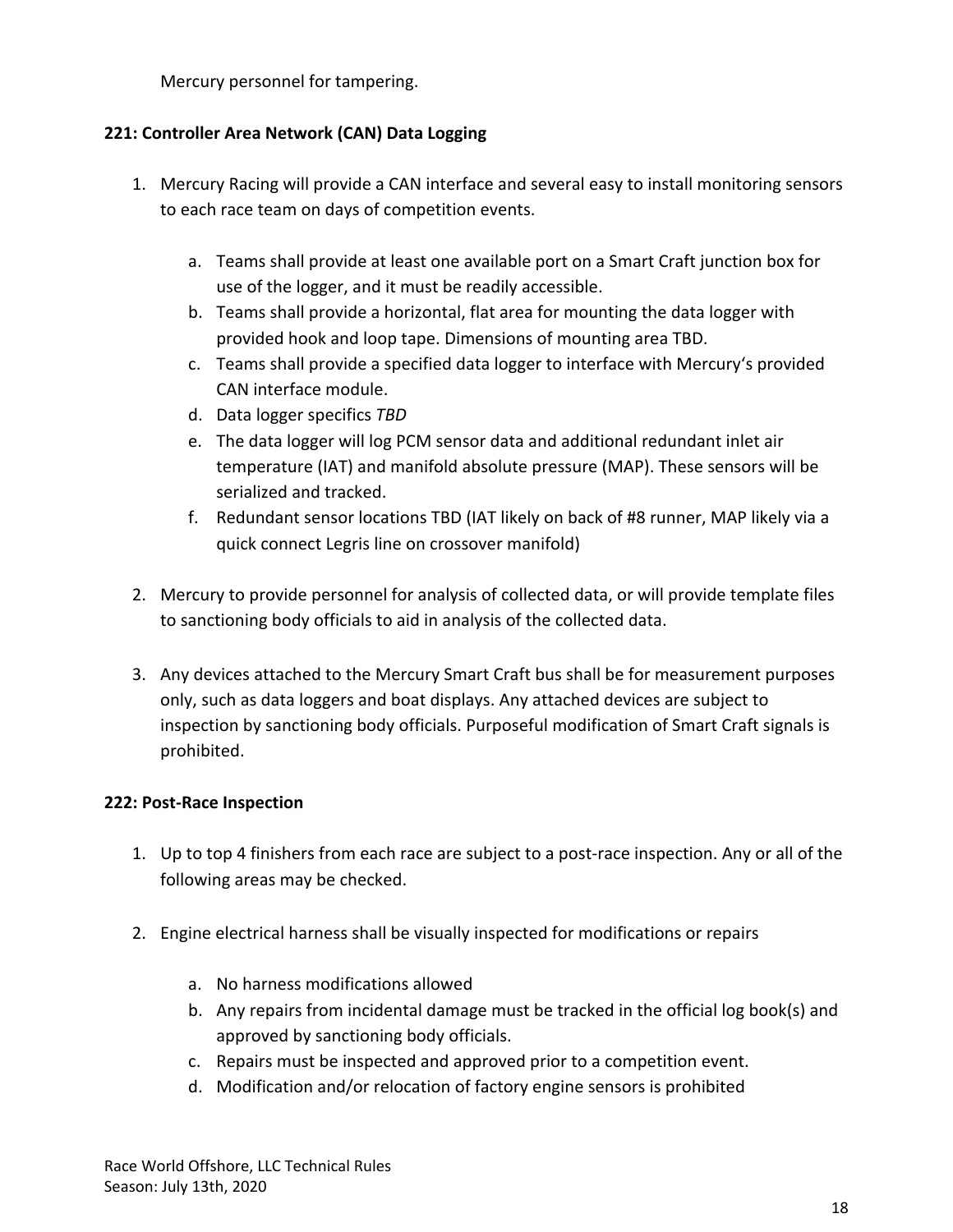Mercury personnel for tampering.

**221: Controller Area Network (CAN) Data Logging**

1. Mercury Racing will provide a CAN interface and several easy to install monitoring sensors to each race team on days of competition events.

    a. Teams shall provide at least one available port on a Smart Craft junction box for use of the logger, and it must be readily accessible.
    b. Teams shall provide a horizontal, flat area for mounting the data logger with provided hook and loop tape. Dimensions of mounting area TBD.
    c. Teams shall provide a specified data logger to interface with Mercury's provided CAN interface module.
    d. Data logger specifics *TBD*
    e. The data logger will log PCM sensor data and additional redundant inlet air temperature (IAT) and manifold absolute pressure (MAP). These sensors will be serialized and tracked.
    f. Redundant sensor locations TBD (IAT likely on back of #8 runner, MAP likely via a quick connect Legris line on crossover manifold)

2. Mercury to provide personnel for analysis of collected data, or will provide template files to sanctioning body officials to aid in analysis of the collected data.

3. Any devices attached to the Mercury Smart Craft bus shall be for measurement purposes only, such as data loggers and boat displays. Any attached devices are subject to inspection by sanctioning body officials. Purposeful modification of Smart Craft signals is prohibited.

**222: Post-Race Inspection**

1. Up to top 4 finishers from each race are subject to a post-race inspection. Any or all of the following areas may be checked.

2. Engine electrical harness shall be visually inspected for modifications or repairs

    a. No harness modifications allowed
    b. Any repairs from incidental damage must be tracked in the official log book(s) and approved by sanctioning body officials.
    c. Repairs must be inspected and approved prior to a competition event.
    d. Modification and/or relocation of factory engine sensors is prohibited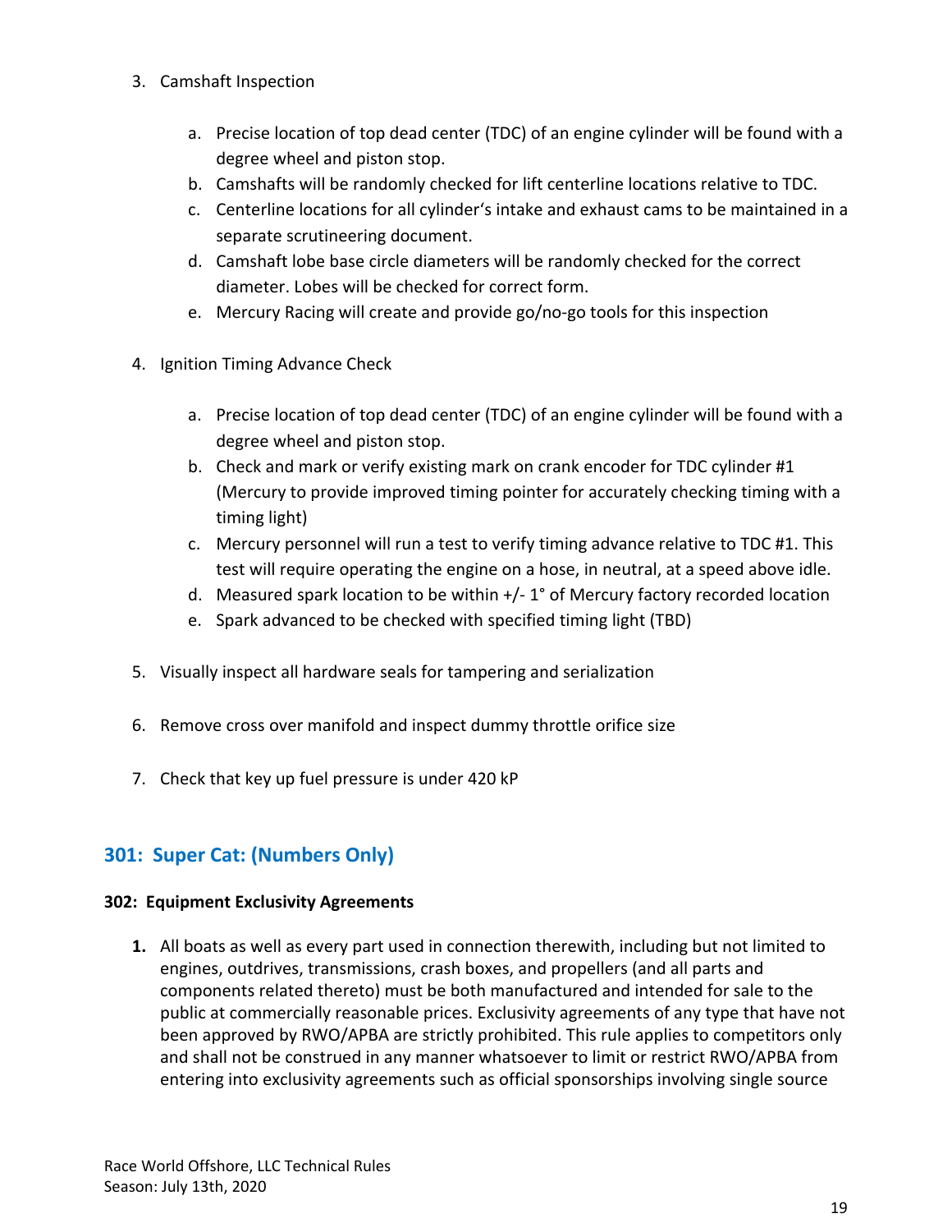3. Camshaft Inspection

    a. Precise location of top dead center (TDC) of an engine cylinder will be found with a degree wheel and piston stop.
    b. Camshafts will be randomly checked for lift centerline locations relative to TDC.
    c. Centerline locations for all cylinder's intake and exhaust cams to be maintained in a separate scrutineering document.
    d. Camshaft lobe base circle diameters will be randomly checked for the correct diameter. Lobes will be checked for correct form.
    e. Mercury Racing will create and provide go/no-go tools for this inspection

4. Ignition Timing Advance Check

    a. Precise location of top dead center (TDC) of an engine cylinder will be found with a degree wheel and piston stop.
    b. Check and mark or verify existing mark on crank encoder for TDC cylinder #1 (Mercury to provide improved timing pointer for accurately checking timing with a timing light)
    c. Mercury personnel will run a test to verify timing advance relative to TDC #1. This test will require operating the engine on a hose, in neutral, at a speed above idle.
    d. Measured spark location to be within +/- 1° of Mercury factory recorded location
    e. Spark advanced to be checked with specified timing light (TBD)

5. Visually inspect all hardware seals for tampering and serialization

6. Remove cross over manifold and inspect dummy throttle orifice size

7. Check that key up fuel pressure is under 420 kP

## 301: Super Cat: (Numbers Only)

### 302: Equipment Exclusivity Agreements

**1.** All boats as well as every part used in connection therewith, including but not limited to engines, outdrives, transmissions, crash boxes, and propellers (and all parts and components related thereto) must be both manufactured and intended for sale to the public at commercially reasonable prices. Exclusivity agreements of any type that have not been approved by RWO/APBA are strictly prohibited. This rule applies to competitors only and shall not be construed in any manner whatsoever to limit or restrict RWO/APBA from entering into exclusivity agreements such as official sponsorships involving single source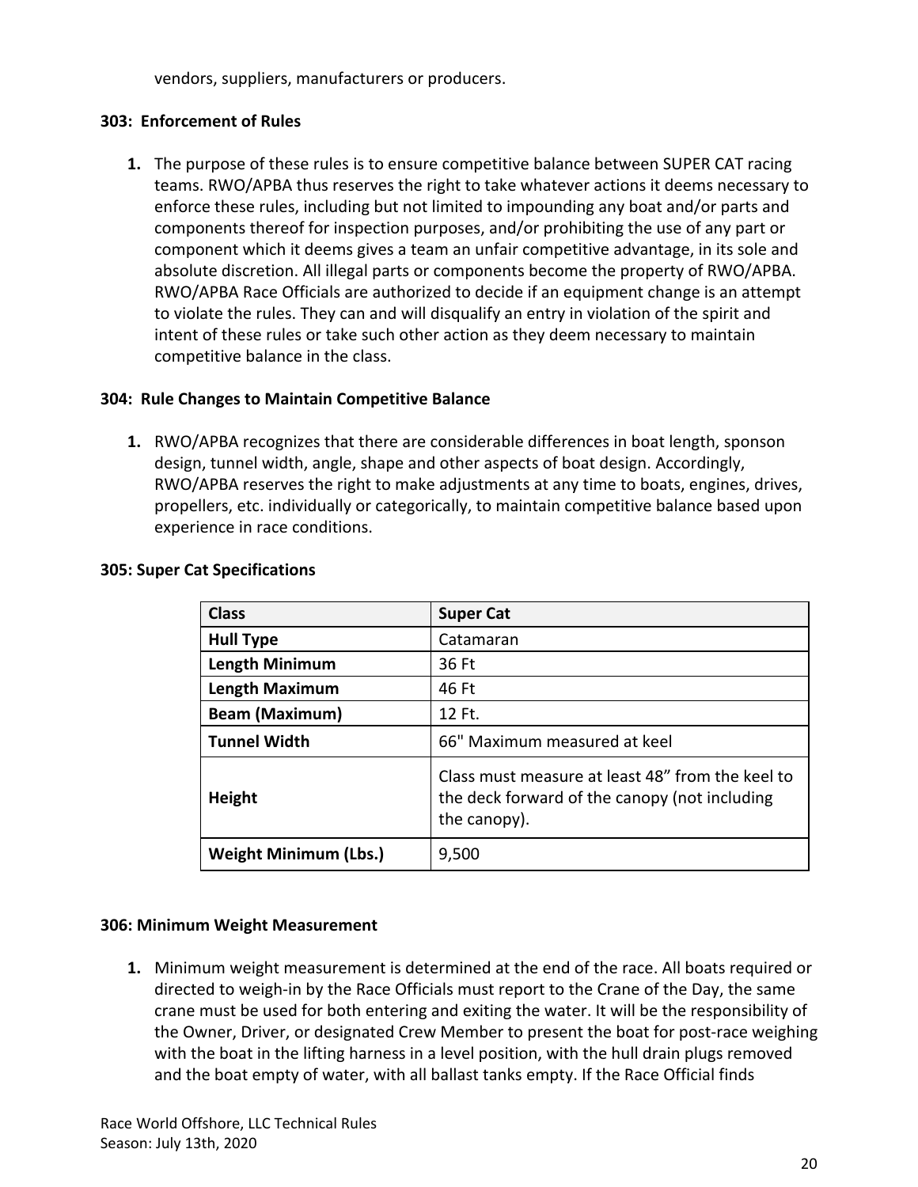vendors, suppliers, manufacturers or producers.

### 303: Enforcement of Rules

1. The purpose of these rules is to ensure competitive balance between SUPER CAT racing teams. RWO/APBA thus reserves the right to take whatever actions it deems necessary to enforce these rules, including but not limited to impounding any boat and/or parts and components thereof for inspection purposes, and/or prohibiting the use of any part or component which it deems gives a team an unfair competitive advantage, in its sole and absolute discretion. All illegal parts or components become the property of RWO/APBA. RWO/APBA Race Officials are authorized to decide if an equipment change is an attempt to violate the rules. They can and will disqualify an entry in violation of the spirit and intent of these rules or take such other action as they deem necessary to maintain competitive balance in the class.

### 304: Rule Changes to Maintain Competitive Balance

1. RWO/APBA recognizes that there are considerable differences in boat length, sponson design, tunnel width, angle, shape and other aspects of boat design. Accordingly, RWO/APBA reserves the right to make adjustments at any time to boats, engines, drives, propellers, etc. individually or categorically, to maintain competitive balance based upon experience in race conditions.

### 305: Super Cat Specifications

| Class | Super Cat |
|---|---|
| **Hull Type** | Catamaran |
| **Length Minimum** | 36 Ft |
| **Length Maximum** | 46 Ft |
| **Beam (Maximum)** | 12 Ft. |
| **Tunnel Width** | 66" Maximum measured at keel |
| **Height** | Class must measure at least 48" from the keel to the deck forward of the canopy (not including the canopy). |
| **Weight Minimum (Lbs.)** | 9,500 |

### 306: Minimum Weight Measurement

1. Minimum weight measurement is determined at the end of the race. All boats required or directed to weigh-in by the Race Officials must report to the Crane of the Day, the same crane must be used for both entering and exiting the water. It will be the responsibility of the Owner, Driver, or designated Crew Member to present the boat for post-race weighing with the boat in the lifting harness in a level position, with the hull drain plugs removed and the boat empty of water, with all ballast tanks empty. If the Race Official finds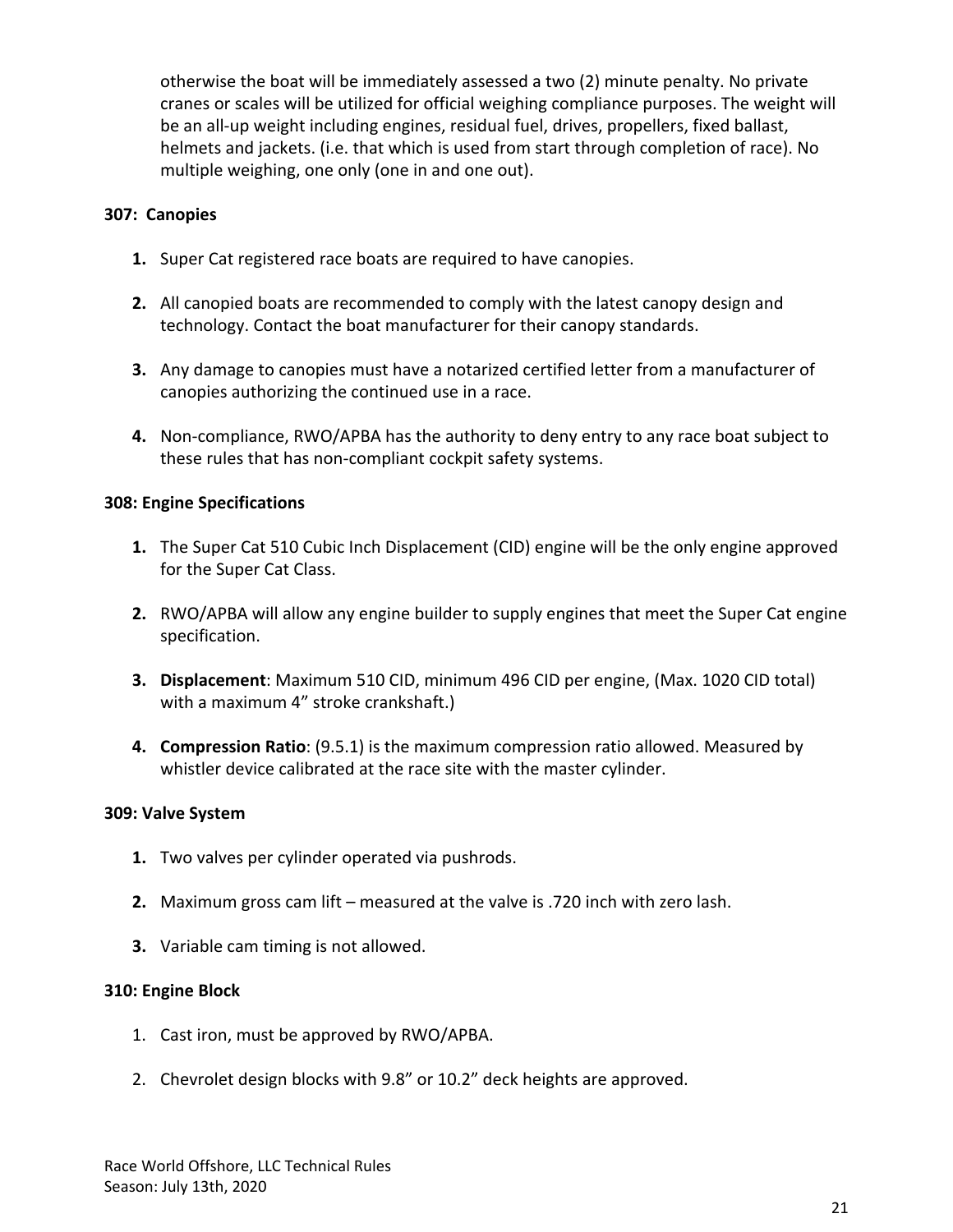otherwise the boat will be immediately assessed a two (2) minute penalty. No private cranes or scales will be utilized for official weighing compliance purposes. The weight will be an all-up weight including engines, residual fuel, drives, propellers, fixed ballast, helmets and jackets. (i.e. that which is used from start through completion of race). No multiple weighing, one only (one in and one out).

**307: Canopies**

1. Super Cat registered race boats are required to have canopies.

2. All canopied boats are recommended to comply with the latest canopy design and technology. Contact the boat manufacturer for their canopy standards.

3. Any damage to canopies must have a notarized certified letter from a manufacturer of canopies authorizing the continued use in a race.

4. Non-compliance, RWO/APBA has the authority to deny entry to any race boat subject to these rules that has non-compliant cockpit safety systems.

**308: Engine Specifications**

1. The Super Cat 510 Cubic Inch Displacement (CID) engine will be the only engine approved for the Super Cat Class.

2. RWO/APBA will allow any engine builder to supply engines that meet the Super Cat engine specification.

3. **Displacement**: Maximum 510 CID, minimum 496 CID per engine, (Max. 1020 CID total) with a maximum 4" stroke crankshaft.)

4. **Compression Ratio**: (9.5.1) is the maximum compression ratio allowed. Measured by whistler device calibrated at the race site with the master cylinder.

**309: Valve System**

1. Two valves per cylinder operated via pushrods.

2. Maximum gross cam lift – measured at the valve is .720 inch with zero lash.

3. Variable cam timing is not allowed.

**310: Engine Block**

1. Cast iron, must be approved by RWO/APBA.

2. Chevrolet design blocks with 9.8" or 10.2" deck heights are approved.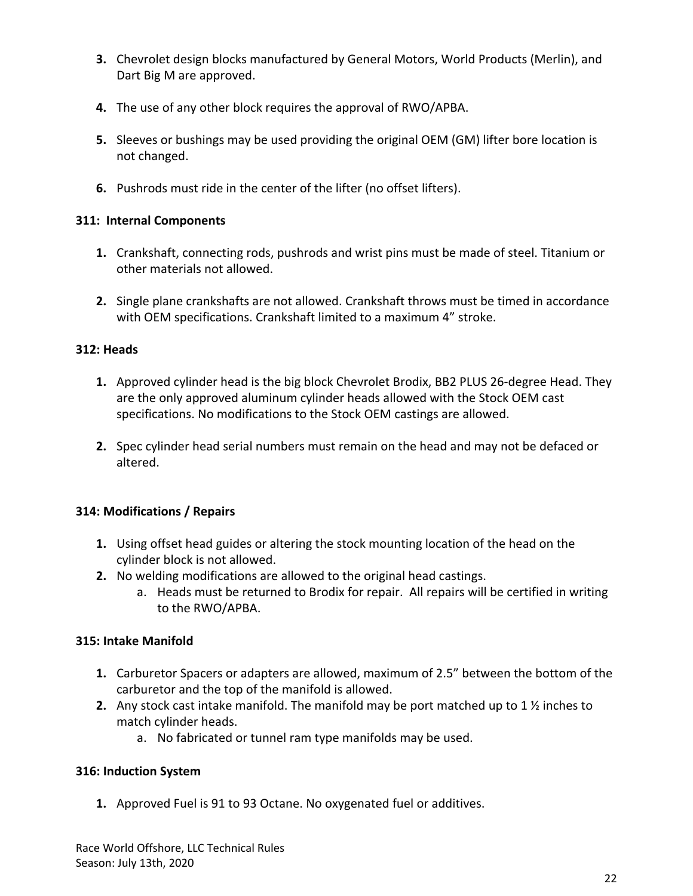3. Chevrolet design blocks manufactured by General Motors, World Products (Merlin), and Dart Big M are approved.

4. The use of any other block requires the approval of RWO/APBA.

5. Sleeves or bushings may be used providing the original OEM (GM) lifter bore location is not changed.

6. Pushrods must ride in the center of the lifter (no offset lifters).

**311: Internal Components**

1. Crankshaft, connecting rods, pushrods and wrist pins must be made of steel. Titanium or other materials not allowed.

2. Single plane crankshafts are not allowed. Crankshaft throws must be timed in accordance with OEM specifications. Crankshaft limited to a maximum 4" stroke.

**312: Heads**

1. Approved cylinder head is the big block Chevrolet Brodix, BB2 PLUS 26-degree Head. They are the only approved aluminum cylinder heads allowed with the Stock OEM cast specifications. No modifications to the Stock OEM castings are allowed.

2. Spec cylinder head serial numbers must remain on the head and may not be defaced or altered.

**314: Modifications / Repairs**

1. Using offset head guides or altering the stock mounting location of the head on the cylinder block is not allowed.
2. No welding modifications are allowed to the original head castings.
   a. Heads must be returned to Brodix for repair. All repairs will be certified in writing to the RWO/APBA.

**315: Intake Manifold**

1. Carburetor Spacers or adapters are allowed, maximum of 2.5" between the bottom of the carburetor and the top of the manifold is allowed.
2. Any stock cast intake manifold. The manifold may be port matched up to 1 ½ inches to match cylinder heads.
   a. No fabricated or tunnel ram type manifolds may be used.

**316: Induction System**

1. Approved Fuel is 91 to 93 Octane. No oxygenated fuel or additives.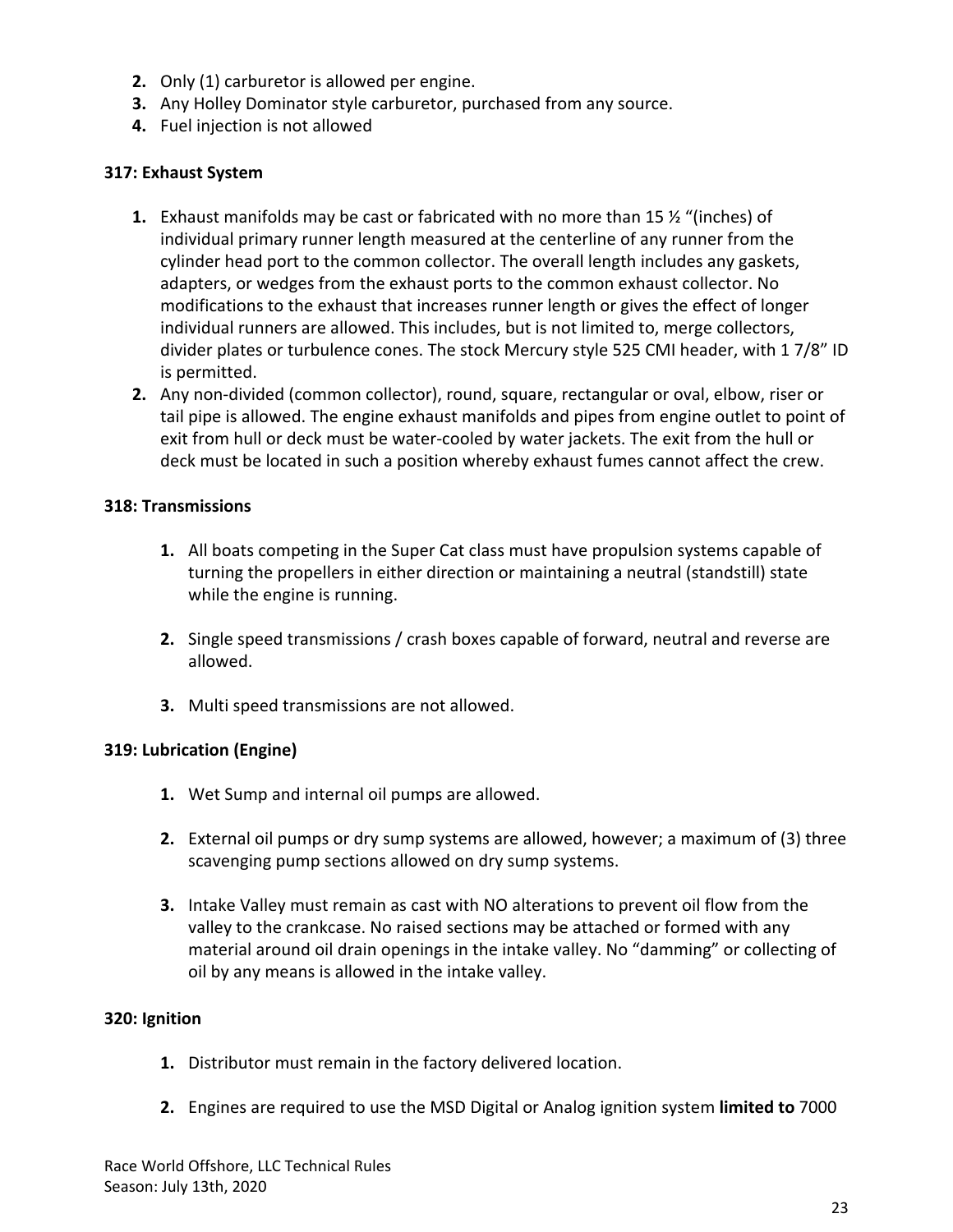2. Only (1) carburetor is allowed per engine.
3. Any Holley Dominator style carburetor, purchased from any source.
4. Fuel injection is not allowed

**317: Exhaust System**

1. Exhaust manifolds may be cast or fabricated with no more than 15 ½ "(inches) of individual primary runner length measured at the centerline of any runner from the cylinder head port to the common collector. The overall length includes any gaskets, adapters, or wedges from the exhaust ports to the common exhaust collector. No modifications to the exhaust that increases runner length or gives the effect of longer individual runners are allowed. This includes, but is not limited to, merge collectors, divider plates or turbulence cones. The stock Mercury style 525 CMI header, with 1 7/8" ID is permitted.
2. Any non-divided (common collector), round, square, rectangular or oval, elbow, riser or tail pipe is allowed. The engine exhaust manifolds and pipes from engine outlet to point of exit from hull or deck must be water-cooled by water jackets. The exit from the hull or deck must be located in such a position whereby exhaust fumes cannot affect the crew.

**318: Transmissions**

1. All boats competing in the Super Cat class must have propulsion systems capable of turning the propellers in either direction or maintaining a neutral (standstill) state while the engine is running.

2. Single speed transmissions / crash boxes capable of forward, neutral and reverse are allowed.

3. Multi speed transmissions are not allowed.

**319: Lubrication (Engine)**

1. Wet Sump and internal oil pumps are allowed.

2. External oil pumps or dry sump systems are allowed, however; a maximum of (3) three scavenging pump sections allowed on dry sump systems.

3. Intake Valley must remain as cast with NO alterations to prevent oil flow from the valley to the crankcase. No raised sections may be attached or formed with any material around oil drain openings in the intake valley. No "damming" or collecting of oil by any means is allowed in the intake valley.

**320: Ignition**

1. Distributor must remain in the factory delivered location.

2. Engines are required to use the MSD Digital or Analog ignition system **limited to** 7000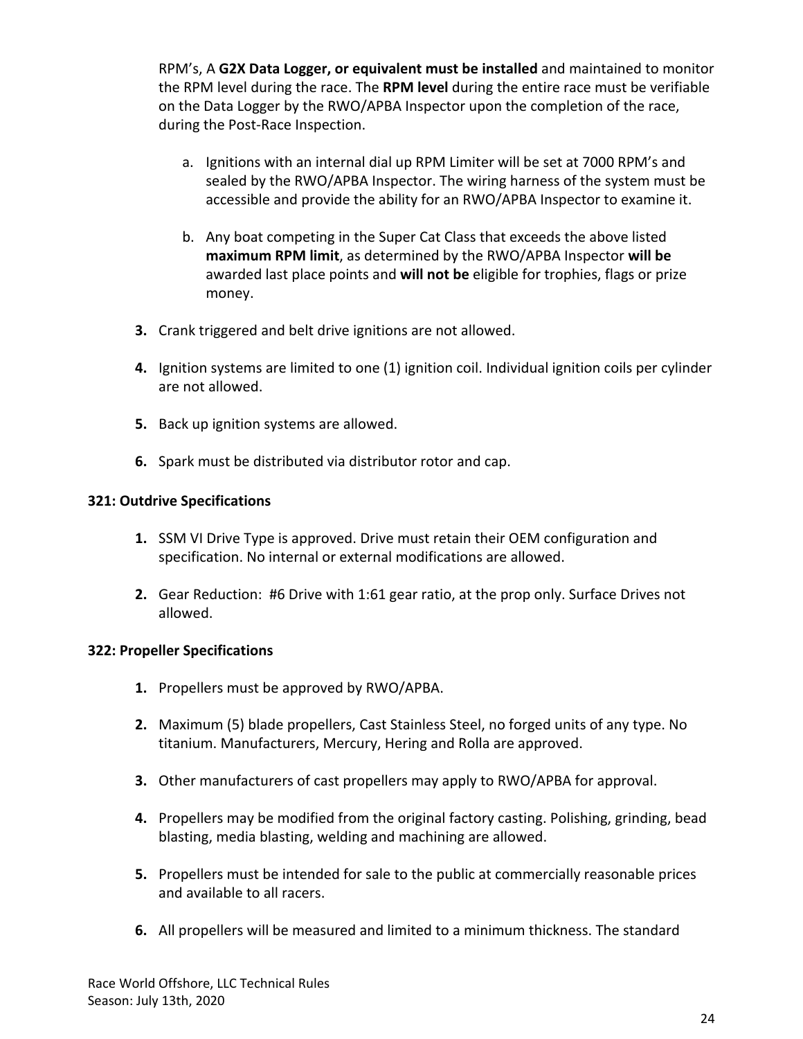RPM's, A **G2X Data Logger, or equivalent must be installed** and maintained to monitor the RPM level during the race. The **RPM level** during the entire race must be verifiable on the Data Logger by the RWO/APBA Inspector upon the completion of the race, during the Post-Race Inspection.

a. Ignitions with an internal dial up RPM Limiter will be set at 7000 RPM's and sealed by the RWO/APBA Inspector. The wiring harness of the system must be accessible and provide the ability for an RWO/APBA Inspector to examine it.

b. Any boat competing in the Super Cat Class that exceeds the above listed **maximum RPM limit**, as determined by the RWO/APBA Inspector **will be** awarded last place points and **will not be** eligible for trophies, flags or prize money.

**3.** Crank triggered and belt drive ignitions are not allowed.

**4.** Ignition systems are limited to one (1) ignition coil. Individual ignition coils per cylinder are not allowed.

**5.** Back up ignition systems are allowed.

**6.** Spark must be distributed via distributor rotor and cap.

**321: Outdrive Specifications**

**1.** SSM VI Drive Type is approved. Drive must retain their OEM configuration and specification. No internal or external modifications are allowed.

**2.** Gear Reduction: #6 Drive with 1:61 gear ratio, at the prop only. Surface Drives not allowed.

**322: Propeller Specifications**

**1.** Propellers must be approved by RWO/APBA.

**2.** Maximum (5) blade propellers, Cast Stainless Steel, no forged units of any type. No titanium. Manufacturers, Mercury, Hering and Rolla are approved.

**3.** Other manufacturers of cast propellers may apply to RWO/APBA for approval.

**4.** Propellers may be modified from the original factory casting. Polishing, grinding, bead blasting, media blasting, welding and machining are allowed.

**5.** Propellers must be intended for sale to the public at commercially reasonable prices and available to all racers.

**6.** All propellers will be measured and limited to a minimum thickness. The standard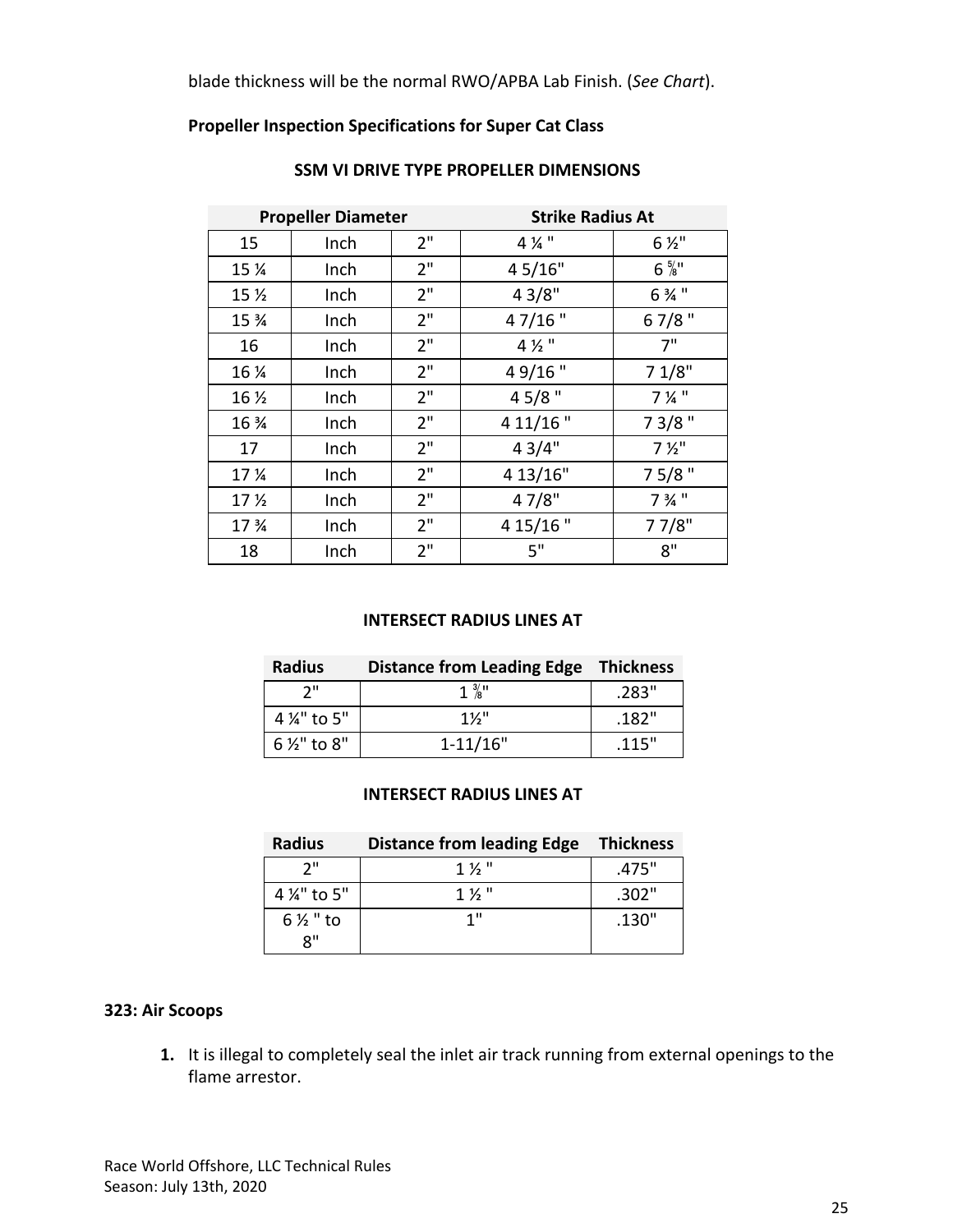blade thickness will be the normal RWO/APBA Lab Finish. (*See Chart*).

**Propeller Inspection Specifications for Super Cat Class**

**SSM VI DRIVE TYPE PROPELLER DIMENSIONS**

| Propeller Diameter | | | Strike Radius At | |
|---|---|---|---|---|
| 15 | Inch | 2" | 4 ¼ " | 6 ½" |
| 15 ¼ | Inch | 2" | 4 5/16" | 6 ⅝" |
| 15 ½ | Inch | 2" | 4 3/8" | 6 ¾ " |
| 15 ¾ | Inch | 2" | 4 7/16 " | 6 7/8 " |
| 16 | Inch | 2" | 4 ½ " | 7" |
| 16 ¼ | Inch | 2" | 4 9/16 " | 7 1/8" |
| 16 ½ | Inch | 2" | 4 5/8 " | 7 ¼ " |
| 16 ¾ | Inch | 2" | 4 11/16 " | 7 3/8 " |
| 17 | Inch | 2" | 4 3/4" | 7 ½" |
| 17 ¼ | Inch | 2" | 4 13/16" | 7 5/8 " |
| 17 ½ | Inch | 2" | 4 7/8" | 7 ¾ " |
| 17 ¾ | Inch | 2" | 4 15/16 " | 7 7/8" |
| 18 | Inch | 2" | 5" | 8" |

**INTERSECT RADIUS LINES AT**

| Radius | Distance from Leading Edge | Thickness |
|---|---|---|
| 2" | 1 ⅜" | .283" |
| 4 ¼" to 5" | 1½" | .182" |
| 6 ½" to 8" | 1-11/16" | .115" |

**INTERSECT RADIUS LINES AT**

| Radius | Distance from leading Edge | Thickness |
|---|---|---|
| 2" | 1 ½ " | .475" |
| 4 ¼" to 5" | 1 ½ " | .302" |
| 6 ½ " to 8" | 1" | .130" |

**323: Air Scoops**

1. It is illegal to completely seal the inlet air track running from external openings to the flame arrestor.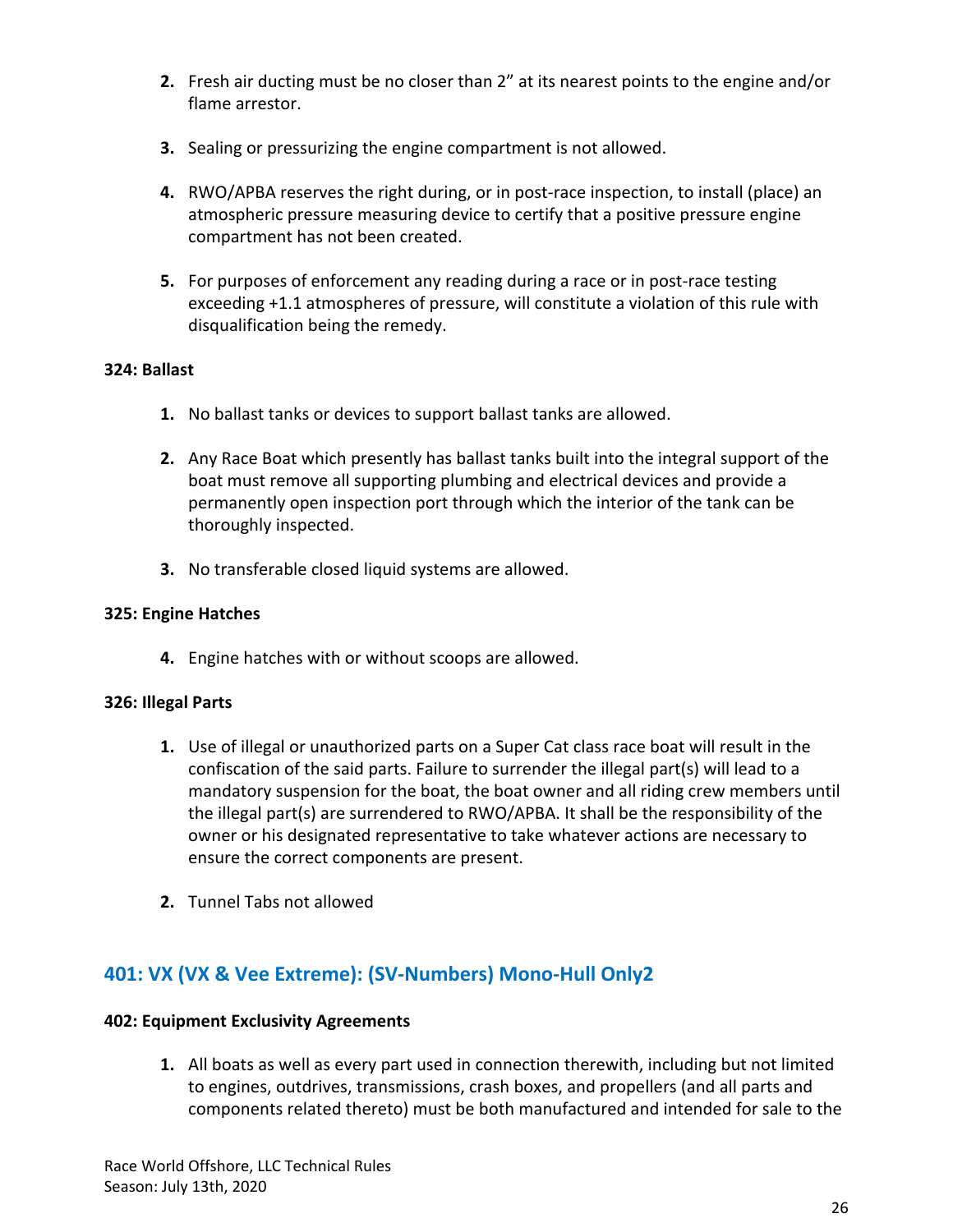2. Fresh air ducting must be no closer than 2" at its nearest points to the engine and/or flame arrestor.

3. Sealing or pressurizing the engine compartment is not allowed.

4. RWO/APBA reserves the right during, or in post-race inspection, to install (place) an atmospheric pressure measuring device to certify that a positive pressure engine compartment has not been created.

5. For purposes of enforcement any reading during a race or in post-race testing exceeding +1.1 atmospheres of pressure, will constitute a violation of this rule with disqualification being the remedy.

**324: Ballast**

1. No ballast tanks or devices to support ballast tanks are allowed.

2. Any Race Boat which presently has ballast tanks built into the integral support of the boat must remove all supporting plumbing and electrical devices and provide a permanently open inspection port through which the interior of the tank can be thoroughly inspected.

3. No transferable closed liquid systems are allowed.

**325: Engine Hatches**

4. Engine hatches with or without scoops are allowed.

**326: Illegal Parts**

1. Use of illegal or unauthorized parts on a Super Cat class race boat will result in the confiscation of the said parts. Failure to surrender the illegal part(s) will lead to a mandatory suspension for the boat, the boat owner and all riding crew members until the illegal part(s) are surrendered to RWO/APBA. It shall be the responsibility of the owner or his designated representative to take whatever actions are necessary to ensure the correct components are present.

2. Tunnel Tabs not allowed

## 401: VX (VX & Vee Extreme): (SV-Numbers) Mono-Hull Only2

**402: Equipment Exclusivity Agreements**

1. All boats as well as every part used in connection therewith, including but not limited to engines, outdrives, transmissions, crash boxes, and propellers (and all parts and components related thereto) must be both manufactured and intended for sale to the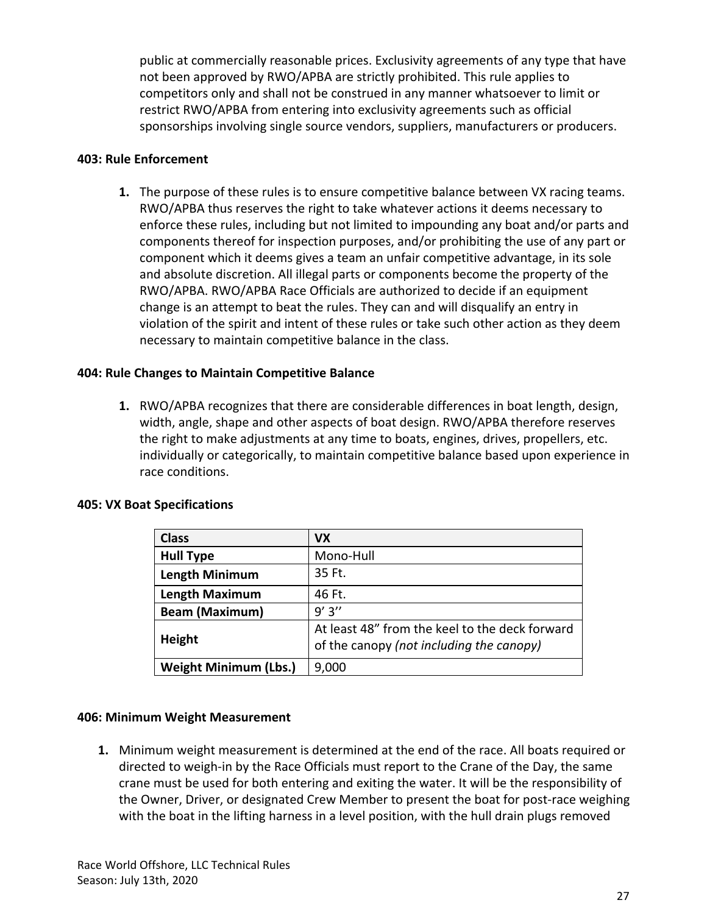public at commercially reasonable prices. Exclusivity agreements of any type that have not been approved by RWO/APBA are strictly prohibited. This rule applies to competitors only and shall not be construed in any manner whatsoever to limit or restrict RWO/APBA from entering into exclusivity agreements such as official sponsorships involving single source vendors, suppliers, manufacturers or producers.

**403: Rule Enforcement**

1. The purpose of these rules is to ensure competitive balance between VX racing teams. RWO/APBA thus reserves the right to take whatever actions it deems necessary to enforce these rules, including but not limited to impounding any boat and/or parts and components thereof for inspection purposes, and/or prohibiting the use of any part or component which it deems gives a team an unfair competitive advantage, in its sole and absolute discretion. All illegal parts or components become the property of the RWO/APBA. RWO/APBA Race Officials are authorized to decide if an equipment change is an attempt to beat the rules. They can and will disqualify an entry in violation of the spirit and intent of these rules or take such other action as they deem necessary to maintain competitive balance in the class.

**404: Rule Changes to Maintain Competitive Balance**

1. RWO/APBA recognizes that there are considerable differences in boat length, design, width, angle, shape and other aspects of boat design. RWO/APBA therefore reserves the right to make adjustments at any time to boats, engines, drives, propellers, etc. individually or categorically, to maintain competitive balance based upon experience in race conditions.

**405: VX Boat Specifications**

| **Class** | **VX** |
|---|---|
| **Hull Type** | Mono-Hull |
| **Length Minimum** | 35 Ft. |
| **Length Maximum** | 46 Ft. |
| **Beam (Maximum)** | 9’ 3’’ |
| **Height** | At least 48” from the keel to the deck forward of the canopy *(not including the canopy)* |
| **Weight Minimum (Lbs.)** | 9,000 |

**406: Minimum Weight Measurement**

1. Minimum weight measurement is determined at the end of the race. All boats required or directed to weigh-in by the Race Officials must report to the Crane of the Day, the same crane must be used for both entering and exiting the water. It will be the responsibility of the Owner, Driver, or designated Crew Member to present the boat for post-race weighing with the boat in the lifting harness in a level position, with the hull drain plugs removed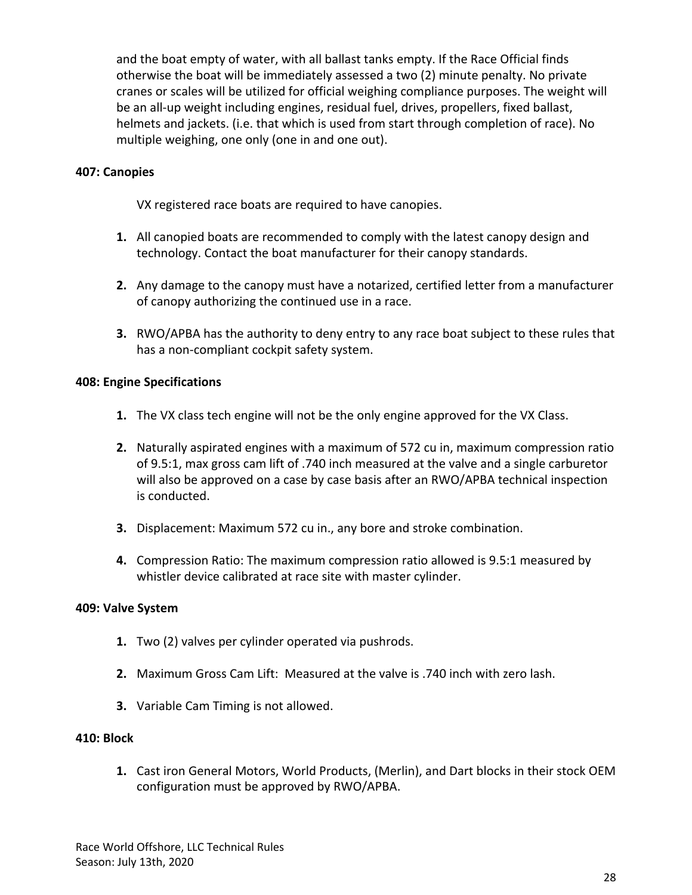and the boat empty of water, with all ballast tanks empty. If the Race Official finds otherwise the boat will be immediately assessed a two (2) minute penalty. No private cranes or scales will be utilized for official weighing compliance purposes. The weight will be an all-up weight including engines, residual fuel, drives, propellers, fixed ballast, helmets and jackets. (i.e. that which is used from start through completion of race). No multiple weighing, one only (one in and one out).

**407: Canopies**

VX registered race boats are required to have canopies.

1. All canopied boats are recommended to comply with the latest canopy design and technology. Contact the boat manufacturer for their canopy standards.

2. Any damage to the canopy must have a notarized, certified letter from a manufacturer of canopy authorizing the continued use in a race.

3. RWO/APBA has the authority to deny entry to any race boat subject to these rules that has a non-compliant cockpit safety system.

**408: Engine Specifications**

1. The VX class tech engine will not be the only engine approved for the VX Class.

2. Naturally aspirated engines with a maximum of 572 cu in, maximum compression ratio of 9.5:1, max gross cam lift of .740 inch measured at the valve and a single carburetor will also be approved on a case by case basis after an RWO/APBA technical inspection is conducted.

3. Displacement: Maximum 572 cu in., any bore and stroke combination.

4. Compression Ratio: The maximum compression ratio allowed is 9.5:1 measured by whistler device calibrated at race site with master cylinder.

**409: Valve System**

1. Two (2) valves per cylinder operated via pushrods.

2. Maximum Gross Cam Lift: Measured at the valve is .740 inch with zero lash.

3. Variable Cam Timing is not allowed.

**410: Block**

1. Cast iron General Motors, World Products, (Merlin), and Dart blocks in their stock OEM configuration must be approved by RWO/APBA.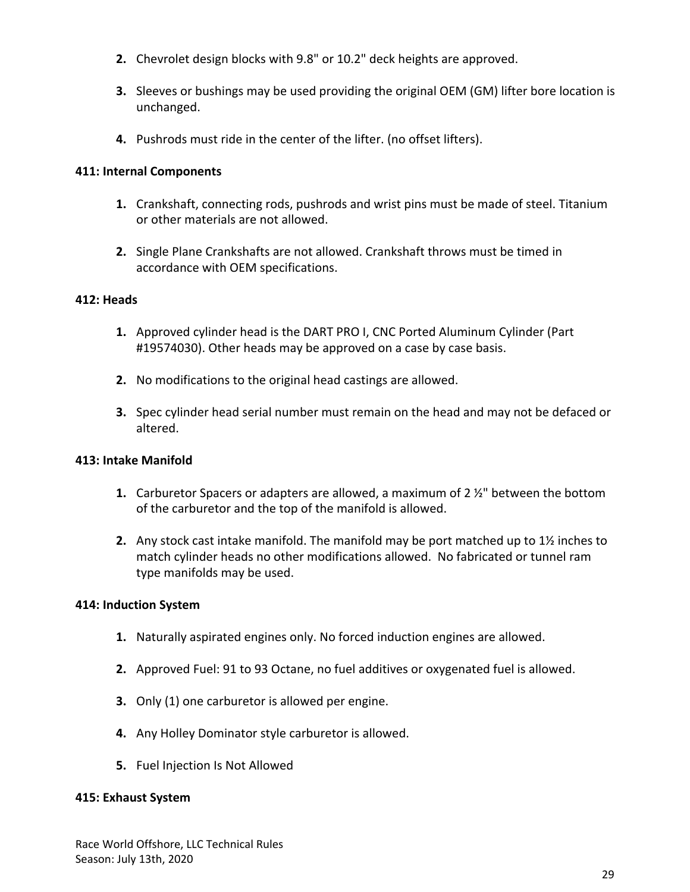2. Chevrolet design blocks with 9.8" or 10.2" deck heights are approved.

3. Sleeves or bushings may be used providing the original OEM (GM) lifter bore location is unchanged.

4. Pushrods must ride in the center of the lifter. (no offset lifters).

**411: Internal Components**

1. Crankshaft, connecting rods, pushrods and wrist pins must be made of steel. Titanium or other materials are not allowed.

2. Single Plane Crankshafts are not allowed. Crankshaft throws must be timed in accordance with OEM specifications.

**412: Heads**

1. Approved cylinder head is the DART PRO I, CNC Ported Aluminum Cylinder (Part #19574030). Other heads may be approved on a case by case basis.

2. No modifications to the original head castings are allowed.

3. Spec cylinder head serial number must remain on the head and may not be defaced or altered.

**413: Intake Manifold**

1. Carburetor Spacers or adapters are allowed, a maximum of 2 ½" between the bottom of the carburetor and the top of the manifold is allowed.

2. Any stock cast intake manifold. The manifold may be port matched up to 1½ inches to match cylinder heads no other modifications allowed. No fabricated or tunnel ram type manifolds may be used.

**414: Induction System**

1. Naturally aspirated engines only. No forced induction engines are allowed.

2. Approved Fuel: 91 to 93 Octane, no fuel additives or oxygenated fuel is allowed.

3. Only (1) one carburetor is allowed per engine.

4. Any Holley Dominator style carburetor is allowed.

5. Fuel Injection Is Not Allowed

**415: Exhaust System**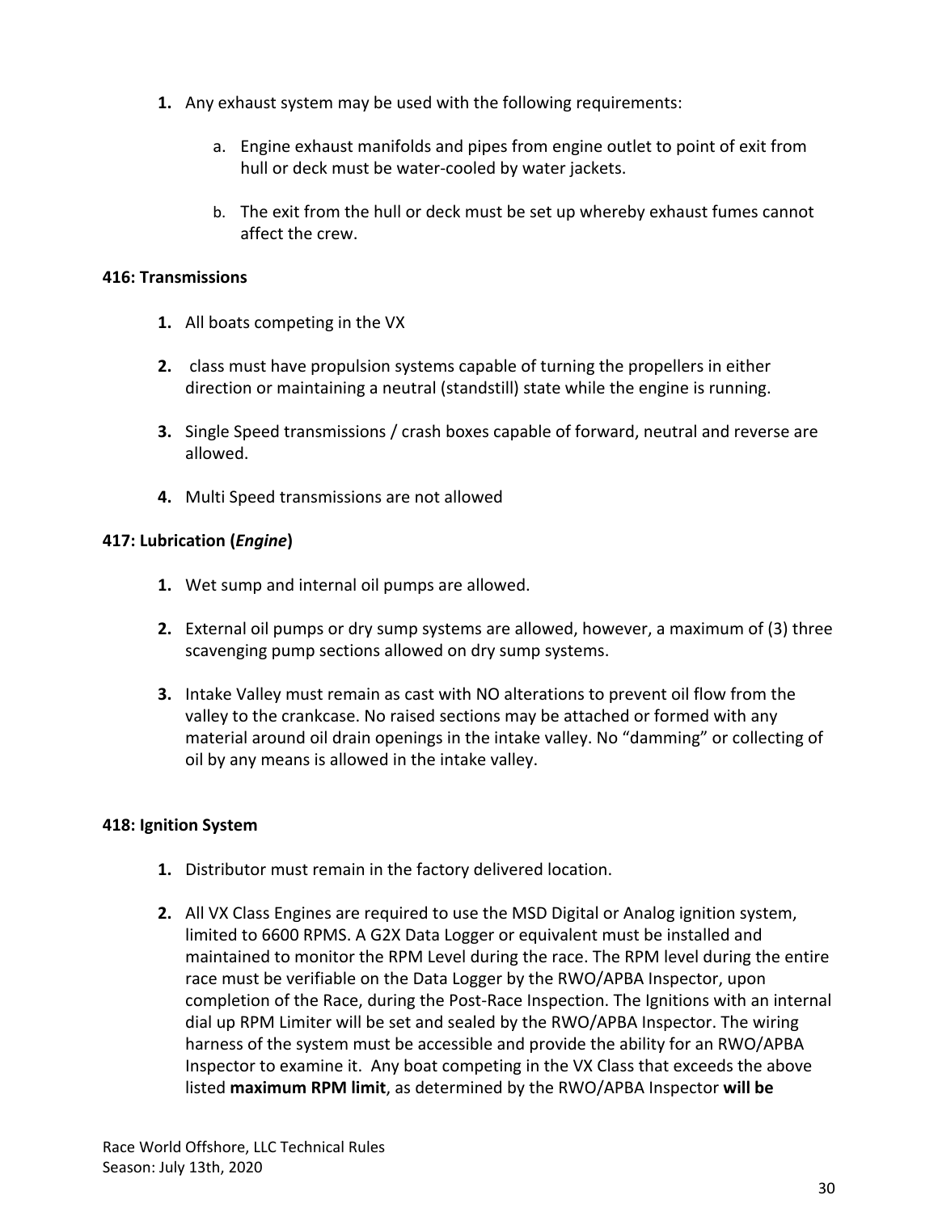1. Any exhaust system may be used with the following requirements:

    a. Engine exhaust manifolds and pipes from engine outlet to point of exit from hull or deck must be water-cooled by water jackets.

    b. The exit from the hull or deck must be set up whereby exhaust fumes cannot affect the crew.

**416: Transmissions**

1. All boats competing in the VX

2. class must have propulsion systems capable of turning the propellers in either direction or maintaining a neutral (standstill) state while the engine is running.

3. Single Speed transmissions / crash boxes capable of forward, neutral and reverse are allowed.

4. Multi Speed transmissions are not allowed

**417: Lubrication (*Engine*)**

1. Wet sump and internal oil pumps are allowed.

2. External oil pumps or dry sump systems are allowed, however, a maximum of (3) three scavenging pump sections allowed on dry sump systems.

3. Intake Valley must remain as cast with NO alterations to prevent oil flow from the valley to the crankcase. No raised sections may be attached or formed with any material around oil drain openings in the intake valley. No "damming" or collecting of oil by any means is allowed in the intake valley.

**418: Ignition System**

1. Distributor must remain in the factory delivered location.

2. All VX Class Engines are required to use the MSD Digital or Analog ignition system, limited to 6600 RPMS. A G2X Data Logger or equivalent must be installed and maintained to monitor the RPM Level during the race. The RPM level during the entire race must be verifiable on the Data Logger by the RWO/APBA Inspector, upon completion of the Race, during the Post-Race Inspection. The Ignitions with an internal dial up RPM Limiter will be set and sealed by the RWO/APBA Inspector. The wiring harness of the system must be accessible and provide the ability for an RWO/APBA Inspector to examine it. Any boat competing in the VX Class that exceeds the above listed **maximum RPM limit**, as determined by the RWO/APBA Inspector **will be**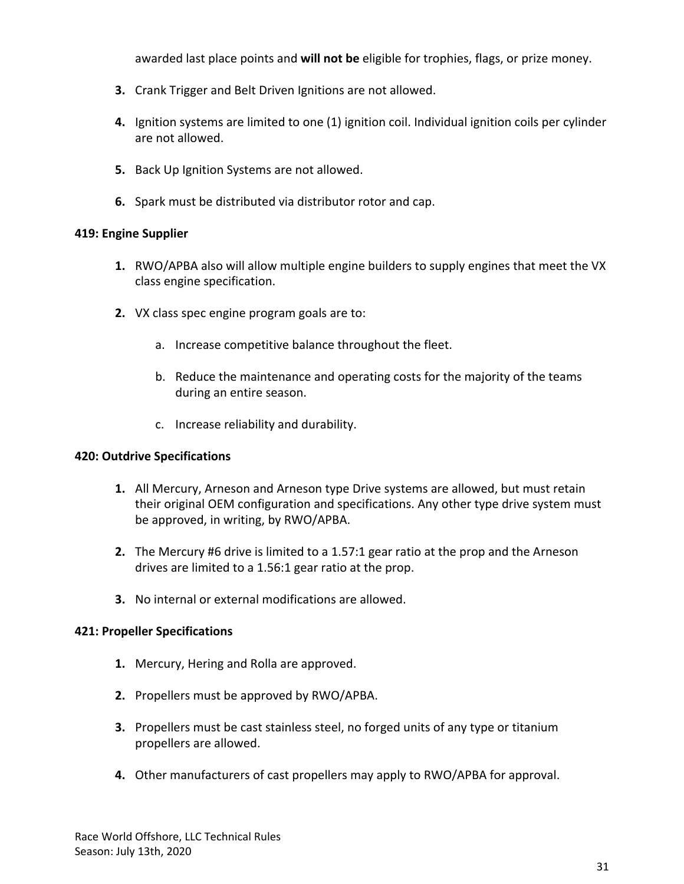awarded last place points and **will not be** eligible for trophies, flags, or prize money.

3. Crank Trigger and Belt Driven Ignitions are not allowed.

4. Ignition systems are limited to one (1) ignition coil. Individual ignition coils per cylinder are not allowed.

5. Back Up Ignition Systems are not allowed.

6. Spark must be distributed via distributor rotor and cap.

**419: Engine Supplier**

1. RWO/APBA also will allow multiple engine builders to supply engines that meet the VX class engine specification.

2. VX class spec engine program goals are to:

    a. Increase competitive balance throughout the fleet.

    b. Reduce the maintenance and operating costs for the majority of the teams during an entire season.

    c. Increase reliability and durability.

**420: Outdrive Specifications**

1. All Mercury, Arneson and Arneson type Drive systems are allowed, but must retain their original OEM configuration and specifications. Any other type drive system must be approved, in writing, by RWO/APBA.

2. The Mercury #6 drive is limited to a 1.57:1 gear ratio at the prop and the Arneson drives are limited to a 1.56:1 gear ratio at the prop.

3. No internal or external modifications are allowed.

**421: Propeller Specifications**

1. Mercury, Hering and Rolla are approved.

2. Propellers must be approved by RWO/APBA.

3. Propellers must be cast stainless steel, no forged units of any type or titanium propellers are allowed.

4. Other manufacturers of cast propellers may apply to RWO/APBA for approval.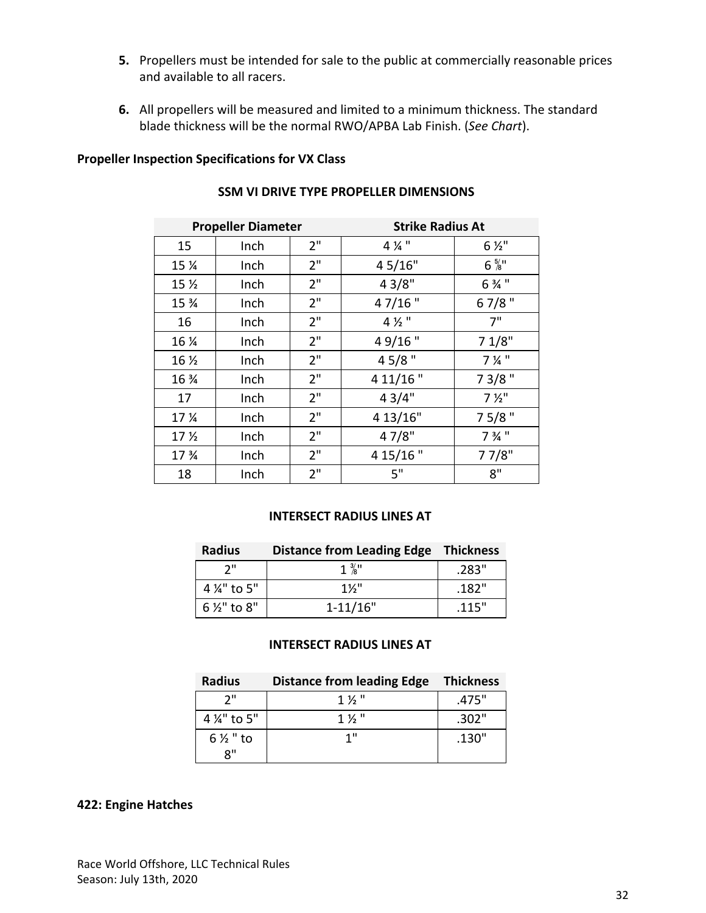5. Propellers must be intended for sale to the public at commercially reasonable prices and available to all racers.

6. All propellers will be measured and limited to a minimum thickness. The standard blade thickness will be the normal RWO/APBA Lab Finish. (*See Chart*).

**Propeller Inspection Specifications for VX Class**

**SSM VI DRIVE TYPE PROPELLER DIMENSIONS**

| Propeller Diameter | | | Strike Radius At | |
|---|---|---|---|---|
| 15 | Inch | 2" | 4 ¼ " | 6 ½" |
| 15 ¼ | Inch | 2" | 4 5/16" | 6 ⅝" |
| 15 ½ | Inch | 2" | 4 3/8" | 6 ¾ " |
| 15 ¾ | Inch | 2" | 4 7/16 " | 6 7/8 " |
| 16 | Inch | 2" | 4 ½ " | 7" |
| 16 ¼ | Inch | 2" | 4 9/16 " | 7 1/8" |
| 16 ½ | Inch | 2" | 4 5/8 " | 7 ¼ " |
| 16 ¾ | Inch | 2" | 4 11/16 " | 7 3/8 " |
| 17 | Inch | 2" | 4 3/4" | 7 ½" |
| 17 ¼ | Inch | 2" | 4 13/16" | 7 5/8 " |
| 17 ½ | Inch | 2" | 4 7/8" | 7 ¾ " |
| 17 ¾ | Inch | 2" | 4 15/16 " | 7 7/8" |
| 18 | Inch | 2" | 5" | 8" |

**INTERSECT RADIUS LINES AT**

| Radius | Distance from Leading Edge | Thickness |
|---|---|---|
| 2" | 1 ⅜" | .283" |
| 4 ¼" to 5" | 1½" | .182" |
| 6 ½" to 8" | 1-11/16" | .115" |

**INTERSECT RADIUS LINES AT**

| Radius | Distance from leading Edge | Thickness |
|---|---|---|
| 2" | 1 ½ " | .475" |
| 4 ¼" to 5" | 1 ½ " | .302" |
| 6 ½ " to 8" | 1" | .130" |

**422: Engine Hatches**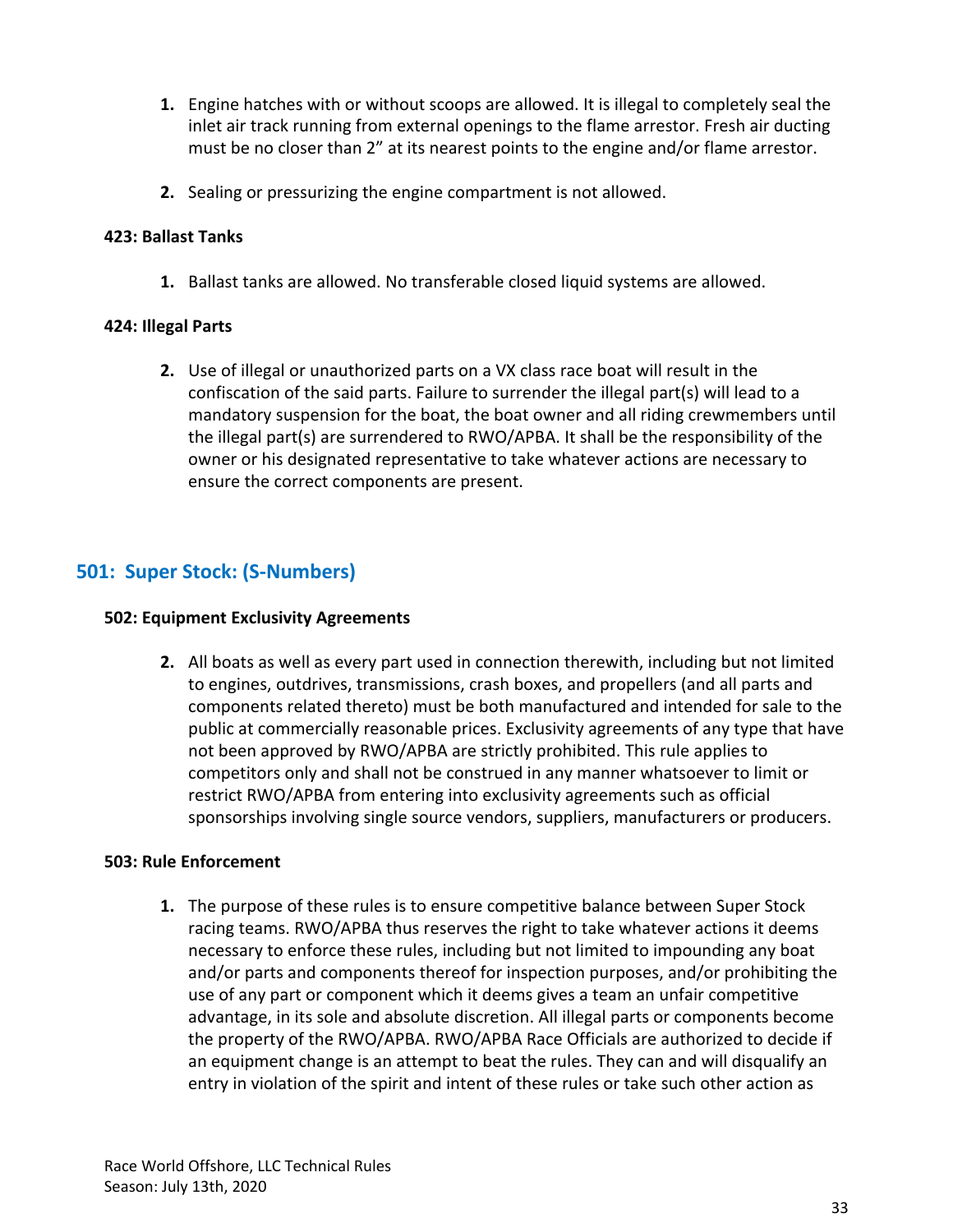1. Engine hatches with or without scoops are allowed. It is illegal to completely seal the inlet air track running from external openings to the flame arrestor. Fresh air ducting must be no closer than 2" at its nearest points to the engine and/or flame arrestor.

2. Sealing or pressurizing the engine compartment is not allowed.

#### 423: Ballast Tanks

1. Ballast tanks are allowed. No transferable closed liquid systems are allowed.

#### 424: Illegal Parts

2. Use of illegal or unauthorized parts on a VX class race boat will result in the confiscation of the said parts. Failure to surrender the illegal part(s) will lead to a mandatory suspension for the boat, the boat owner and all riding crewmembers until the illegal part(s) are surrendered to RWO/APBA. It shall be the responsibility of the owner or his designated representative to take whatever actions are necessary to ensure the correct components are present.

## 501: Super Stock: (S-Numbers)

#### 502: Equipment Exclusivity Agreements

2. All boats as well as every part used in connection therewith, including but not limited to engines, outdrives, transmissions, crash boxes, and propellers (and all parts and components related thereto) must be both manufactured and intended for sale to the public at commercially reasonable prices. Exclusivity agreements of any type that have not been approved by RWO/APBA are strictly prohibited. This rule applies to competitors only and shall not be construed in any manner whatsoever to limit or restrict RWO/APBA from entering into exclusivity agreements such as official sponsorships involving single source vendors, suppliers, manufacturers or producers.

#### 503: Rule Enforcement

1. The purpose of these rules is to ensure competitive balance between Super Stock racing teams. RWO/APBA thus reserves the right to take whatever actions it deems necessary to enforce these rules, including but not limited to impounding any boat and/or parts and components thereof for inspection purposes, and/or prohibiting the use of any part or component which it deems gives a team an unfair competitive advantage, in its sole and absolute discretion. All illegal parts or components become the property of the RWO/APBA. RWO/APBA Race Officials are authorized to decide if an equipment change is an attempt to beat the rules. They can and will disqualify an entry in violation of the spirit and intent of these rules or take such other action as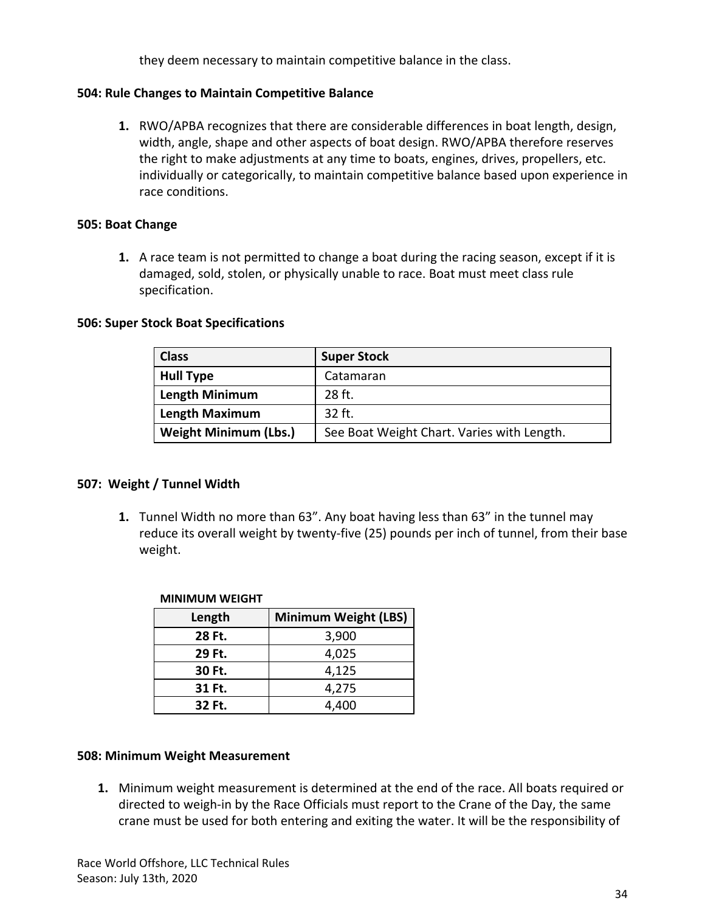they deem necessary to maintain competitive balance in the class.

**504: Rule Changes to Maintain Competitive Balance**

1. RWO/APBA recognizes that there are considerable differences in boat length, design, width, angle, shape and other aspects of boat design. RWO/APBA therefore reserves the right to make adjustments at any time to boats, engines, drives, propellers, etc. individually or categorically, to maintain competitive balance based upon experience in race conditions.

**505: Boat Change**

1. A race team is not permitted to change a boat during the racing season, except if it is damaged, sold, stolen, or physically unable to race. Boat must meet class rule specification.

**506: Super Stock Boat Specifications**

| **Class** | **Super Stock** |
|---|---|
| **Hull Type** | Catamaran |
| **Length Minimum** | 28 ft. |
| **Length Maximum** | 32 ft. |
| **Weight Minimum (Lbs.)** | See Boat Weight Chart. Varies with Length. |

**507: Weight / Tunnel Width**

1. Tunnel Width no more than 63”. Any boat having less than 63” in the tunnel may reduce its overall weight by twenty-five (25) pounds per inch of tunnel, from their base weight.

**MINIMUM WEIGHT**

| Length | Minimum Weight (LBS) |
|---|---|
| **28 Ft.** | 3,900 |
| **29 Ft.** | 4,025 |
| **30 Ft.** | 4,125 |
| **31 Ft.** | 4,275 |
| **32 Ft.** | 4,400 |

**508: Minimum Weight Measurement**

1. Minimum weight measurement is determined at the end of the race. All boats required or directed to weigh-in by the Race Officials must report to the Crane of the Day, the same crane must be used for both entering and exiting the water. It will be the responsibility of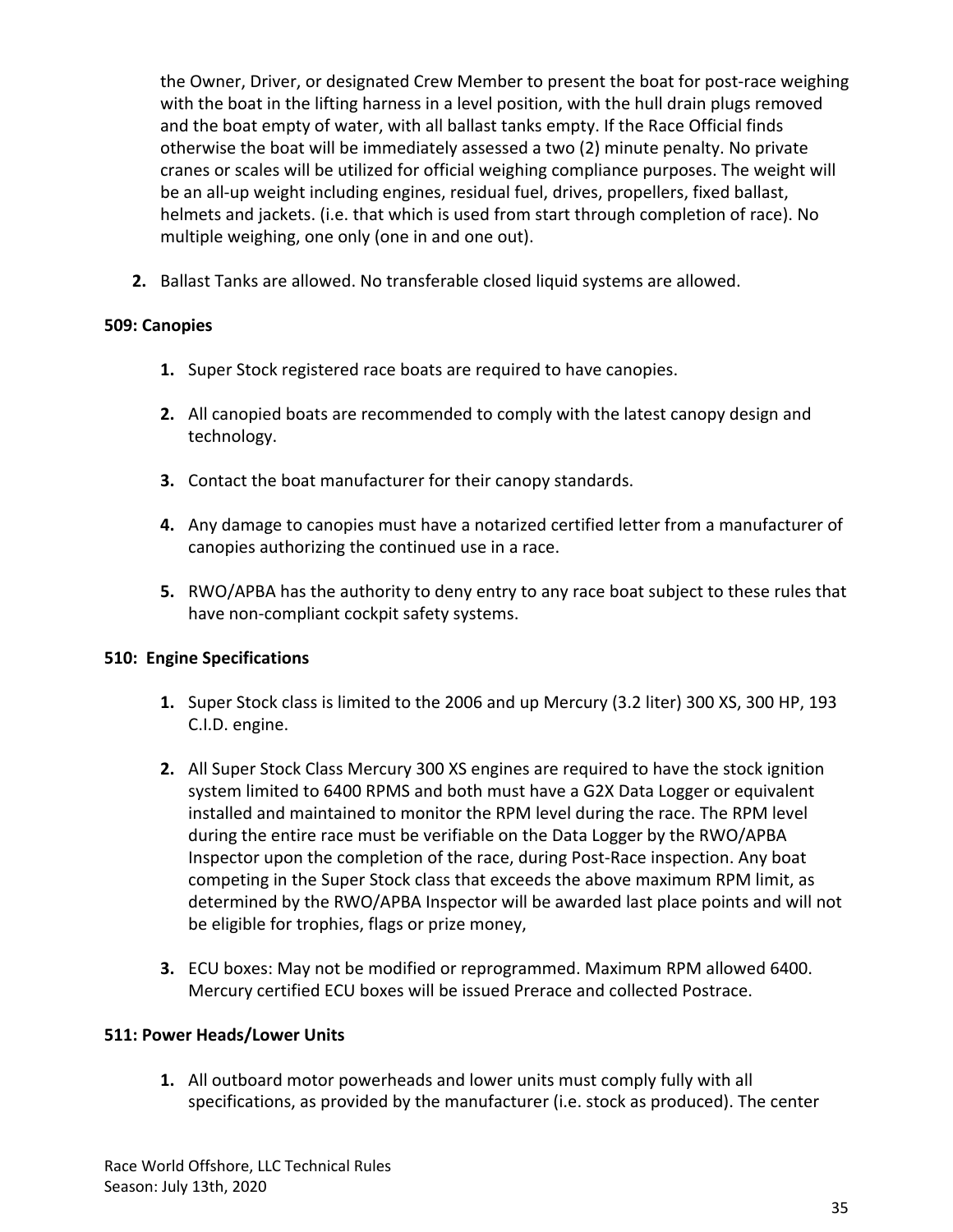the Owner, Driver, or designated Crew Member to present the boat for post-race weighing with the boat in the lifting harness in a level position, with the hull drain plugs removed and the boat empty of water, with all ballast tanks empty. If the Race Official finds otherwise the boat will be immediately assessed a two (2) minute penalty. No private cranes or scales will be utilized for official weighing compliance purposes. The weight will be an all-up weight including engines, residual fuel, drives, propellers, fixed ballast, helmets and jackets. (i.e. that which is used from start through completion of race). No multiple weighing, one only (one in and one out).

2. Ballast Tanks are allowed. No transferable closed liquid systems are allowed.

**509: Canopies**

1. Super Stock registered race boats are required to have canopies.

2. All canopied boats are recommended to comply with the latest canopy design and technology.

3. Contact the boat manufacturer for their canopy standards.

4. Any damage to canopies must have a notarized certified letter from a manufacturer of canopies authorizing the continued use in a race.

5. RWO/APBA has the authority to deny entry to any race boat subject to these rules that have non-compliant cockpit safety systems.

**510: Engine Specifications**

1. Super Stock class is limited to the 2006 and up Mercury (3.2 liter) 300 XS, 300 HP, 193 C.I.D. engine.

2. All Super Stock Class Mercury 300 XS engines are required to have the stock ignition system limited to 6400 RPMS and both must have a G2X Data Logger or equivalent installed and maintained to monitor the RPM level during the race. The RPM level during the entire race must be verifiable on the Data Logger by the RWO/APBA Inspector upon the completion of the race, during Post-Race inspection. Any boat competing in the Super Stock class that exceeds the above maximum RPM limit, as determined by the RWO/APBA Inspector will be awarded last place points and will not be eligible for trophies, flags or prize money,

3. ECU boxes: May not be modified or reprogrammed. Maximum RPM allowed 6400. Mercury certified ECU boxes will be issued Prerace and collected Postrace.

**511: Power Heads/Lower Units**

1. All outboard motor powerheads and lower units must comply fully with all specifications, as provided by the manufacturer (i.e. stock as produced). The center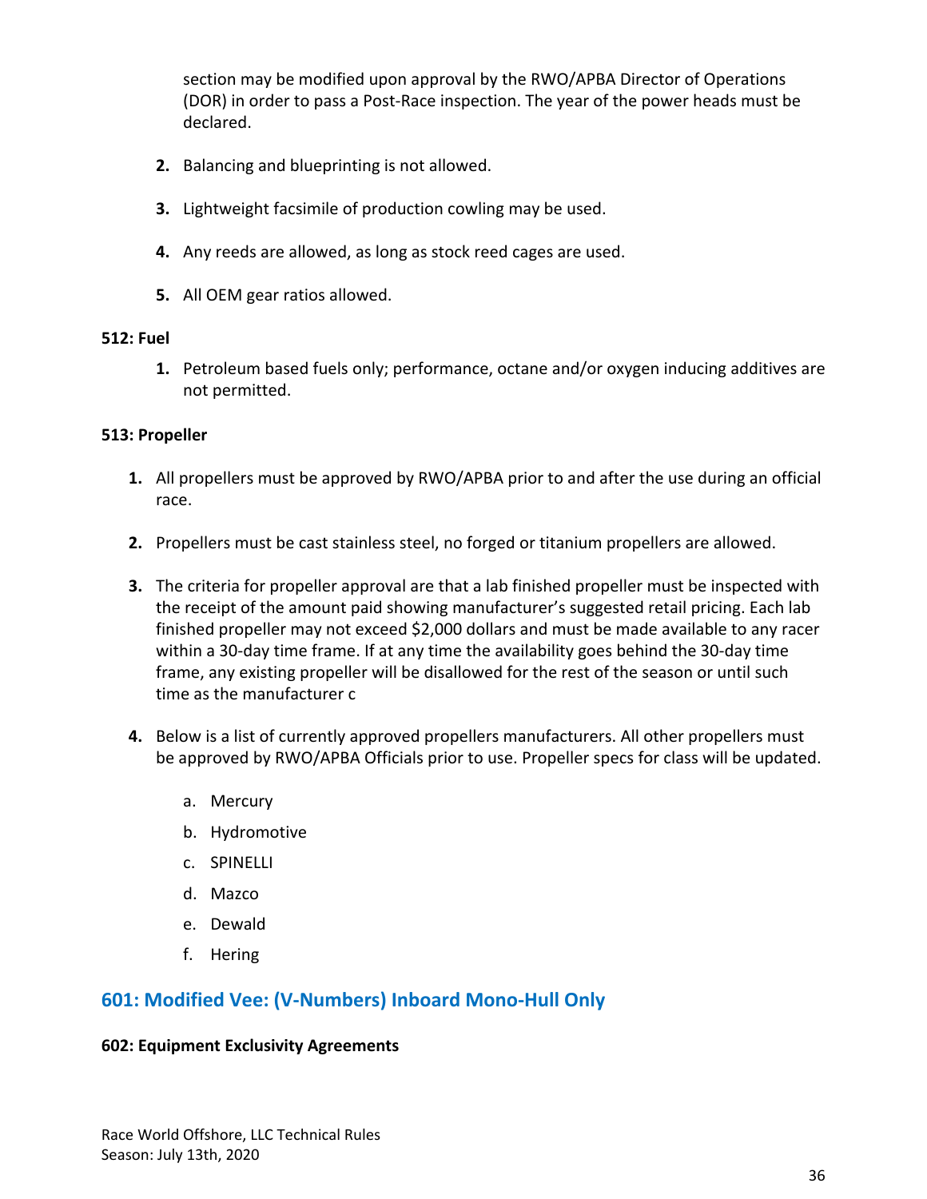section may be modified upon approval by the RWO/APBA Director of Operations (DOR) in order to pass a Post-Race inspection. The year of the power heads must be declared.

2. Balancing and blueprinting is not allowed.

3. Lightweight facsimile of production cowling may be used.

4. Any reeds are allowed, as long as stock reed cages are used.

5. All OEM gear ratios allowed.

**512: Fuel**

1. Petroleum based fuels only; performance, octane and/or oxygen inducing additives are not permitted.

**513: Propeller**

1. All propellers must be approved by RWO/APBA prior to and after the use during an official race.

2. Propellers must be cast stainless steel, no forged or titanium propellers are allowed.

3. The criteria for propeller approval are that a lab finished propeller must be inspected with the receipt of the amount paid showing manufacturer's suggested retail pricing. Each lab finished propeller may not exceed $2,000 dollars and must be made available to any racer within a 30-day time frame. If at any time the availability goes behind the 30-day time frame, any existing propeller will be disallowed for the rest of the season or until such time as the manufacturer c

4. Below is a list of currently approved propellers manufacturers. All other propellers must be approved by RWO/APBA Officials prior to use. Propeller specs for class will be updated.

   a. Mercury
   b. Hydromotive
   c. SPINELLI
   d. Mazco
   e. Dewald
   f. Hering

## 601: Modified Vee: (V-Numbers) Inboard Mono-Hull Only

**602: Equipment Exclusivity Agreements**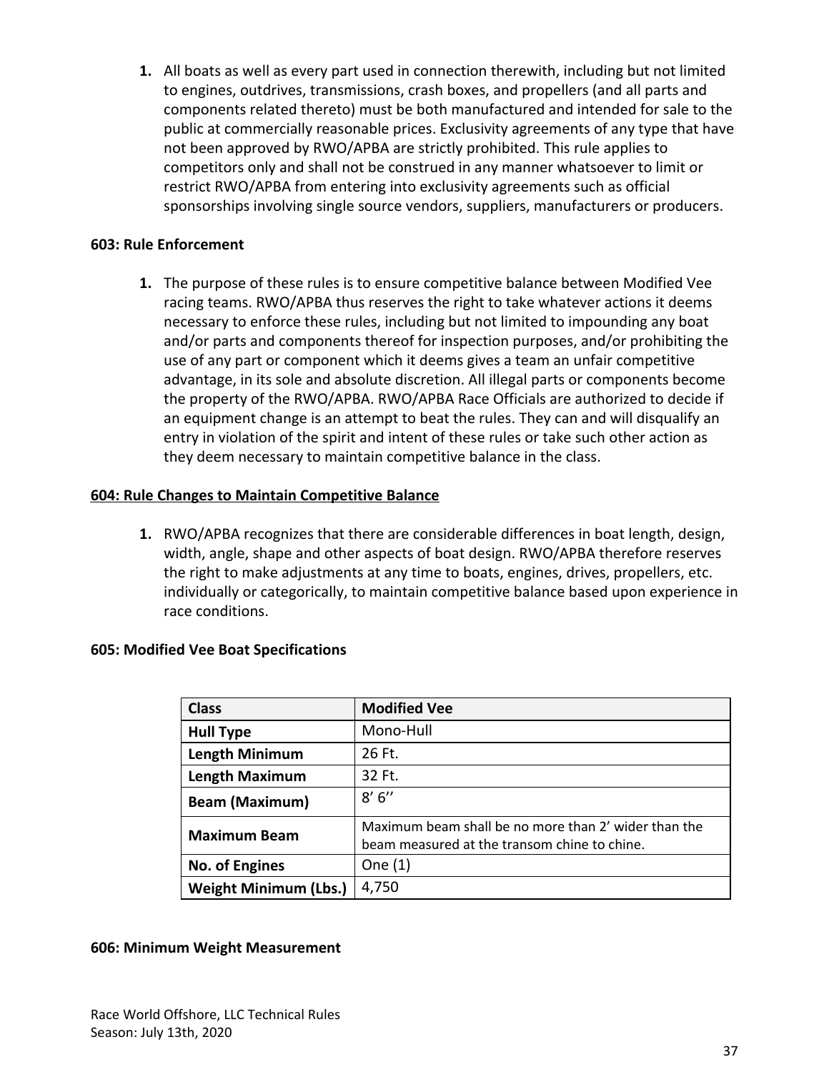1. All boats as well as every part used in connection therewith, including but not limited to engines, outdrives, transmissions, crash boxes, and propellers (and all parts and components related thereto) must be both manufactured and intended for sale to the public at commercially reasonable prices. Exclusivity agreements of any type that have not been approved by RWO/APBA are strictly prohibited. This rule applies to competitors only and shall not be construed in any manner whatsoever to limit or restrict RWO/APBA from entering into exclusivity agreements such as official sponsorships involving single source vendors, suppliers, manufacturers or producers.

### 603: Rule Enforcement

1. The purpose of these rules is to ensure competitive balance between Modified Vee racing teams. RWO/APBA thus reserves the right to take whatever actions it deems necessary to enforce these rules, including but not limited to impounding any boat and/or parts and components thereof for inspection purposes, and/or prohibiting the use of any part or component which it deems gives a team an unfair competitive advantage, in its sole and absolute discretion. All illegal parts or components become the property of the RWO/APBA. RWO/APBA Race Officials are authorized to decide if an equipment change is an attempt to beat the rules. They can and will disqualify an entry in violation of the spirit and intent of these rules or take such other action as they deem necessary to maintain competitive balance in the class.

### <u>604: Rule Changes to Maintain Competitive Balance</u>

1. RWO/APBA recognizes that there are considerable differences in boat length, design, width, angle, shape and other aspects of boat design. RWO/APBA therefore reserves the right to make adjustments at any time to boats, engines, drives, propellers, etc. individually or categorically, to maintain competitive balance based upon experience in race conditions.

### 605: Modified Vee Boat Specifications

| Class | Modified Vee |
|---|---|
| Hull Type | Mono-Hull |
| Length Minimum | 26 Ft. |
| Length Maximum | 32 Ft. |
| Beam (Maximum) | 8' 6'' |
| Maximum Beam | Maximum beam shall be no more than 2' wider than the beam measured at the transom chine to chine. |
| No. of Engines | One (1) |
| Weight Minimum (Lbs.) | 4,750 |

### 606: Minimum Weight Measurement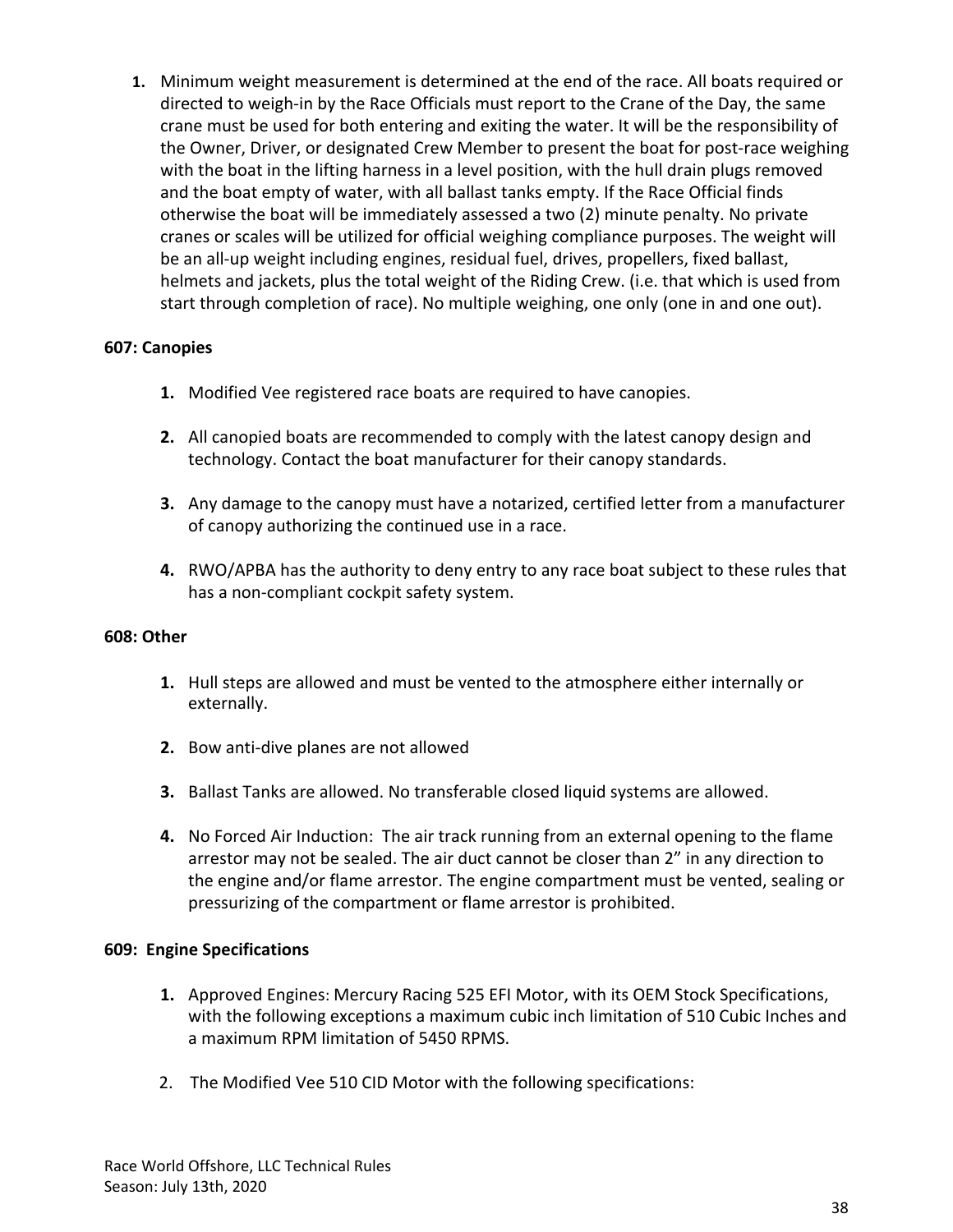1. Minimum weight measurement is determined at the end of the race. All boats required or directed to weigh-in by the Race Officials must report to the Crane of the Day, the same crane must be used for both entering and exiting the water. It will be the responsibility of the Owner, Driver, or designated Crew Member to present the boat for post-race weighing with the boat in the lifting harness in a level position, with the hull drain plugs removed and the boat empty of water, with all ballast tanks empty. If the Race Official finds otherwise the boat will be immediately assessed a two (2) minute penalty. No private cranes or scales will be utilized for official weighing compliance purposes. The weight will be an all-up weight including engines, residual fuel, drives, propellers, fixed ballast, helmets and jackets, plus the total weight of the Riding Crew. (i.e. that which is used from start through completion of race). No multiple weighing, one only (one in and one out).

**607: Canopies**

1. Modified Vee registered race boats are required to have canopies.

2. All canopied boats are recommended to comply with the latest canopy design and technology. Contact the boat manufacturer for their canopy standards.

3. Any damage to the canopy must have a notarized, certified letter from a manufacturer of canopy authorizing the continued use in a race.

4. RWO/APBA has the authority to deny entry to any race boat subject to these rules that has a non-compliant cockpit safety system.

**608: Other**

1. Hull steps are allowed and must be vented to the atmosphere either internally or externally.

2. Bow anti-dive planes are not allowed

3. Ballast Tanks are allowed. No transferable closed liquid systems are allowed.

4. No Forced Air Induction: The air track running from an external opening to the flame arrestor may not be sealed. The air duct cannot be closer than 2" in any direction to the engine and/or flame arrestor. The engine compartment must be vented, sealing or pressurizing of the compartment or flame arrestor is prohibited.

**609: Engine Specifications**

1. Approved Engines: Mercury Racing 525 EFI Motor, with its OEM Stock Specifications, with the following exceptions a maximum cubic inch limitation of 510 Cubic Inches and a maximum RPM limitation of 5450 RPMS.

2. The Modified Vee 510 CID Motor with the following specifications: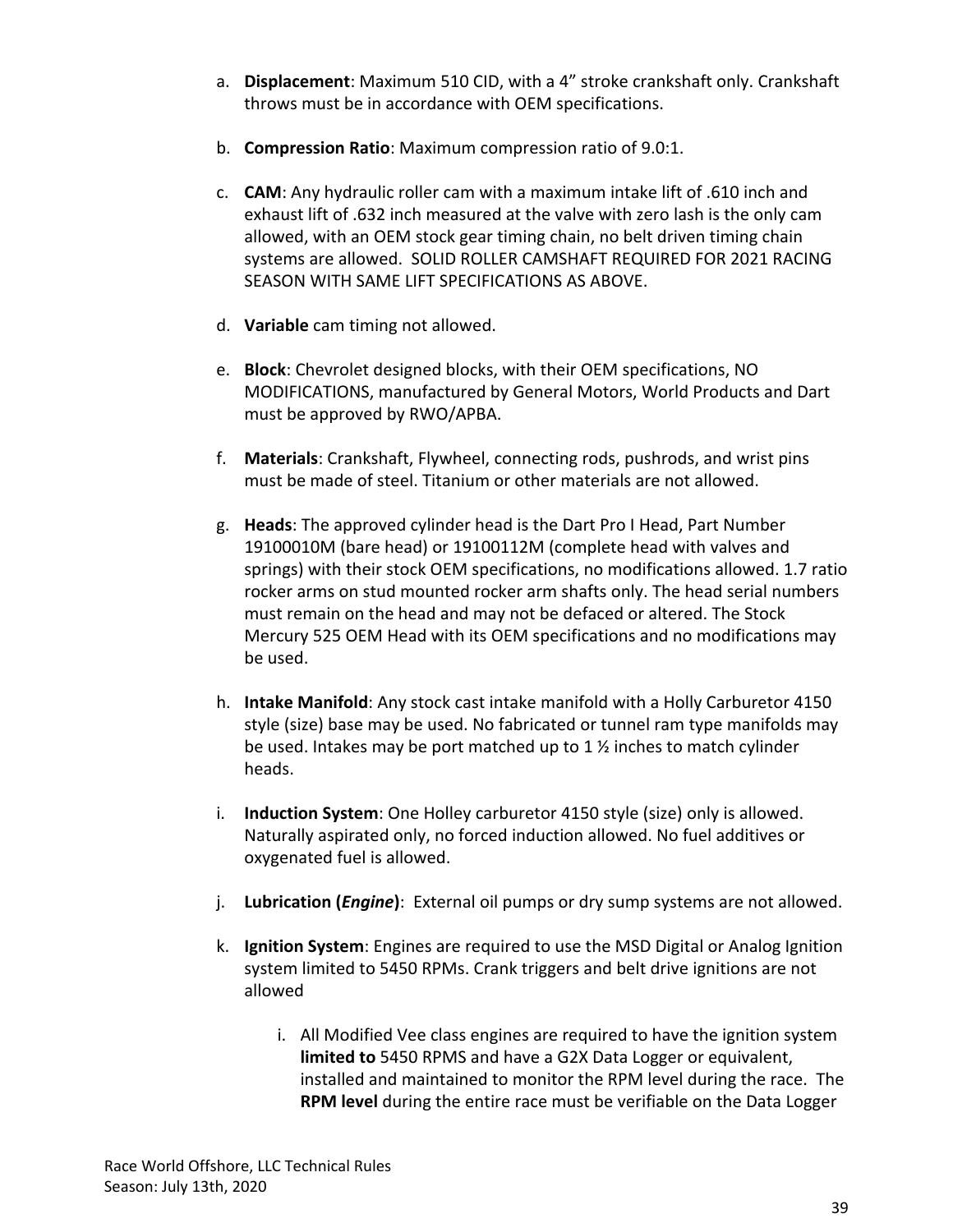a. **Displacement**: Maximum 510 CID, with a 4" stroke crankshaft only. Crankshaft throws must be in accordance with OEM specifications.

b. **Compression Ratio**: Maximum compression ratio of 9.0:1.

c. **CAM**: Any hydraulic roller cam with a maximum intake lift of .610 inch and exhaust lift of .632 inch measured at the valve with zero lash is the only cam allowed, with an OEM stock gear timing chain, no belt driven timing chain systems are allowed. SOLID ROLLER CAMSHAFT REQUIRED FOR 2021 RACING SEASON WITH SAME LIFT SPECIFICATIONS AS ABOVE.

d. **Variable** cam timing not allowed.

e. **Block**: Chevrolet designed blocks, with their OEM specifications, NO MODIFICATIONS, manufactured by General Motors, World Products and Dart must be approved by RWO/APBA.

f. **Materials**: Crankshaft, Flywheel, connecting rods, pushrods, and wrist pins must be made of steel. Titanium or other materials are not allowed.

g. **Heads**: The approved cylinder head is the Dart Pro I Head, Part Number 19100010M (bare head) or 19100112M (complete head with valves and springs) with their stock OEM specifications, no modifications allowed. 1.7 ratio rocker arms on stud mounted rocker arm shafts only. The head serial numbers must remain on the head and may not be defaced or altered. The Stock Mercury 525 OEM Head with its OEM specifications and no modifications may be used.

h. **Intake Manifold**: Any stock cast intake manifold with a Holly Carburetor 4150 style (size) base may be used. No fabricated or tunnel ram type manifolds may be used. Intakes may be port matched up to 1 ½ inches to match cylinder heads.

i. **Induction System**: One Holley carburetor 4150 style (size) only is allowed. Naturally aspirated only, no forced induction allowed. No fuel additives or oxygenated fuel is allowed.

j. **Lubrication (*Engine*)**: External oil pumps or dry sump systems are not allowed.

k. **Ignition System**: Engines are required to use the MSD Digital or Analog Ignition system limited to 5450 RPMs. Crank triggers and belt drive ignitions are not allowed

   i. All Modified Vee class engines are required to have the ignition system **limited to** 5450 RPMS and have a G2X Data Logger or equivalent, installed and maintained to monitor the RPM level during the race. The **RPM level** during the entire race must be verifiable on the Data Logger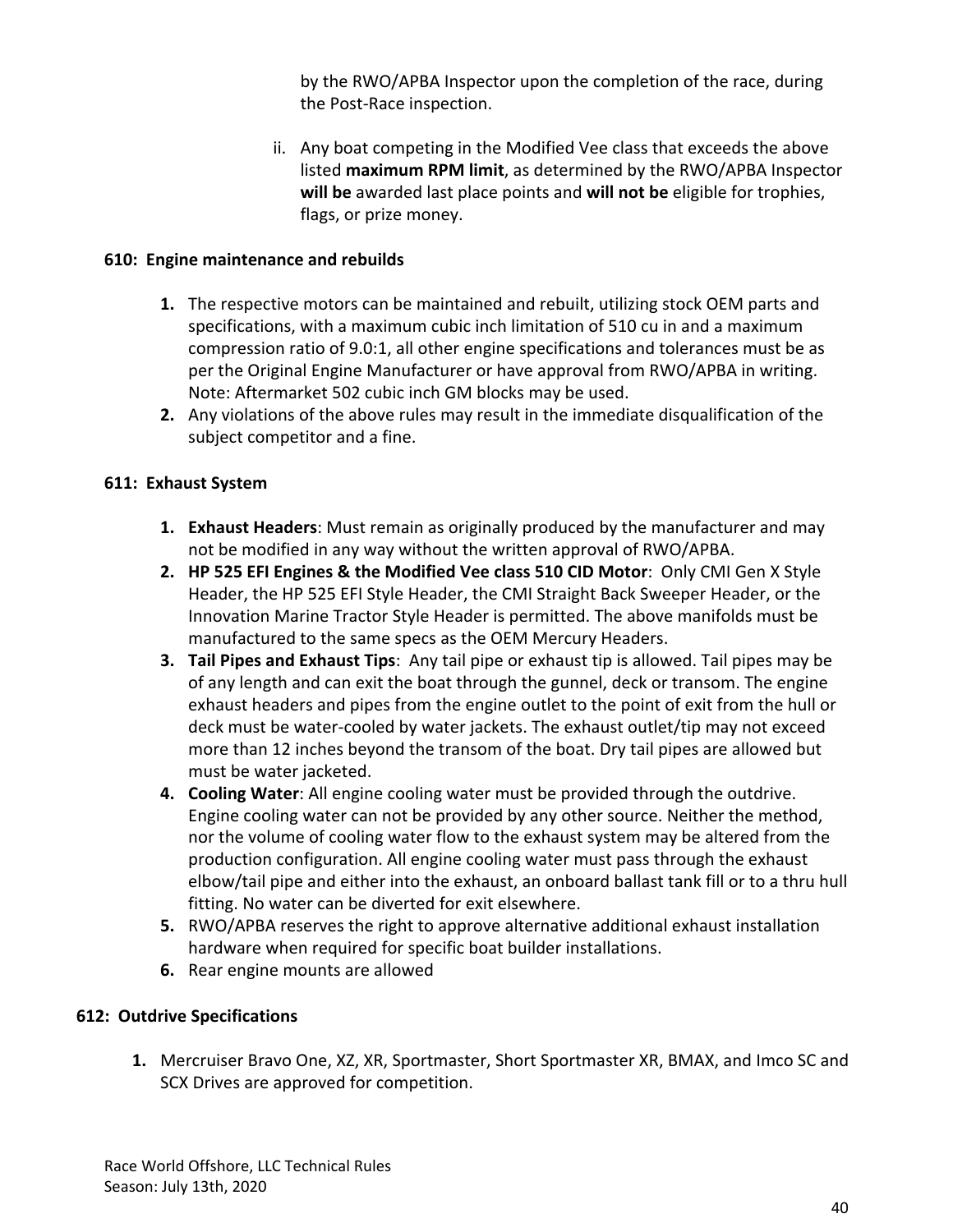by the RWO/APBA Inspector upon the completion of the race, during the Post-Race inspection.

ii. Any boat competing in the Modified Vee class that exceeds the above listed **maximum RPM limit**, as determined by the RWO/APBA Inspector **will be** awarded last place points and **will not be** eligible for trophies, flags, or prize money.

**610: Engine maintenance and rebuilds**

1. The respective motors can be maintained and rebuilt, utilizing stock OEM parts and specifications, with a maximum cubic inch limitation of 510 cu in and a maximum compression ratio of 9.0:1, all other engine specifications and tolerances must be as per the Original Engine Manufacturer or have approval from RWO/APBA in writing. Note: Aftermarket 502 cubic inch GM blocks may be used.
2. Any violations of the above rules may result in the immediate disqualification of the subject competitor and a fine.

**611: Exhaust System**

1. **Exhaust Headers**: Must remain as originally produced by the manufacturer and may not be modified in any way without the written approval of RWO/APBA.
2. **HP 525 EFI Engines & the Modified Vee class 510 CID Motor**: Only CMI Gen X Style Header, the HP 525 EFI Style Header, the CMI Straight Back Sweeper Header, or the Innovation Marine Tractor Style Header is permitted. The above manifolds must be manufactured to the same specs as the OEM Mercury Headers.
3. **Tail Pipes and Exhaust Tips**: Any tail pipe or exhaust tip is allowed. Tail pipes may be of any length and can exit the boat through the gunnel, deck or transom. The engine exhaust headers and pipes from the engine outlet to the point of exit from the hull or deck must be water-cooled by water jackets. The exhaust outlet/tip may not exceed more than 12 inches beyond the transom of the boat. Dry tail pipes are allowed but must be water jacketed.
4. **Cooling Water**: All engine cooling water must be provided through the outdrive. Engine cooling water can not be provided by any other source. Neither the method, nor the volume of cooling water flow to the exhaust system may be altered from the production configuration. All engine cooling water must pass through the exhaust elbow/tail pipe and either into the exhaust, an onboard ballast tank fill or to a thru hull fitting. No water can be diverted for exit elsewhere.
5. RWO/APBA reserves the right to approve alternative additional exhaust installation hardware when required for specific boat builder installations.
6. Rear engine mounts are allowed

**612: Outdrive Specifications**

1. Mercruiser Bravo One, XZ, XR, Sportmaster, Short Sportmaster XR, BMAX, and Imco SC and SCX Drives are approved for competition.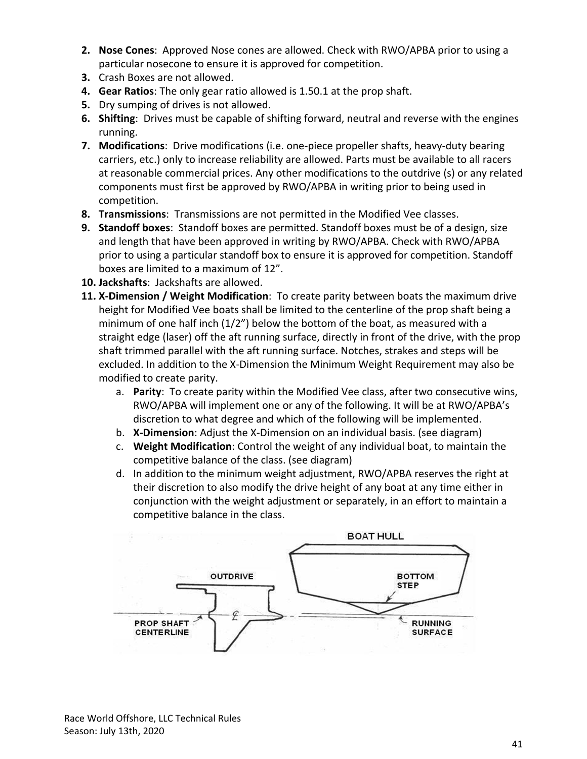2. **Nose Cones**: Approved Nose cones are allowed. Check with RWO/APBA prior to using a particular nosecone to ensure it is approved for competition.
3. Crash Boxes are not allowed.
4. **Gear Ratios**: The only gear ratio allowed is 1.50.1 at the prop shaft.
5. Dry sumping of drives is not allowed.
6. **Shifting**: Drives must be capable of shifting forward, neutral and reverse with the engines running.
7. **Modifications**: Drive modifications (i.e. one-piece propeller shafts, heavy-duty bearing carriers, etc.) only to increase reliability are allowed. Parts must be available to all racers at reasonable commercial prices. Any other modifications to the outdrive (s) or any related components must first be approved by RWO/APBA in writing prior to being used in competition.
8. **Transmissions**: Transmissions are not permitted in the Modified Vee classes.
9. **Standoff boxes**: Standoff boxes are permitted. Standoff boxes must be of a design, size and length that have been approved in writing by RWO/APBA. Check with RWO/APBA prior to using a particular standoff box to ensure it is approved for competition. Standoff boxes are limited to a maximum of 12".
10. **Jackshafts**: Jackshafts are allowed.
11. **X-Dimension / Weight Modification**: To create parity between boats the maximum drive height for Modified Vee boats shall be limited to the centerline of the prop shaft being a minimum of one half inch (1/2") below the bottom of the boat, as measured with a straight edge (laser) off the aft running surface, directly in front of the drive, with the prop shaft trimmed parallel with the aft running surface. Notches, strakes and steps will be excluded. In addition to the X-Dimension the Minimum Weight Requirement may also be modified to create parity.
    a. **Parity**: To create parity within the Modified Vee class, after two consecutive wins, RWO/APBA will implement one or any of the following. It will be at RWO/APBA's discretion to what degree and which of the following will be implemented.
    b. **X-Dimension**: Adjust the X-Dimension on an individual basis. (see diagram)
    c. **Weight Modification**: Control the weight of any individual boat, to maintain the competitive balance of the class. (see diagram)
    d. In addition to the minimum weight adjustment, RWO/APBA reserves the right at their discretion to also modify the drive height of any boat at any time either in conjunction with the weight adjustment or separately, in an effort to maintain a competitive balance in the class.

BOAT HULL

OUTDRIVE

BOTTOM STEP

PROP SHAFT CENTERLINE

RUNNING SURFACE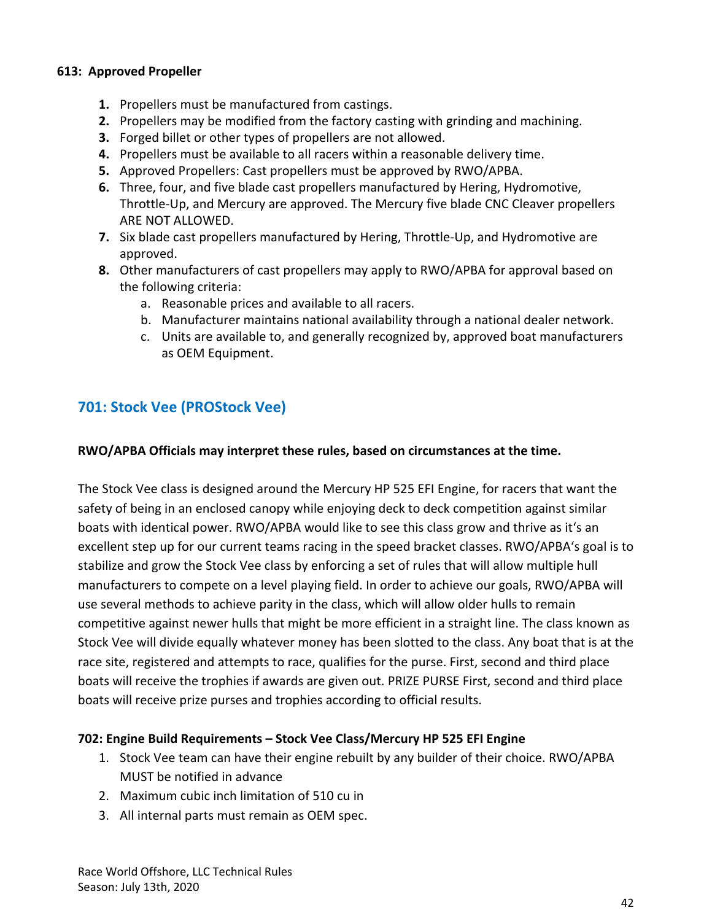**613: Approved Propeller**

1. Propellers must be manufactured from castings.
2. Propellers may be modified from the factory casting with grinding and machining.
3. Forged billet or other types of propellers are not allowed.
4. Propellers must be available to all racers within a reasonable delivery time.
5. Approved Propellers: Cast propellers must be approved by RWO/APBA.
6. Three, four, and five blade cast propellers manufactured by Hering, Hydromotive, Throttle-Up, and Mercury are approved. The Mercury five blade CNC Cleaver propellers ARE NOT ALLOWED.
7. Six blade cast propellers manufactured by Hering, Throttle-Up, and Hydromotive are approved.
8. Other manufacturers of cast propellers may apply to RWO/APBA for approval based on the following criteria:
    a. Reasonable prices and available to all racers.
    b. Manufacturer maintains national availability through a national dealer network.
    c. Units are available to, and generally recognized by, approved boat manufacturers as OEM Equipment.

## 701: Stock Vee (PROStock Vee)

**RWO/APBA Officials may interpret these rules, based on circumstances at the time.**

The Stock Vee class is designed around the Mercury HP 525 EFI Engine, for racers that want the safety of being in an enclosed canopy while enjoying deck to deck competition against similar boats with identical power. RWO/APBA would like to see this class grow and thrive as it's an excellent step up for our current teams racing in the speed bracket classes. RWO/APBA's goal is to stabilize and grow the Stock Vee class by enforcing a set of rules that will allow multiple hull manufacturers to compete on a level playing field. In order to achieve our goals, RWO/APBA will use several methods to achieve parity in the class, which will allow older hulls to remain competitive against newer hulls that might be more efficient in a straight line. The class known as Stock Vee will divide equally whatever money has been slotted to the class. Any boat that is at the race site, registered and attempts to race, qualifies for the purse. First, second and third place boats will receive the trophies if awards are given out. PRIZE PURSE First, second and third place boats will receive prize purses and trophies according to official results.

**702: Engine Build Requirements – Stock Vee Class/Mercury HP 525 EFI Engine**

1. Stock Vee team can have their engine rebuilt by any builder of their choice. RWO/APBA MUST be notified in advance
2. Maximum cubic inch limitation of 510 cu in
3. All internal parts must remain as OEM spec.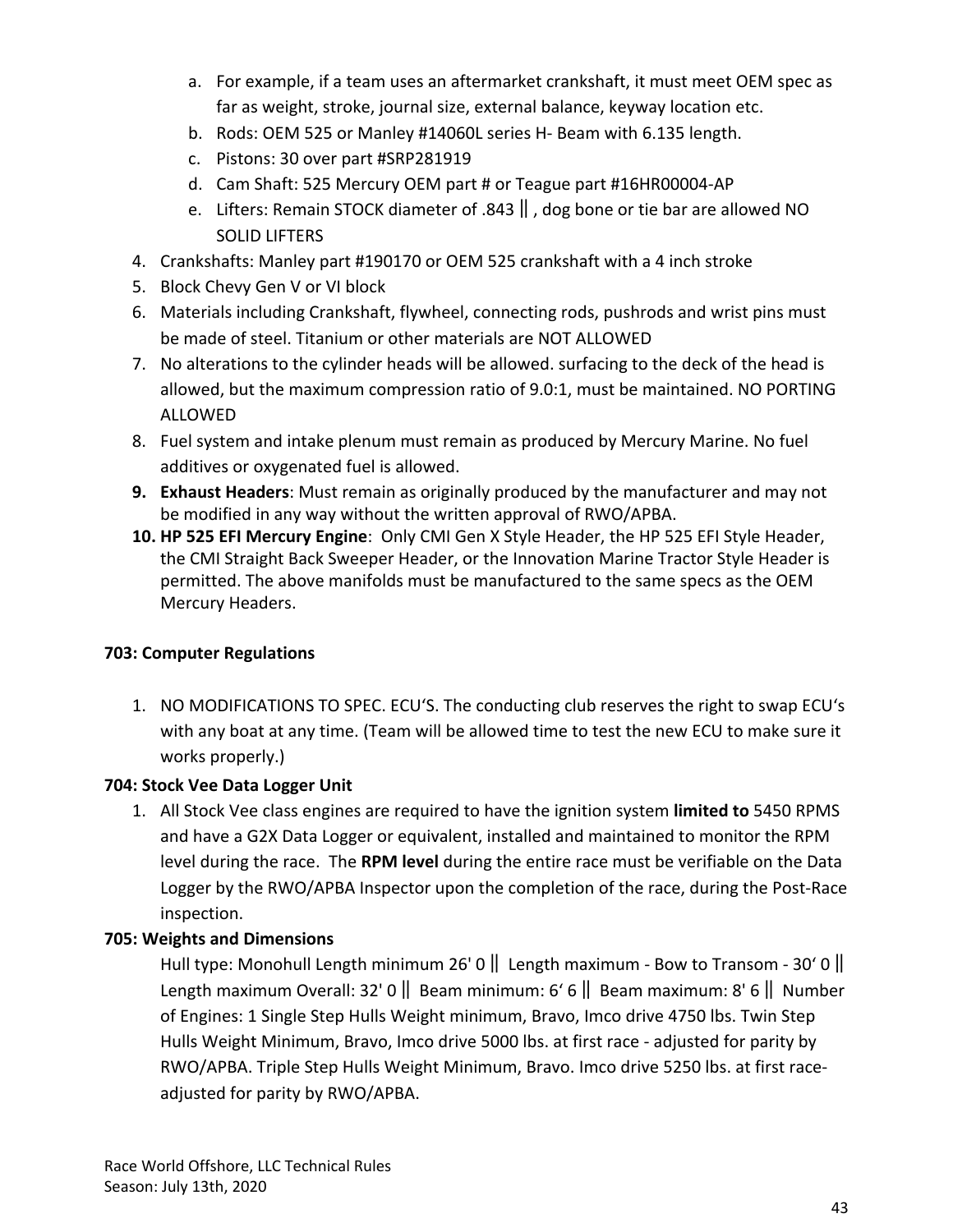a. For example, if a team uses an aftermarket crankshaft, it must meet OEM spec as far as weight, stroke, journal size, external balance, keyway location etc.
b. Rods: OEM 525 or Manley #14060L series H- Beam with 6.135 length.
c. Pistons: 30 over part #SRP281919
d. Cam Shaft: 525 Mercury OEM part # or Teague part #16HR00004-AP
e. Lifters: Remain STOCK diameter of .843 ‖ , dog bone or tie bar are allowed NO SOLID LIFTERS

4. Crankshafts: Manley part #190170 or OEM 525 crankshaft with a 4 inch stroke
5. Block Chevy Gen V or VI block
6. Materials including Crankshaft, flywheel, connecting rods, pushrods and wrist pins must be made of steel. Titanium or other materials are NOT ALLOWED
7. No alterations to the cylinder heads will be allowed. surfacing to the deck of the head is allowed, but the maximum compression ratio of 9.0:1, must be maintained. NO PORTING ALLOWED
8. Fuel system and intake plenum must remain as produced by Mercury Marine. No fuel additives or oxygenated fuel is allowed.
9. **Exhaust Headers**: Must remain as originally produced by the manufacturer and may not be modified in any way without the written approval of RWO/APBA.
10. **HP 525 EFI Mercury Engine**: Only CMI Gen X Style Header, the HP 525 EFI Style Header, the CMI Straight Back Sweeper Header, or the Innovation Marine Tractor Style Header is permitted. The above manifolds must be manufactured to the same specs as the OEM Mercury Headers.

**703: Computer Regulations**

1. NO MODIFICATIONS TO SPEC. ECU'S. The conducting club reserves the right to swap ECU's with any boat at any time. (Team will be allowed time to test the new ECU to make sure it works properly.)

**704: Stock Vee Data Logger Unit**

1. All Stock Vee class engines are required to have the ignition system **limited to** 5450 RPMS and have a G2X Data Logger or equivalent, installed and maintained to monitor the RPM level during the race. The **RPM level** during the entire race must be verifiable on the Data Logger by the RWO/APBA Inspector upon the completion of the race, during the Post-Race inspection.

**705: Weights and Dimensions**

Hull type: Monohull Length minimum 26' 0 ‖ Length maximum - Bow to Transom - 30' 0 ‖ Length maximum Overall: 32' 0 ‖ Beam minimum: 6' 6 ‖ Beam maximum: 8' 6 ‖ Number of Engines: 1 Single Step Hulls Weight minimum, Bravo, Imco drive 4750 lbs. Twin Step Hulls Weight Minimum, Bravo, Imco drive 5000 lbs. at first race - adjusted for parity by RWO/APBA. Triple Step Hulls Weight Minimum, Bravo. Imco drive 5250 lbs. at first race- adjusted for parity by RWO/APBA.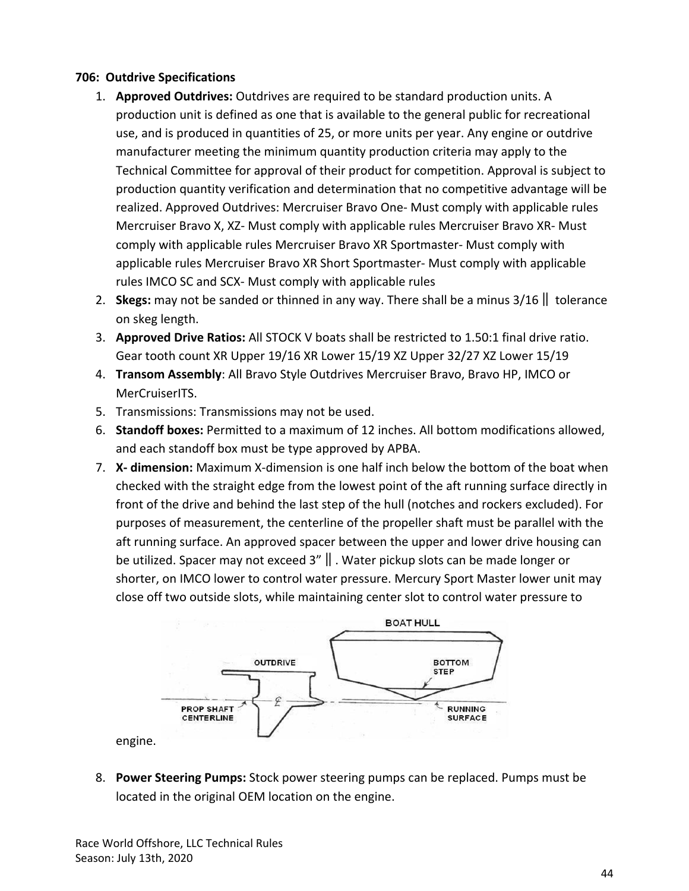**706: Outdrive Specifications**

1. **Approved Outdrives:** Outdrives are required to be standard production units. A production unit is defined as one that is available to the general public for recreational use, and is produced in quantities of 25, or more units per year. Any engine or outdrive manufacturer meeting the minimum quantity production criteria may apply to the Technical Committee for approval of their product for competition. Approval is subject to production quantity verification and determination that no competitive advantage will be realized. Approved Outdrives: Mercruiser Bravo One- Must comply with applicable rules Mercruiser Bravo X, XZ- Must comply with applicable rules Mercruiser Bravo XR- Must comply with applicable rules Mercruiser Bravo XR Sportmaster- Must comply with applicable rules Mercruiser Bravo XR Short Sportmaster- Must comply with applicable rules IMCO SC and SCX- Must comply with applicable rules
2. **Skegs:** may not be sanded or thinned in any way. There shall be a minus 3/16 ‖ tolerance on skeg length.
3. **Approved Drive Ratios:** All STOCK V boats shall be restricted to 1.50:1 final drive ratio. Gear tooth count XR Upper 19/16 XR Lower 15/19 XZ Upper 32/27 XZ Lower 15/19
4. **Transom Assembly**: All Bravo Style Outdrives Mercruiser Bravo, Bravo HP, IMCO or MerCruiserITS.
5. Transmissions: Transmissions may not be used.
6. **Standoff boxes:** Permitted to a maximum of 12 inches. All bottom modifications allowed, and each standoff box must be type approved by APBA.
7. **X- dimension:** Maximum X-dimension is one half inch below the bottom of the boat when checked with the straight edge from the lowest point of the aft running surface directly in front of the drive and behind the last step of the hull (notches and rockers excluded). For purposes of measurement, the centerline of the propeller shaft must be parallel with the aft running surface. An approved spacer between the upper and lower drive housing can be utilized. Spacer may not exceed 3" ‖ . Water pickup slots can be made longer or shorter, on IMCO lower to control water pressure. Mercury Sport Master lower unit may close off two outside slots, while maintaining center slot to control water pressure to engine.

BOAT HULL — OUTDRIVE — BOTTOM STEP — PROP SHAFT CENTERLINE — RUNNING SURFACE

8. **Power Steering Pumps:** Stock power steering pumps can be replaced. Pumps must be located in the original OEM location on the engine.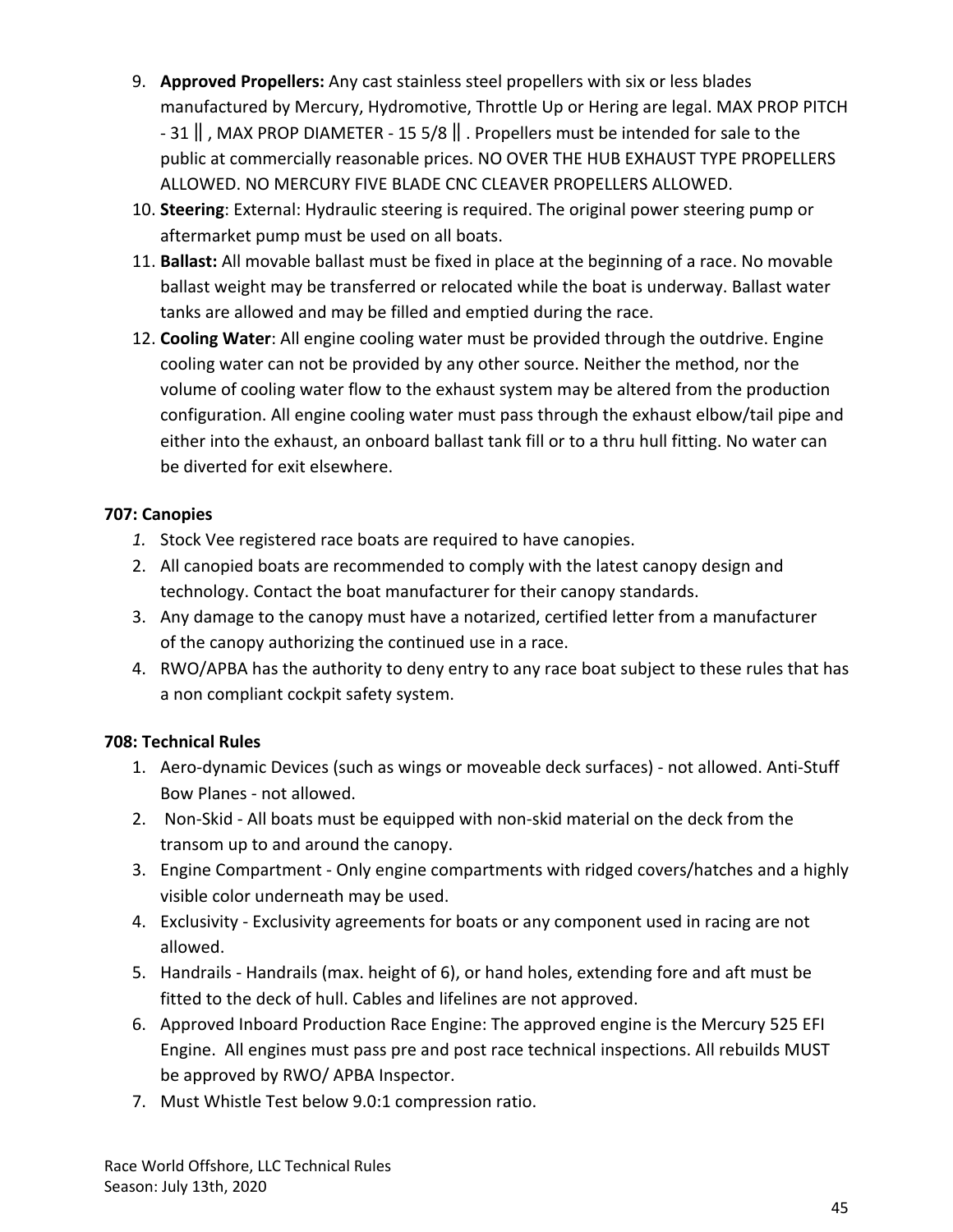9. **Approved Propellers:** Any cast stainless steel propellers with six or less blades manufactured by Mercury, Hydromotive, Throttle Up or Hering are legal. MAX PROP PITCH - 31 ‖ , MAX PROP DIAMETER - 15 5/8 ‖ . Propellers must be intended for sale to the public at commercially reasonable prices. NO OVER THE HUB EXHAUST TYPE PROPELLERS ALLOWED. NO MERCURY FIVE BLADE CNC CLEAVER PROPELLERS ALLOWED.
10. **Steering**: External: Hydraulic steering is required. The original power steering pump or aftermarket pump must be used on all boats.
11. **Ballast:** All movable ballast must be fixed in place at the beginning of a race. No movable ballast weight may be transferred or relocated while the boat is underway. Ballast water tanks are allowed and may be filled and emptied during the race.
12. **Cooling Water**: All engine cooling water must be provided through the outdrive. Engine cooling water can not be provided by any other source. Neither the method, nor the volume of cooling water flow to the exhaust system may be altered from the production configuration. All engine cooling water must pass through the exhaust elbow/tail pipe and either into the exhaust, an onboard ballast tank fill or to a thru hull fitting. No water can be diverted for exit elsewhere.

**707: Canopies**

1. Stock Vee registered race boats are required to have canopies.
2. All canopied boats are recommended to comply with the latest canopy design and technology. Contact the boat manufacturer for their canopy standards.
3. Any damage to the canopy must have a notarized, certified letter from a manufacturer of the canopy authorizing the continued use in a race.
4. RWO/APBA has the authority to deny entry to any race boat subject to these rules that has a non compliant cockpit safety system.

**708: Technical Rules**

1. Aero-dynamic Devices (such as wings or moveable deck surfaces) - not allowed. Anti-Stuff Bow Planes - not allowed.
2. Non-Skid - All boats must be equipped with non-skid material on the deck from the transom up to and around the canopy.
3. Engine Compartment - Only engine compartments with ridged covers/hatches and a highly visible color underneath may be used.
4. Exclusivity - Exclusivity agreements for boats or any component used in racing are not allowed.
5. Handrails - Handrails (max. height of 6), or hand holes, extending fore and aft must be fitted to the deck of hull. Cables and lifelines are not approved.
6. Approved Inboard Production Race Engine: The approved engine is the Mercury 525 EFI Engine. All engines must pass pre and post race technical inspections. All rebuilds MUST be approved by RWO/ APBA Inspector.
7. Must Whistle Test below 9.0:1 compression ratio.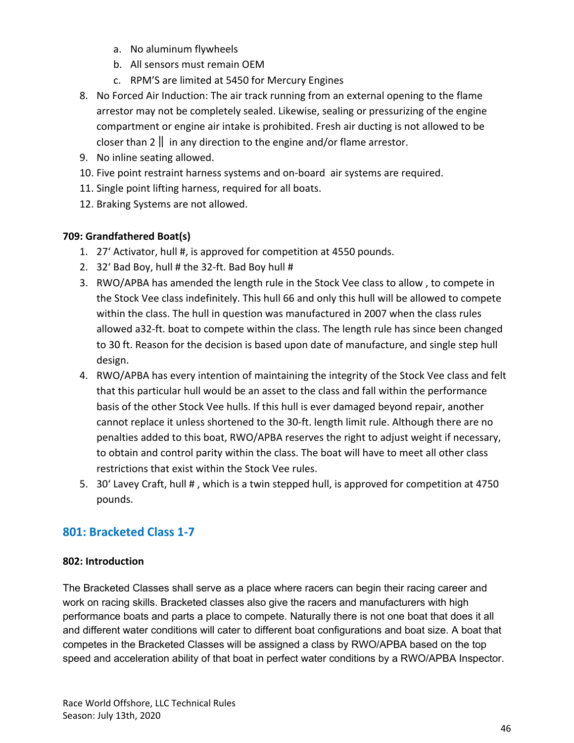a. No aluminum flywheels
   b. All sensors must remain OEM
   c. RPM'S are limited at 5450 for Mercury Engines
8. No Forced Air Induction: The air track running from an external opening to the flame arrestor may not be completely sealed. Likewise, sealing or pressurizing of the engine compartment or engine air intake is prohibited. Fresh air ducting is not allowed to be closer than 2 ‖ in any direction to the engine and/or flame arrestor.
9. No inline seating allowed.
10. Five point restraint harness systems and on-board air systems are required.
11. Single point lifting harness, required for all boats.
12. Braking Systems are not allowed.

**709: Grandfathered Boat(s)**

1. 27' Activator, hull #, is approved for competition at 4550 pounds.
2. 32' Bad Boy, hull # the 32-ft. Bad Boy hull #
3. RWO/APBA has amended the length rule in the Stock Vee class to allow , to compete in the Stock Vee class indefinitely. This hull 66 and only this hull will be allowed to compete within the class. The hull in question was manufactured in 2007 when the class rules allowed a32-ft. boat to compete within the class. The length rule has since been changed to 30 ft. Reason for the decision is based upon date of manufacture, and single step hull design.
4. RWO/APBA has every intention of maintaining the integrity of the Stock Vee class and felt that this particular hull would be an asset to the class and fall within the performance basis of the other Stock Vee hulls. If this hull is ever damaged beyond repair, another cannot replace it unless shortened to the 30-ft. length limit rule. Although there are no penalties added to this boat, RWO/APBA reserves the right to adjust weight if necessary, to obtain and control parity within the class. The boat will have to meet all other class restrictions that exist within the Stock Vee rules.
5. 30' Lavey Craft, hull # , which is a twin stepped hull, is approved for competition at 4750 pounds.

## 801: Bracketed Class 1-7

**802: Introduction**

The Bracketed Classes shall serve as a place where racers can begin their racing career and work on racing skills. Bracketed classes also give the racers and manufacturers with high performance boats and parts a place to compete. Naturally there is not one boat that does it all and different water conditions will cater to different boat configurations and boat size. A boat that competes in the Bracketed Classes will be assigned a class by RWO/APBA based on the top speed and acceleration ability of that boat in perfect water conditions by a RWO/APBA Inspector.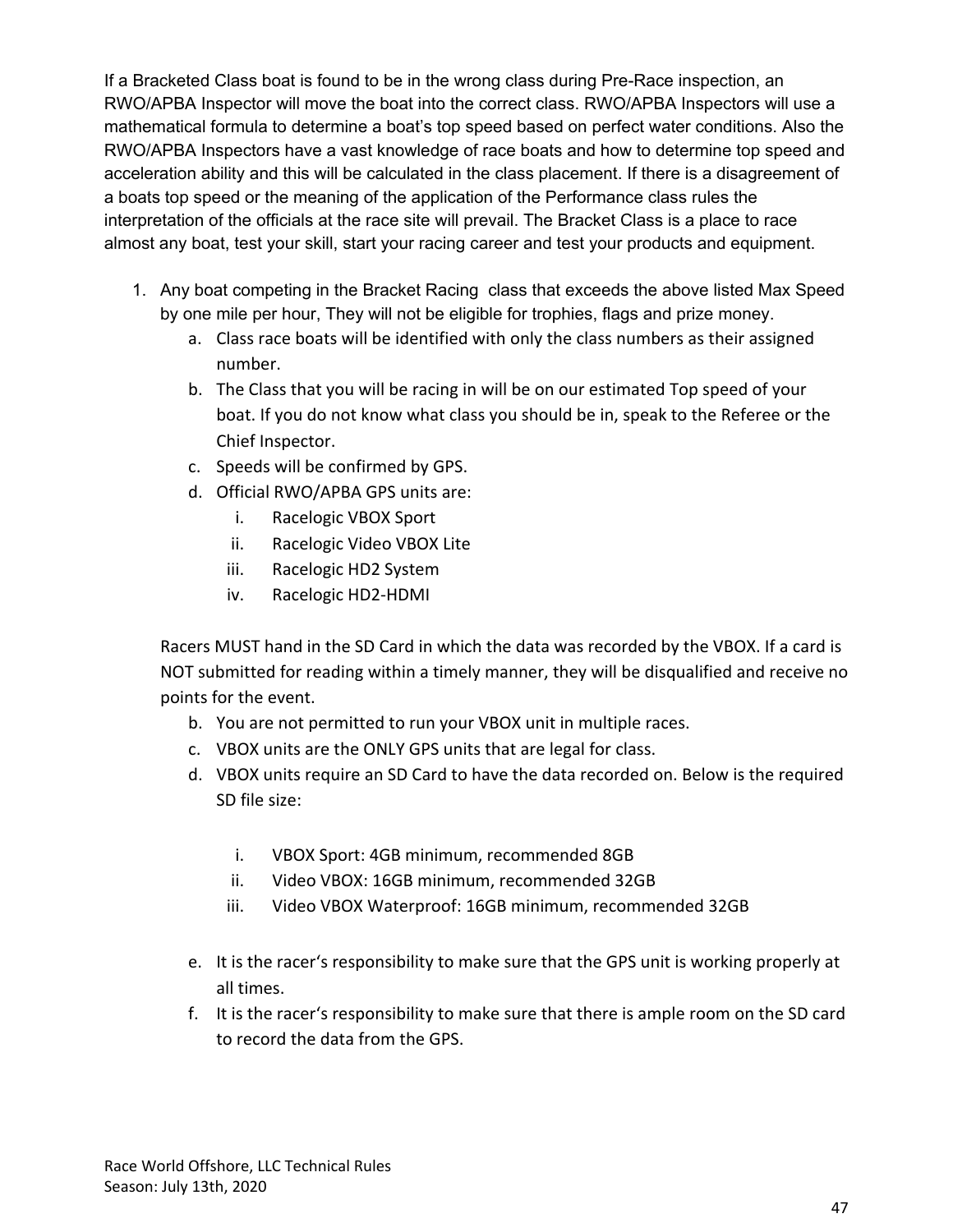If a Bracketed Class boat is found to be in the wrong class during Pre-Race inspection, an RWO/APBA Inspector will move the boat into the correct class. RWO/APBA Inspectors will use a mathematical formula to determine a boat's top speed based on perfect water conditions. Also the RWO/APBA Inspectors have a vast knowledge of race boats and how to determine top speed and acceleration ability and this will be calculated in the class placement. If there is a disagreement of a boats top speed or the meaning of the application of the Performance class rules the interpretation of the officials at the race site will prevail. The Bracket Class is a place to race almost any boat, test your skill, start your racing career and test your products and equipment.

1. Any boat competing in the Bracket Racing class that exceeds the above listed Max Speed by one mile per hour, They will not be eligible for trophies, flags and prize money.
   a. Class race boats will be identified with only the class numbers as their assigned number.
   b. The Class that you will be racing in will be on our estimated Top speed of your boat. If you do not know what class you should be in, speak to the Referee or the Chief Inspector.
   c. Speeds will be confirmed by GPS.
   d. Official RWO/APBA GPS units are:
      i. Racelogic VBOX Sport
      ii. Racelogic Video VBOX Lite
      iii. Racelogic HD2 System
      iv. Racelogic HD2-HDMI

   Racers MUST hand in the SD Card in which the data was recorded by the VBOX. If a card is NOT submitted for reading within a timely manner, they will be disqualified and receive no points for the event.

   b. You are not permitted to run your VBOX unit in multiple races.
   c. VBOX units are the ONLY GPS units that are legal for class.
   d. VBOX units require an SD Card to have the data recorded on. Below is the required SD file size:

      i. VBOX Sport: 4GB minimum, recommended 8GB
      ii. Video VBOX: 16GB minimum, recommended 32GB
      iii. Video VBOX Waterproof: 16GB minimum, recommended 32GB

   e. It is the racer's responsibility to make sure that the GPS unit is working properly at all times.
   f. It is the racer's responsibility to make sure that there is ample room on the SD card to record the data from the GPS.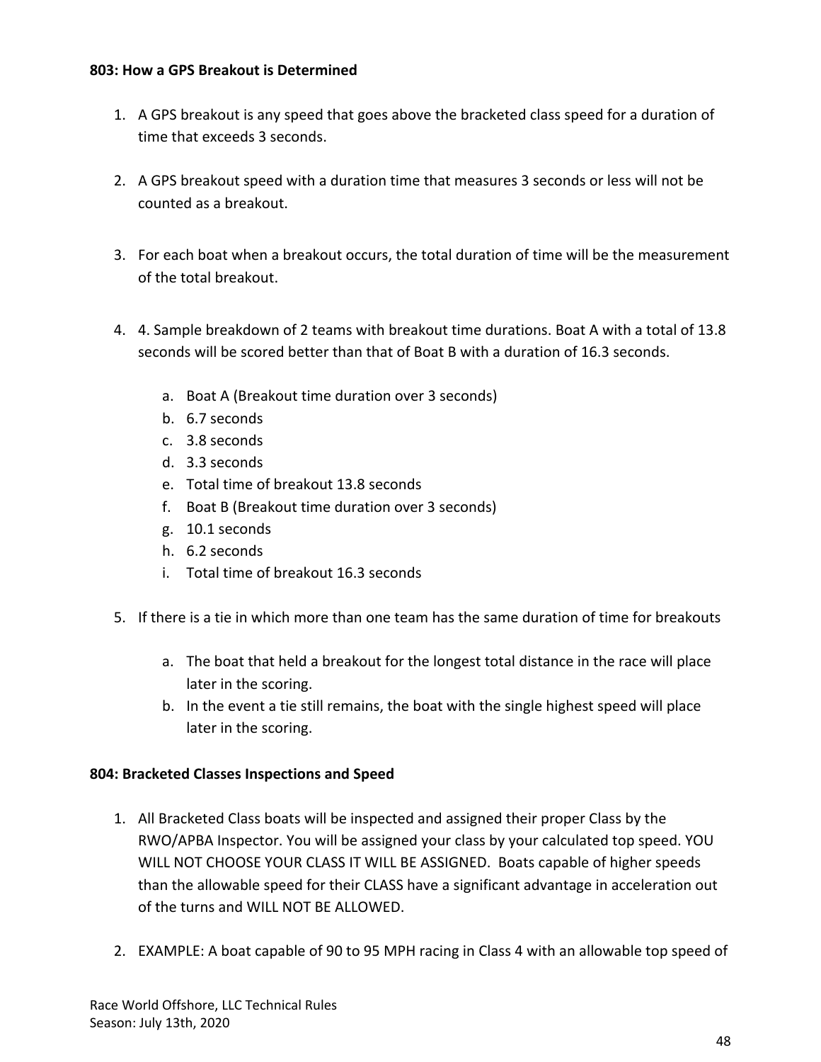**803: How a GPS Breakout is Determined**

1. A GPS breakout is any speed that goes above the bracketed class speed for a duration of time that exceeds 3 seconds.

2. A GPS breakout speed with a duration time that measures 3 seconds or less will not be counted as a breakout.

3. For each boat when a breakout occurs, the total duration of time will be the measurement of the total breakout.

4. 4. Sample breakdown of 2 teams with breakout time durations. Boat A with a total of 13.8 seconds will be scored better than that of Boat B with a duration of 16.3 seconds.

    a. Boat A (Breakout time duration over 3 seconds)
    b. 6.7 seconds
    c. 3.8 seconds
    d. 3.3 seconds
    e. Total time of breakout 13.8 seconds
    f. Boat B (Breakout time duration over 3 seconds)
    g. 10.1 seconds
    h. 6.2 seconds
    i. Total time of breakout 16.3 seconds

5. If there is a tie in which more than one team has the same duration of time for breakouts

    a. The boat that held a breakout for the longest total distance in the race will place later in the scoring.
    b. In the event a tie still remains, the boat with the single highest speed will place later in the scoring.

**804: Bracketed Classes Inspections and Speed**

1. All Bracketed Class boats will be inspected and assigned their proper Class by the RWO/APBA Inspector. You will be assigned your class by your calculated top speed. YOU WILL NOT CHOOSE YOUR CLASS IT WILL BE ASSIGNED. Boats capable of higher speeds than the allowable speed for their CLASS have a significant advantage in acceleration out of the turns and WILL NOT BE ALLOWED.

2. EXAMPLE: A boat capable of 90 to 95 MPH racing in Class 4 with an allowable top speed of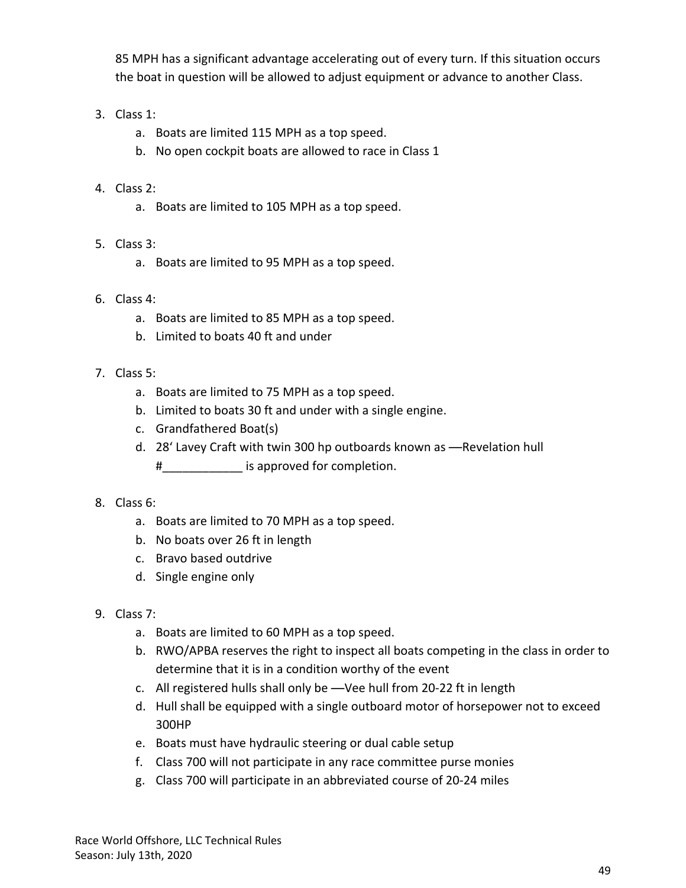85 MPH has a significant advantage accelerating out of every turn. If this situation occurs the boat in question will be allowed to adjust equipment or advance to another Class.

3. Class 1:
   a. Boats are limited 115 MPH as a top speed.
   b. No open cockpit boats are allowed to race in Class 1

4. Class 2:
   a. Boats are limited to 105 MPH as a top speed.

5. Class 3:
   a. Boats are limited to 95 MPH as a top speed.

6. Class 4:
   a. Boats are limited to 85 MPH as a top speed.
   b. Limited to boats 40 ft and under

7. Class 5:
   a. Boats are limited to 75 MPH as a top speed.
   b. Limited to boats 30 ft and under with a single engine.
   c. Grandfathered Boat(s)
   d. 28' Lavey Craft with twin 300 hp outboards known as ―Revelation hull #____________ is approved for completion.

8. Class 6:
   a. Boats are limited to 70 MPH as a top speed.
   b. No boats over 26 ft in length
   c. Bravo based outdrive
   d. Single engine only

9. Class 7:
   a. Boats are limited to 60 MPH as a top speed.
   b. RWO/APBA reserves the right to inspect all boats competing in the class in order to determine that it is in a condition worthy of the event
   c. All registered hulls shall only be ―Vee hull from 20-22 ft in length
   d. Hull shall be equipped with a single outboard motor of horsepower not to exceed 300HP
   e. Boats must have hydraulic steering or dual cable setup
   f. Class 700 will not participate in any race committee purse monies
   g. Class 700 will participate in an abbreviated course of 20-24 miles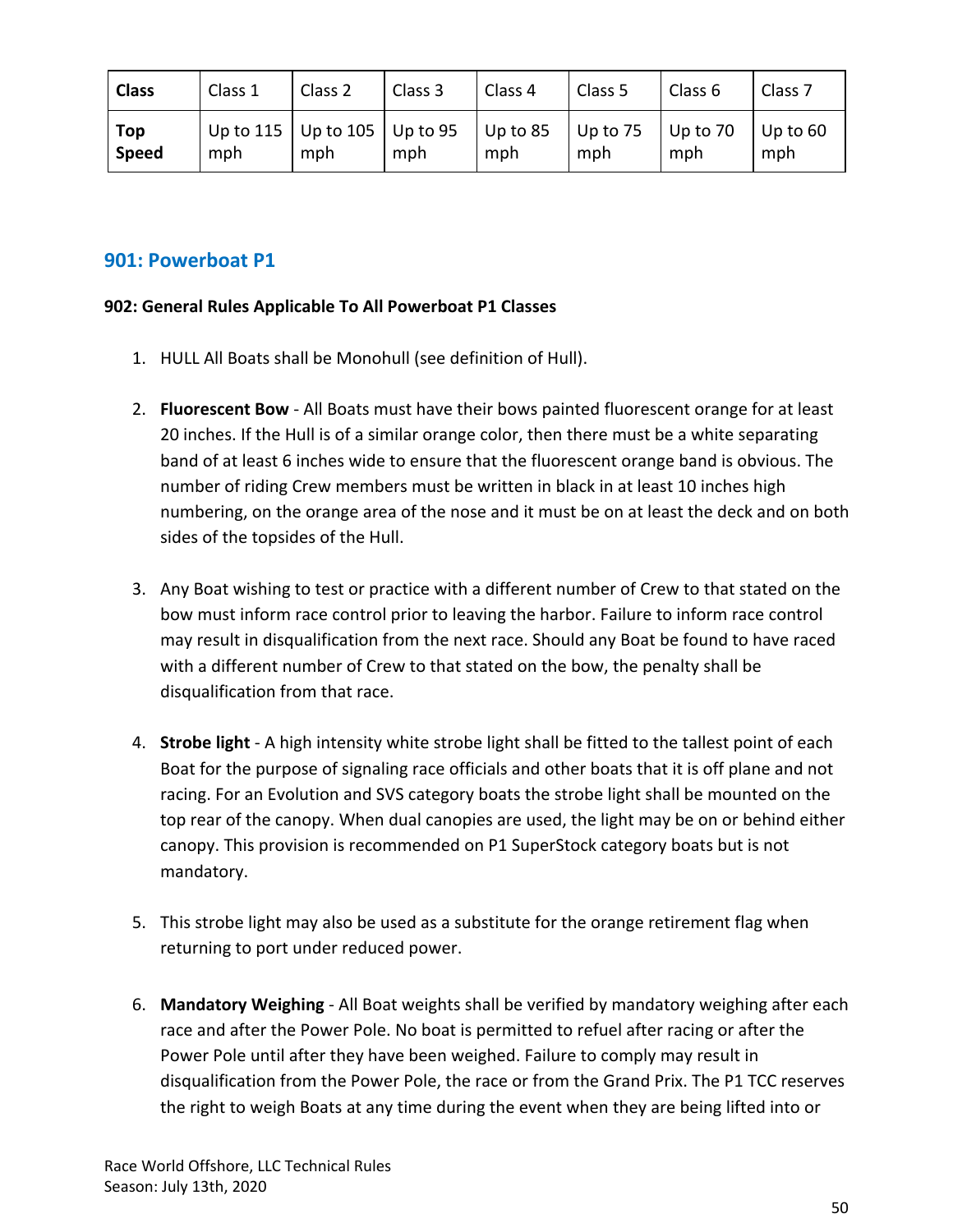| Class | Class 1 | Class 2 | Class 3 | Class 4 | Class 5 | Class 6 | Class 7 |
|---|---|---|---|---|---|---|---|
| **Top Speed** | Up to 115 mph | Up to 105 mph | Up to 95 mph | Up to 85 mph | Up to 75 mph | Up to 70 mph | Up to 60 mph |

## 901: Powerboat P1

**902: General Rules Applicable To All Powerboat P1 Classes**

1. HULL All Boats shall be Monohull (see definition of Hull).

2. **Fluorescent Bow** - All Boats must have their bows painted fluorescent orange for at least 20 inches. If the Hull is of a similar orange color, then there must be a white separating band of at least 6 inches wide to ensure that the fluorescent orange band is obvious. The number of riding Crew members must be written in black in at least 10 inches high numbering, on the orange area of the nose and it must be on at least the deck and on both sides of the topsides of the Hull.

3. Any Boat wishing to test or practice with a different number of Crew to that stated on the bow must inform race control prior to leaving the harbor. Failure to inform race control may result in disqualification from the next race. Should any Boat be found to have raced with a different number of Crew to that stated on the bow, the penalty shall be disqualification from that race.

4. **Strobe light** - A high intensity white strobe light shall be fitted to the tallest point of each Boat for the purpose of signaling race officials and other boats that it is off plane and not racing. For an Evolution and SVS category boats the strobe light shall be mounted on the top rear of the canopy. When dual canopies are used, the light may be on or behind either canopy. This provision is recommended on P1 SuperStock category boats but is not mandatory.

5. This strobe light may also be used as a substitute for the orange retirement flag when returning to port under reduced power.

6. **Mandatory Weighing** - All Boat weights shall be verified by mandatory weighing after each race and after the Power Pole. No boat is permitted to refuel after racing or after the Power Pole until after they have been weighed. Failure to comply may result in disqualification from the Power Pole, the race or from the Grand Prix. The P1 TCC reserves the right to weigh Boats at any time during the event when they are being lifted into or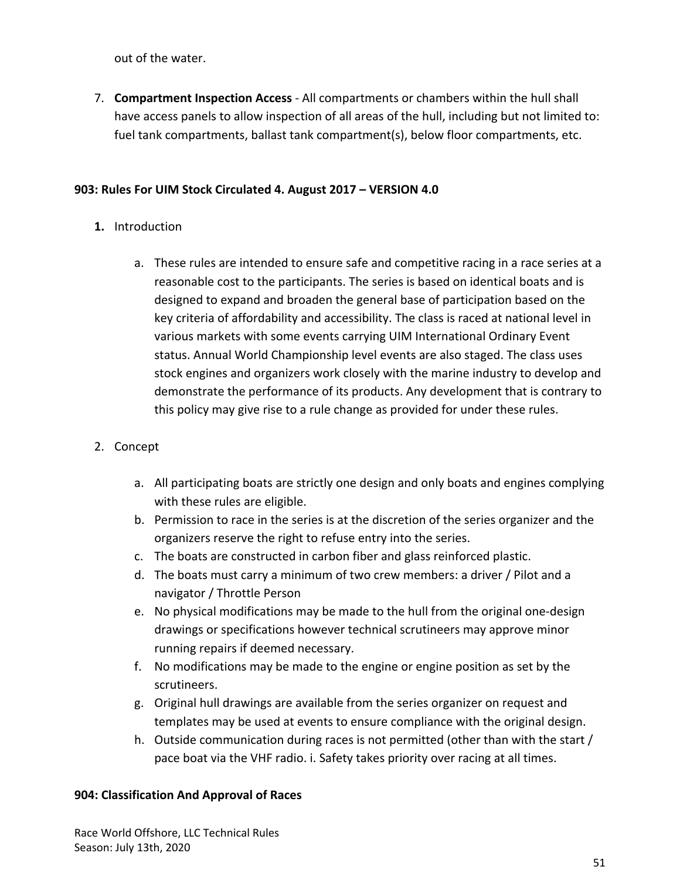out of the water.

7. **Compartment Inspection Access** - All compartments or chambers within the hull shall have access panels to allow inspection of all areas of the hull, including but not limited to: fuel tank compartments, ballast tank compartment(s), below floor compartments, etc.

**903: Rules For UIM Stock Circulated 4. August 2017 – VERSION 4.0**

1. Introduction

    a. These rules are intended to ensure safe and competitive racing in a race series at a reasonable cost to the participants. The series is based on identical boats and is designed to expand and broaden the general base of participation based on the key criteria of affordability and accessibility. The class is raced at national level in various markets with some events carrying UIM International Ordinary Event status. Annual World Championship level events are also staged. The class uses stock engines and organizers work closely with the marine industry to develop and demonstrate the performance of its products. Any development that is contrary to this policy may give rise to a rule change as provided for under these rules.

2. Concept

    a. All participating boats are strictly one design and only boats and engines complying with these rules are eligible.
    b. Permission to race in the series is at the discretion of the series organizer and the organizers reserve the right to refuse entry into the series.
    c. The boats are constructed in carbon fiber and glass reinforced plastic.
    d. The boats must carry a minimum of two crew members: a driver / Pilot and a navigator / Throttle Person
    e. No physical modifications may be made to the hull from the original one-design drawings or specifications however technical scrutineers may approve minor running repairs if deemed necessary.
    f. No modifications may be made to the engine or engine position as set by the scrutineers.
    g. Original hull drawings are available from the series organizer on request and templates may be used at events to ensure compliance with the original design.
    h. Outside communication during races is not permitted (other than with the start / pace boat via the VHF radio. i. Safety takes priority over racing at all times.

**904: Classification And Approval of Races**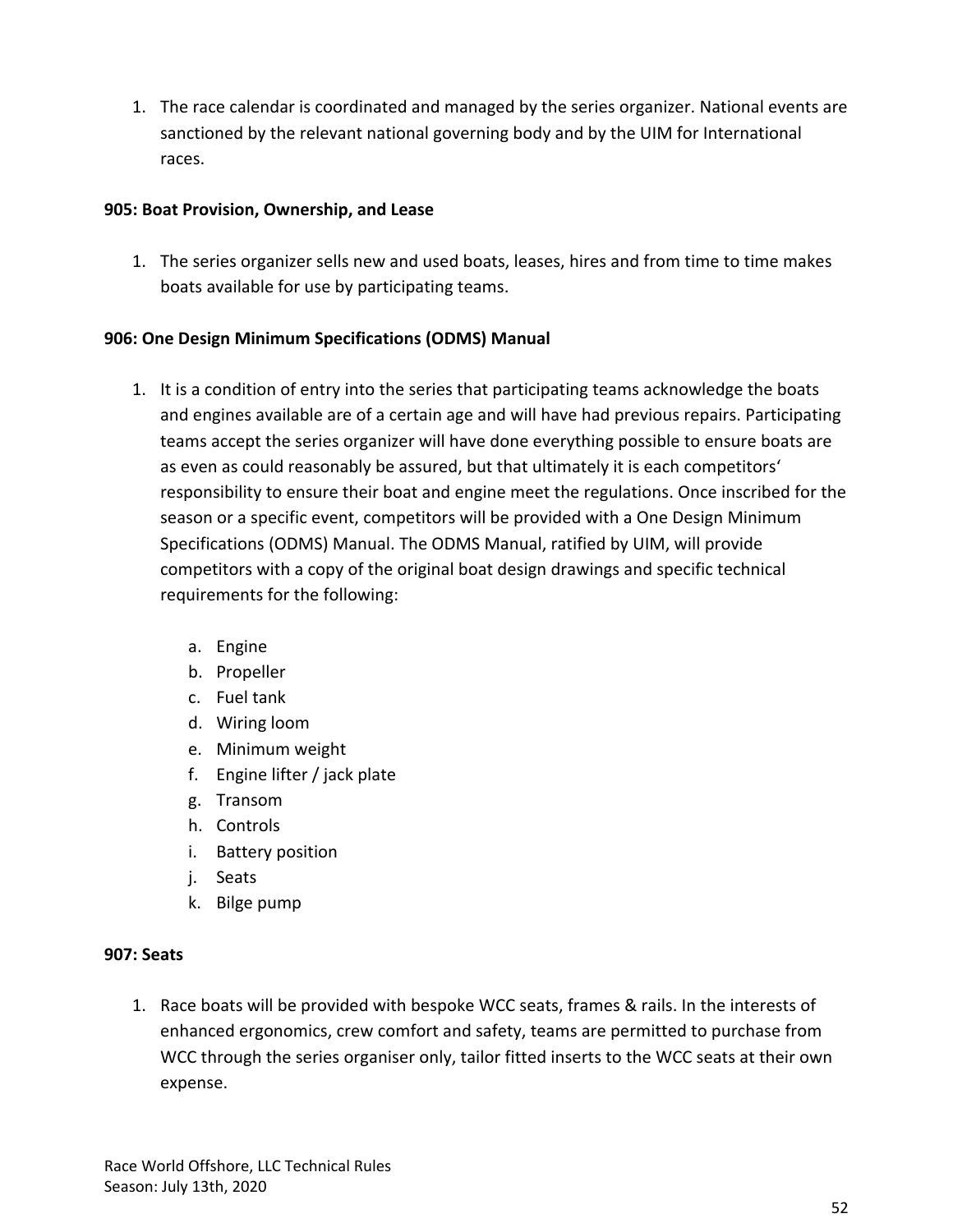1. The race calendar is coordinated and managed by the series organizer. National events are sanctioned by the relevant national governing body and by the UIM for International races.

**905: Boat Provision, Ownership, and Lease**

1. The series organizer sells new and used boats, leases, hires and from time to time makes boats available for use by participating teams.

**906: One Design Minimum Specifications (ODMS) Manual**

1. It is a condition of entry into the series that participating teams acknowledge the boats and engines available are of a certain age and will have had previous repairs. Participating teams accept the series organizer will have done everything possible to ensure boats are as even as could reasonably be assured, but that ultimately it is each competitors' responsibility to ensure their boat and engine meet the regulations. Once inscribed for the season or a specific event, competitors will be provided with a One Design Minimum Specifications (ODMS) Manual. The ODMS Manual, ratified by UIM, will provide competitors with a copy of the original boat design drawings and specific technical requirements for the following:

    a. Engine
    b. Propeller
    c. Fuel tank
    d. Wiring loom
    e. Minimum weight
    f. Engine lifter / jack plate
    g. Transom
    h. Controls
    i. Battery position
    j. Seats
    k. Bilge pump

**907: Seats**

1. Race boats will be provided with bespoke WCC seats, frames & rails. In the interests of enhanced ergonomics, crew comfort and safety, teams are permitted to purchase from WCC through the series organiser only, tailor fitted inserts to the WCC seats at their own expense.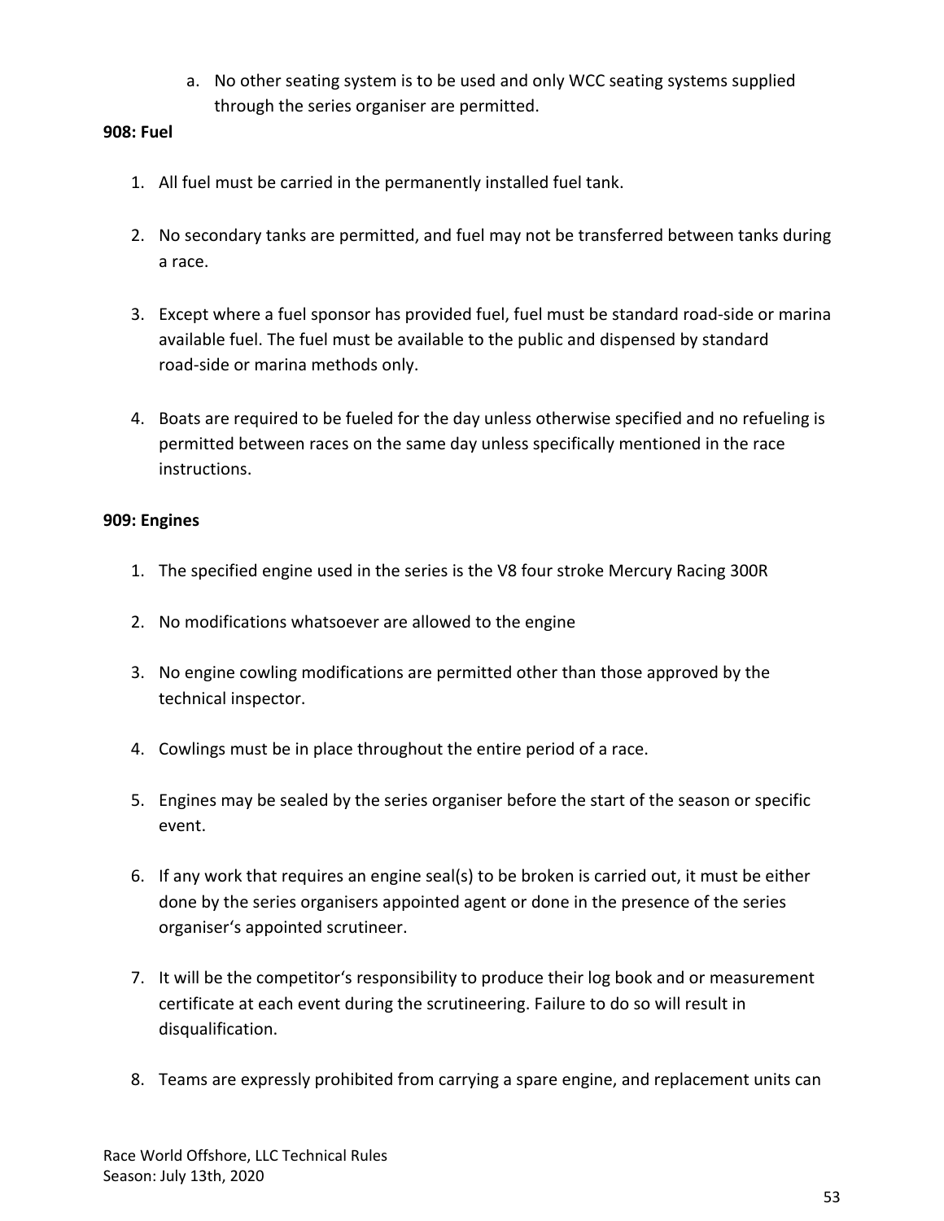a. No other seating system is to be used and only WCC seating systems supplied through the series organiser are permitted.

**908: Fuel**

1. All fuel must be carried in the permanently installed fuel tank.

2. No secondary tanks are permitted, and fuel may not be transferred between tanks during a race.

3. Except where a fuel sponsor has provided fuel, fuel must be standard road-side or marina available fuel. The fuel must be available to the public and dispensed by standard road-side or marina methods only.

4. Boats are required to be fueled for the day unless otherwise specified and no refueling is permitted between races on the same day unless specifically mentioned in the race instructions.

**909: Engines**

1. The specified engine used in the series is the V8 four stroke Mercury Racing 300R

2. No modifications whatsoever are allowed to the engine

3. No engine cowling modifications are permitted other than those approved by the technical inspector.

4. Cowlings must be in place throughout the entire period of a race.

5. Engines may be sealed by the series organiser before the start of the season or specific event.

6. If any work that requires an engine seal(s) to be broken is carried out, it must be either done by the series organisers appointed agent or done in the presence of the series organiser's appointed scrutineer.

7. It will be the competitor's responsibility to produce their log book and or measurement certificate at each event during the scrutineering. Failure to do so will result in disqualification.

8. Teams are expressly prohibited from carrying a spare engine, and replacement units can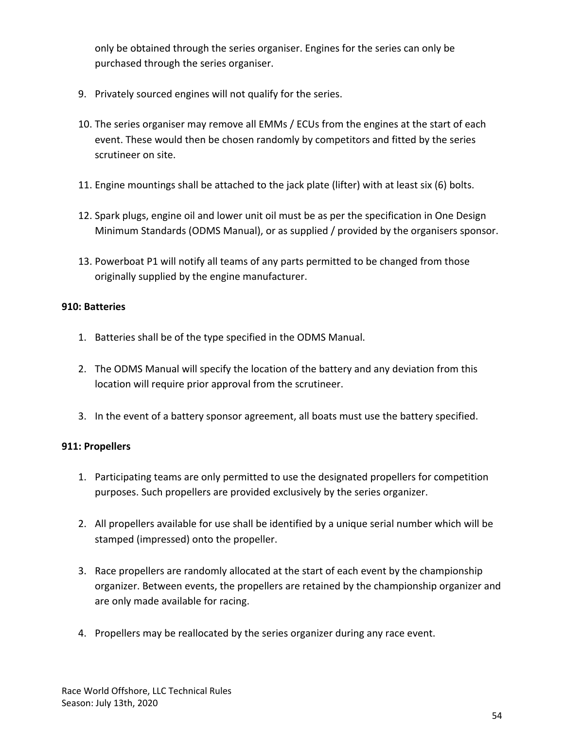only be obtained through the series organiser. Engines for the series can only be purchased through the series organiser.

9. Privately sourced engines will not qualify for the series.

10. The series organiser may remove all EMMs / ECUs from the engines at the start of each event. These would then be chosen randomly by competitors and fitted by the series scrutineer on site.

11. Engine mountings shall be attached to the jack plate (lifter) with at least six (6) bolts.

12. Spark plugs, engine oil and lower unit oil must be as per the specification in One Design Minimum Standards (ODMS Manual), or as supplied / provided by the organisers sponsor.

13. Powerboat P1 will notify all teams of any parts permitted to be changed from those originally supplied by the engine manufacturer.

**910: Batteries**

1. Batteries shall be of the type specified in the ODMS Manual.

2. The ODMS Manual will specify the location of the battery and any deviation from this location will require prior approval from the scrutineer.

3. In the event of a battery sponsor agreement, all boats must use the battery specified.

**911: Propellers**

1. Participating teams are only permitted to use the designated propellers for competition purposes. Such propellers are provided exclusively by the series organizer.

2. All propellers available for use shall be identified by a unique serial number which will be stamped (impressed) onto the propeller.

3. Race propellers are randomly allocated at the start of each event by the championship organizer. Between events, the propellers are retained by the championship organizer and are only made available for racing.

4. Propellers may be reallocated by the series organizer during any race event.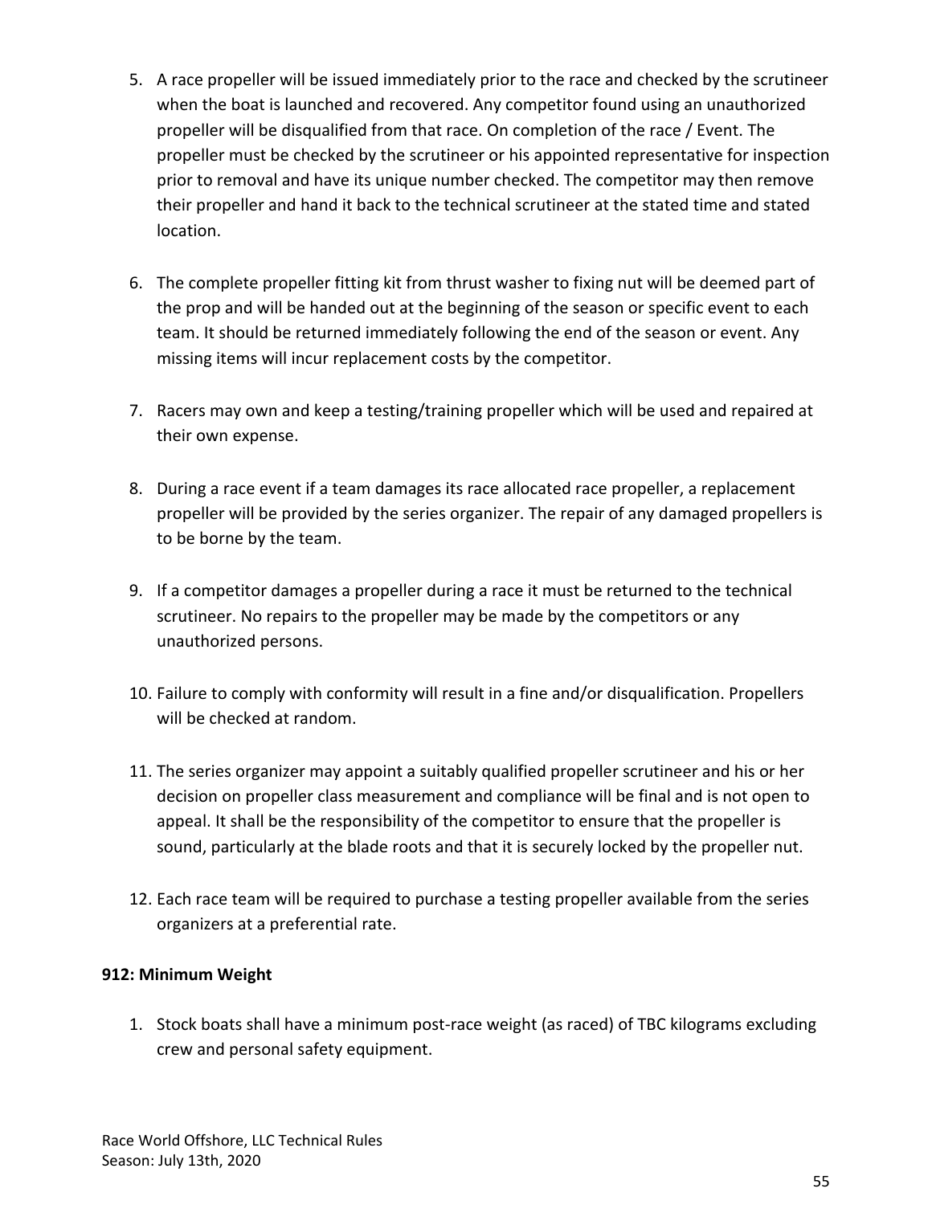5. A race propeller will be issued immediately prior to the race and checked by the scrutineer when the boat is launched and recovered. Any competitor found using an unauthorized propeller will be disqualified from that race. On completion of the race / Event. The propeller must be checked by the scrutineer or his appointed representative for inspection prior to removal and have its unique number checked. The competitor may then remove their propeller and hand it back to the technical scrutineer at the stated time and stated location.

6. The complete propeller fitting kit from thrust washer to fixing nut will be deemed part of the prop and will be handed out at the beginning of the season or specific event to each team. It should be returned immediately following the end of the season or event. Any missing items will incur replacement costs by the competitor.

7. Racers may own and keep a testing/training propeller which will be used and repaired at their own expense.

8. During a race event if a team damages its race allocated race propeller, a replacement propeller will be provided by the series organizer. The repair of any damaged propellers is to be borne by the team.

9. If a competitor damages a propeller during a race it must be returned to the technical scrutineer. No repairs to the propeller may be made by the competitors or any unauthorized persons.

10. Failure to comply with conformity will result in a fine and/or disqualification. Propellers will be checked at random.

11. The series organizer may appoint a suitably qualified propeller scrutineer and his or her decision on propeller class measurement and compliance will be final and is not open to appeal. It shall be the responsibility of the competitor to ensure that the propeller is sound, particularly at the blade roots and that it is securely locked by the propeller nut.

12. Each race team will be required to purchase a testing propeller available from the series organizers at a preferential rate.

**912: Minimum Weight**

1. Stock boats shall have a minimum post-race weight (as raced) of TBC kilograms excluding crew and personal safety equipment.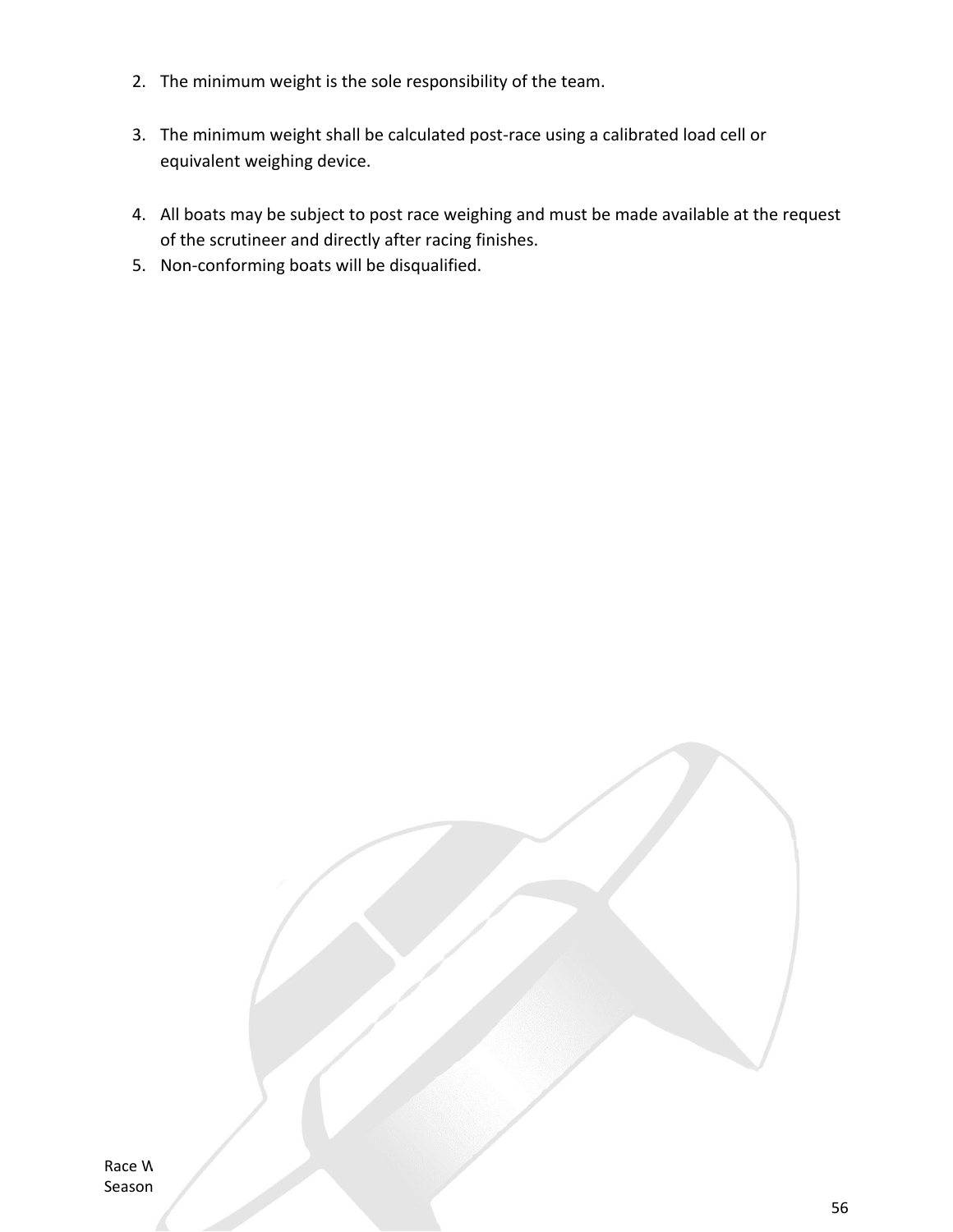2. The minimum weight is the sole responsibility of the team.

3. The minimum weight shall be calculated post-race using a calibrated load cell or equivalent weighing device.

4. All boats may be subject to post race weighing and must be made available at the request of the scrutineer and directly after racing finishes.
5. Non-conforming boats will be disqualified.